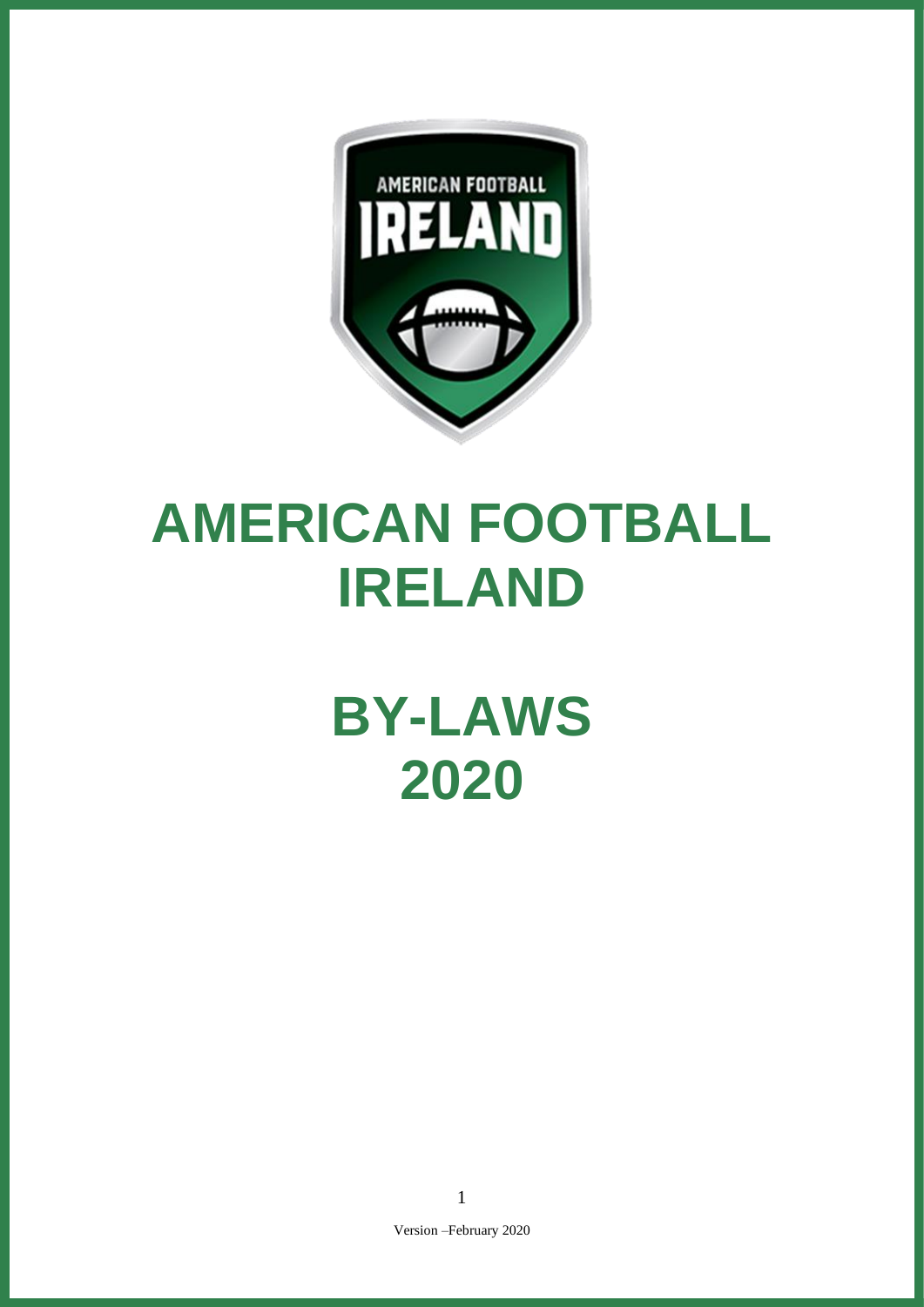# AMERICAN FOOTBALL IRELAND

# BY-LAWS 2020

Version –February 2020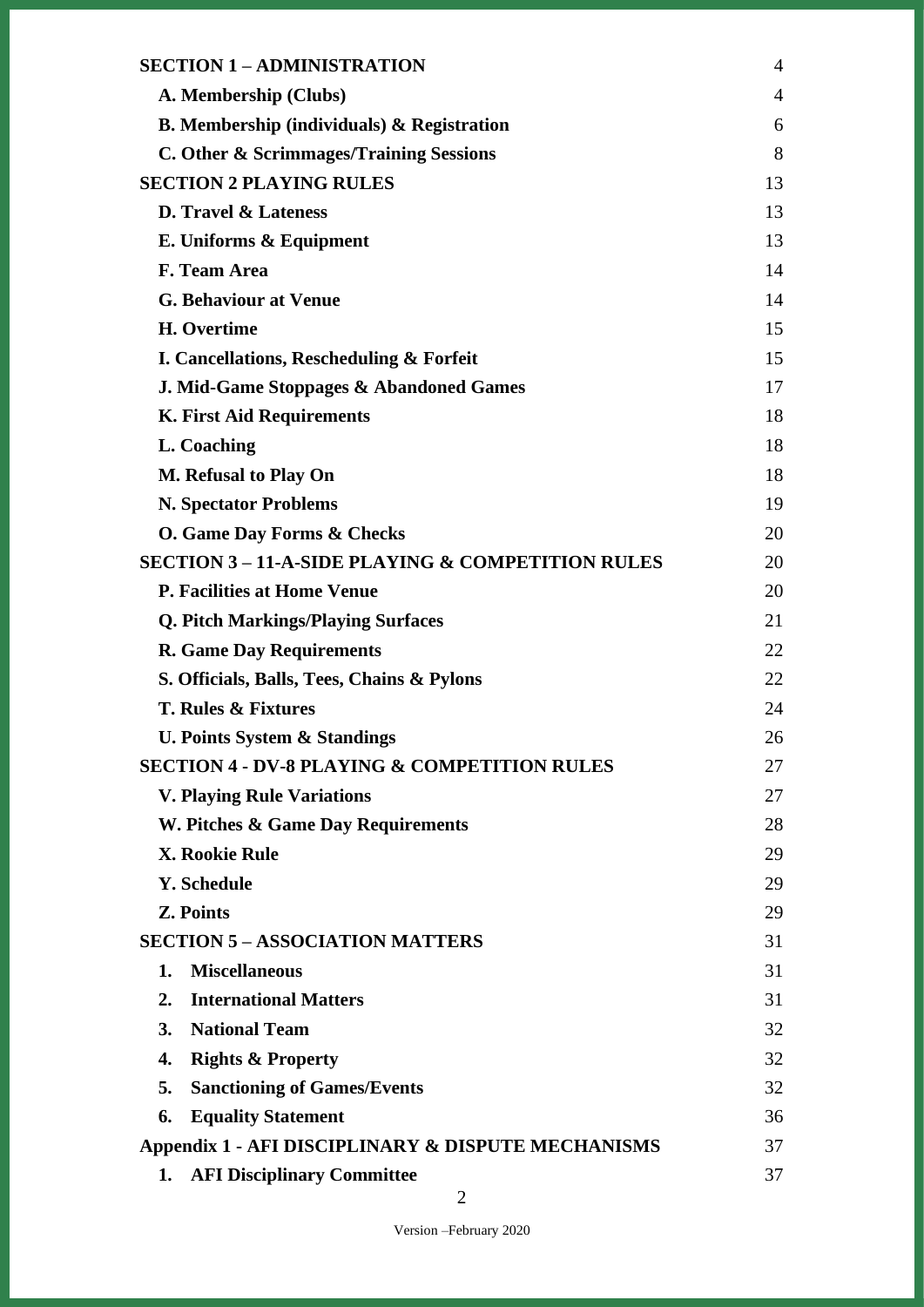| | |
|---|---|
| **SECTION 1 – ADMINISTRATION** | 4 |
| **A. Membership (Clubs)** | 4 |
| **B. Membership (individuals) & Registration** | 6 |
| **C. Other & Scrimmages/Training Sessions** | 8 |
| **SECTION 2 PLAYING RULES** | 13 |
| **D. Travel & Lateness** | 13 |
| **E. Uniforms & Equipment** | 13 |
| **F. Team Area** | 14 |
| **G. Behaviour at Venue** | 14 |
| **H. Overtime** | 15 |
| **I. Cancellations, Rescheduling & Forfeit** | 15 |
| **J. Mid-Game Stoppages & Abandoned Games** | 17 |
| **K. First Aid Requirements** | 18 |
| **L. Coaching** | 18 |
| **M. Refusal to Play On** | 18 |
| **N. Spectator Problems** | 19 |
| **O. Game Day Forms & Checks** | 20 |
| **SECTION 3 – 11-A-SIDE PLAYING & COMPETITION RULES** | 20 |
| **P. Facilities at Home Venue** | 20 |
| **Q. Pitch Markings/Playing Surfaces** | 21 |
| **R. Game Day Requirements** | 22 |
| **S. Officials, Balls, Tees, Chains & Pylons** | 22 |
| **T. Rules & Fixtures** | 24 |
| **U. Points System & Standings** | 26 |
| **SECTION 4 - DV-8 PLAYING & COMPETITION RULES** | 27 |
| **V. Playing Rule Variations** | 27 |
| **W. Pitches & Game Day Requirements** | 28 |
| **X. Rookie Rule** | 29 |
| **Y. Schedule** | 29 |
| **Z. Points** | 29 |
| **SECTION 5 – ASSOCIATION MATTERS** | 31 |
| **1. Miscellaneous** | 31 |
| **2. International Matters** | 31 |
| **3. National Team** | 32 |
| **4. Rights & Property** | 32 |
| **5. Sanctioning of Games/Events** | 32 |
| **6. Equality Statement** | 36 |
| **Appendix 1 - AFI DISCIPLINARY & DISPUTE MECHANISMS** | 37 |
| **1. AFI Disciplinary Committee** | 37 |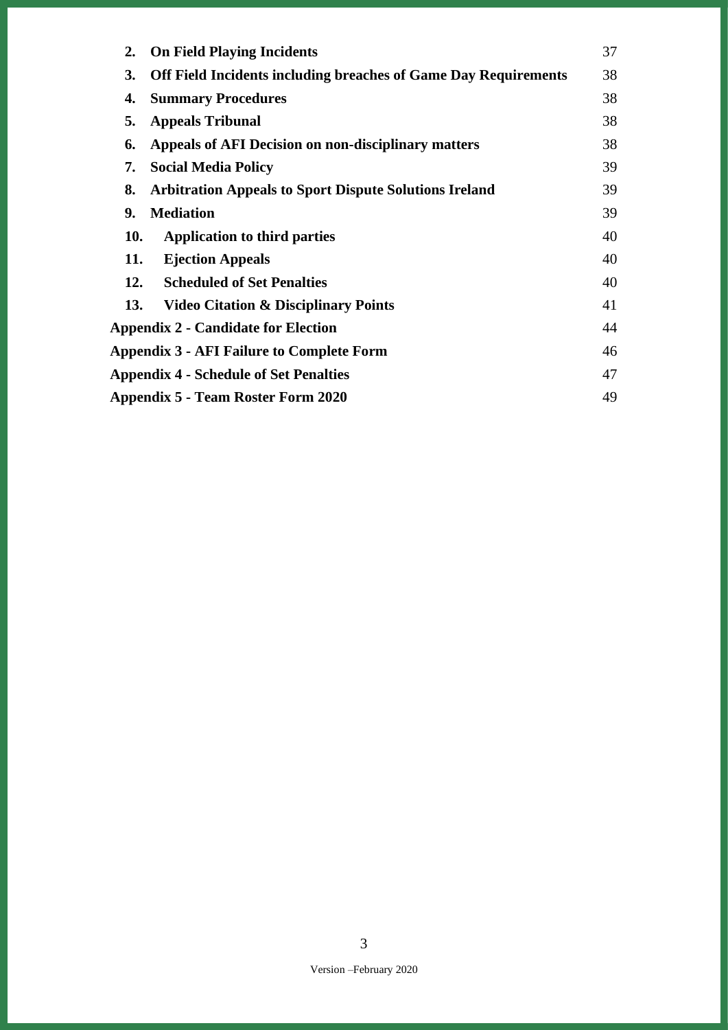| | | |
|---|---|---|
| **2.** | **On Field Playing Incidents** | 37 |
| **3.** | **Off Field Incidents including breaches of Game Day Requirements** | 38 |
| **4.** | **Summary Procedures** | 38 |
| **5.** | **Appeals Tribunal** | 38 |
| **6.** | **Appeals of AFI Decision on non-disciplinary matters** | 38 |
| **7.** | **Social Media Policy** | 39 |
| **8.** | **Arbitration Appeals to Sport Dispute Solutions Ireland** | 39 |
| **9.** | **Mediation** | 39 |
| **10.** | **Application to third parties** | 40 |
| **11.** | **Ejection Appeals** | 40 |
| **12.** | **Scheduled of Set Penalties** | 40 |
| **13.** | **Video Citation & Disciplinary Points** | 41 |
| **Appendix 2 - Candidate for Election** | | 44 |
| **Appendix 3 - AFI Failure to Complete Form** | | 46 |
| **Appendix 4 - Schedule of Set Penalties** | | 47 |
| **Appendix 5 - Team Roster Form 2020** | | 49 |

Version –February 2020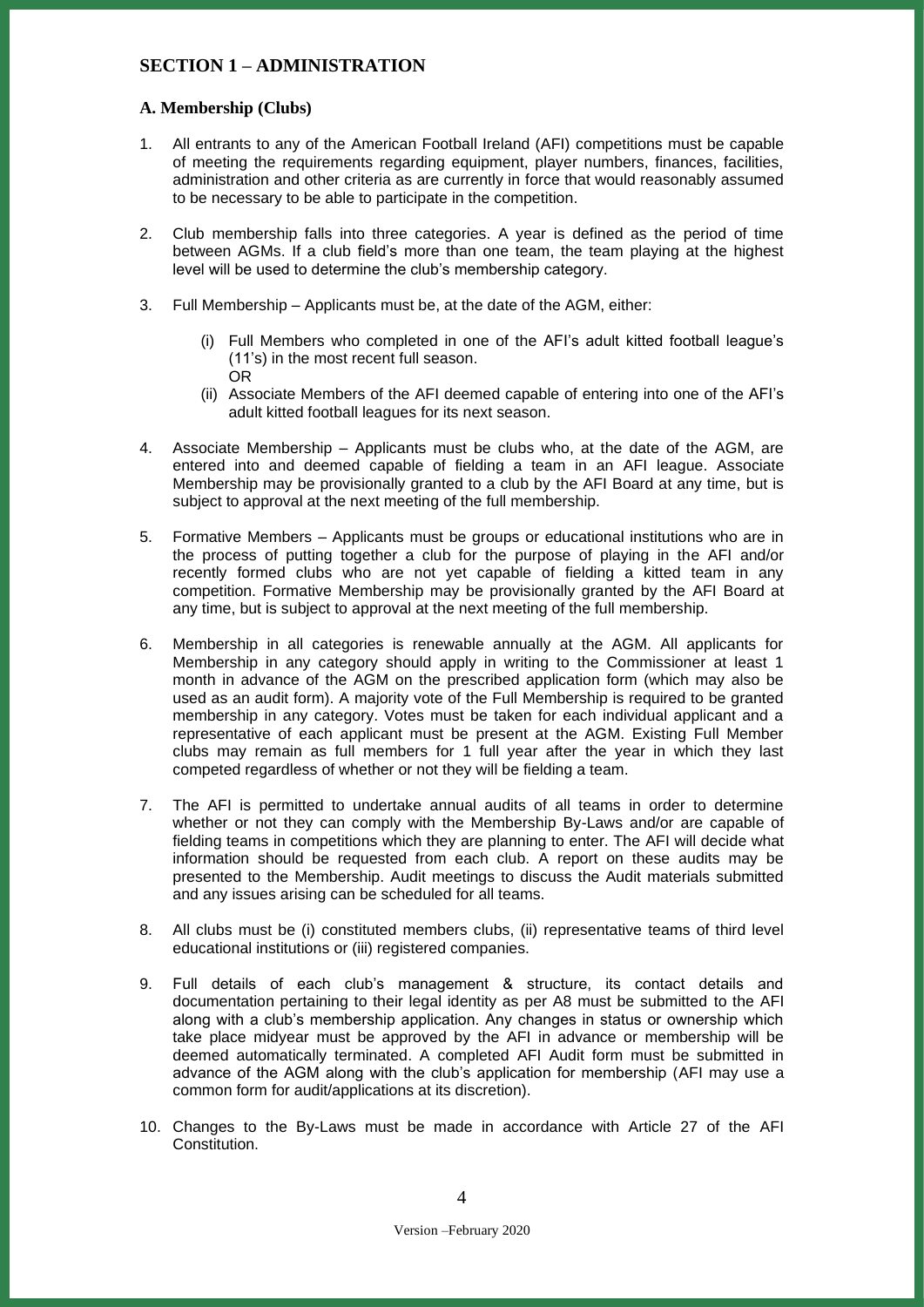## SECTION 1 – ADMINISTRATION

### A. Membership (Clubs)

1. All entrants to any of the American Football Ireland (AFI) competitions must be capable of meeting the requirements regarding equipment, player numbers, finances, facilities, administration and other criteria as are currently in force that would reasonably assumed to be necessary to be able to participate in the competition.

2. Club membership falls into three categories. A year is defined as the period of time between AGMs. If a club field's more than one team, the team playing at the highest level will be used to determine the club's membership category.

3. Full Membership – Applicants must be, at the date of the AGM, either:

   (i) Full Members who completed in one of the AFI's adult kitted football league's (11's) in the most recent full season.
   OR
   (ii) Associate Members of the AFI deemed capable of entering into one of the AFI's adult kitted football leagues for its next season.

4. Associate Membership – Applicants must be clubs who, at the date of the AGM, are entered into and deemed capable of fielding a team in an AFI league. Associate Membership may be provisionally granted to a club by the AFI Board at any time, but is subject to approval at the next meeting of the full membership.

5. Formative Members – Applicants must be groups or educational institutions who are in the process of putting together a club for the purpose of playing in the AFI and/or recently formed clubs who are not yet capable of fielding a kitted team in any competition. Formative Membership may be provisionally granted by the AFI Board at any time, but is subject to approval at the next meeting of the full membership.

6. Membership in all categories is renewable annually at the AGM. All applicants for Membership in any category should apply in writing to the Commissioner at least 1 month in advance of the AGM on the prescribed application form (which may also be used as an audit form). A majority vote of the Full Membership is required to be granted membership in any category. Votes must be taken for each individual applicant and a representative of each applicant must be present at the AGM. Existing Full Member clubs may remain as full members for 1 full year after the year in which they last competed regardless of whether or not they will be fielding a team.

7. The AFI is permitted to undertake annual audits of all teams in order to determine whether or not they can comply with the Membership By-Laws and/or are capable of fielding teams in competitions which they are planning to enter. The AFI will decide what information should be requested from each club. A report on these audits may be presented to the Membership. Audit meetings to discuss the Audit materials submitted and any issues arising can be scheduled for all teams.

8. All clubs must be (i) constituted members clubs, (ii) representative teams of third level educational institutions or (iii) registered companies.

9. Full details of each club's management & structure, its contact details and documentation pertaining to their legal identity as per A8 must be submitted to the AFI along with a club's membership application. Any changes in status or ownership which take place midyear must be approved by the AFI in advance or membership will be deemed automatically terminated. A completed AFI Audit form must be submitted in advance of the AGM along with the club's application for membership (AFI may use a common form for audit/applications at its discretion).

10. Changes to the By-Laws must be made in accordance with Article 27 of the AFI Constitution.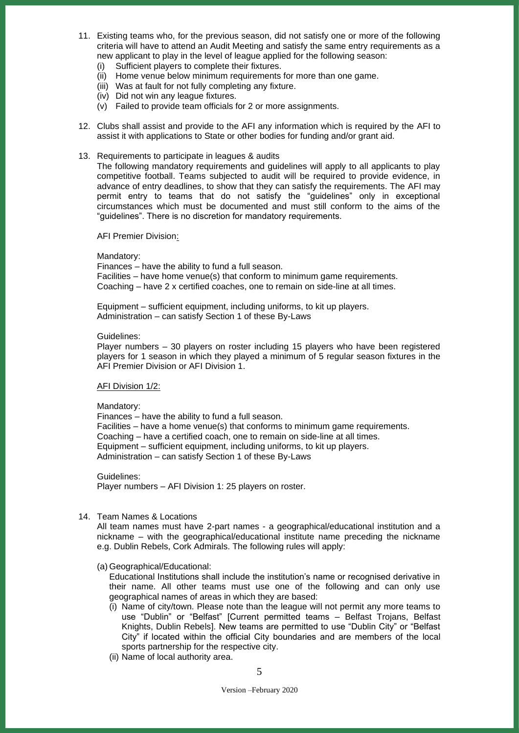11. Existing teams who, for the previous season, did not satisfy one or more of the following criteria will have to attend an Audit Meeting and satisfy the same entry requirements as a new applicant to play in the level of league applied for the following season:
    (i) Sufficient players to complete their fixtures.
    (ii) Home venue below minimum requirements for more than one game.
    (iii) Was at fault for not fully completing any fixture.
    (iv) Did not win any league fixtures.
    (v) Failed to provide team officials for 2 or more assignments.

12. Clubs shall assist and provide to the AFI any information which is required by the AFI to assist it with applications to State or other bodies for funding and/or grant aid.

13. Requirements to participate in leagues & audits

    The following mandatory requirements and guidelines will apply to all applicants to play competitive football. Teams subjected to audit will be required to provide evidence, in advance of entry deadlines, to show that they can satisfy the requirements. The AFI may permit entry to teams that do not satisfy the "guidelines" only in exceptional circumstances which must be documented and must still conform to the aims of the "guidelines". There is no discretion for mandatory requirements.

    AFI Premier Division:

    Mandatory:
    Finances – have the ability to fund a full season.
    Facilities – have home venue(s) that conform to minimum game requirements.
    Coaching – have 2 x certified coaches, one to remain on side-line at all times.

    Equipment – sufficient equipment, including uniforms, to kit up players.
    Administration – can satisfy Section 1 of these By-Laws

    Guidelines:
    Player numbers – 30 players on roster including 15 players who have been registered players for 1 season in which they played a minimum of 5 regular season fixtures in the AFI Premier Division or AFI Division 1.

    AFI Division 1/2:

    Mandatory:
    Finances – have the ability to fund a full season.
    Facilities – have a home venue(s) that conforms to minimum game requirements.
    Coaching – have a certified coach, one to remain on side-line at all times.
    Equipment – sufficient equipment, including uniforms, to kit up players.
    Administration – can satisfy Section 1 of these By-Laws

    Guidelines:
    Player numbers – AFI Division 1: 25 players on roster.

14. Team Names & Locations

    All team names must have 2-part names - a geographical/educational institution and a nickname – with the geographical/educational institute name preceding the nickname e.g. Dublin Rebels, Cork Admirals. The following rules will apply:

    (a) Geographical/Educational:

    Educational Institutions shall include the institution's name or recognised derivative in their name. All other teams must use one of the following and can only use geographical names of areas in which they are based:

    (i) Name of city/town. Please note than the league will not permit any more teams to use "Dublin" or "Belfast" [Current permitted teams – Belfast Trojans, Belfast Knights, Dublin Rebels]. New teams are permitted to use "Dublin City" or "Belfast City" if located within the official City boundaries and are members of the local sports partnership for the respective city.
    (ii) Name of local authority area.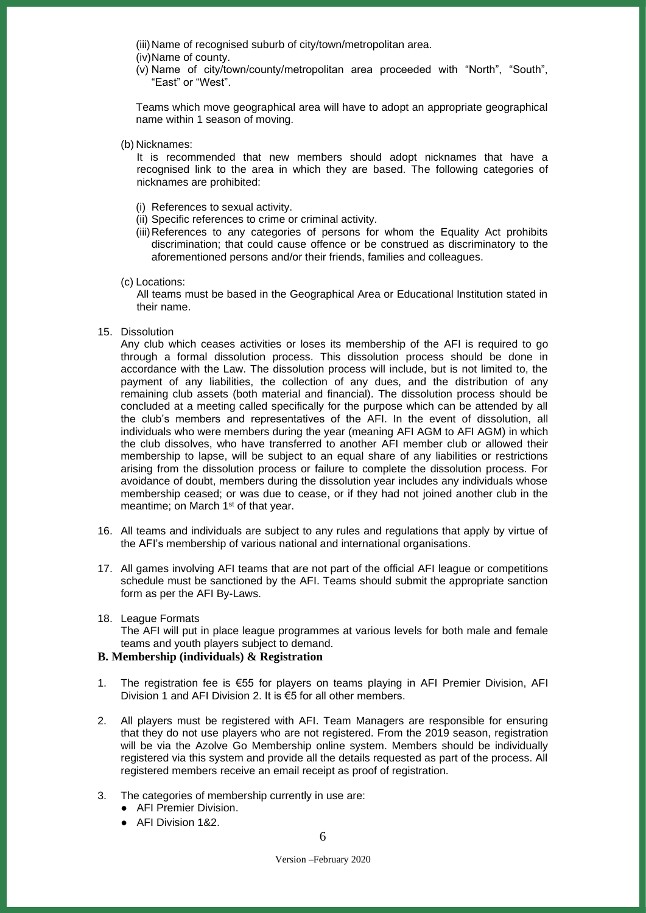(iii) Name of recognised suburb of city/town/metropolitan area.
(iv) Name of county.
(v) Name of city/town/county/metropolitan area proceeded with "North", "South", "East" or "West".

Teams which move geographical area will have to adopt an appropriate geographical name within 1 season of moving.

(b) Nicknames:
It is recommended that new members should adopt nicknames that have a recognised link to the area in which they are based. The following categories of nicknames are prohibited:

(i) References to sexual activity.
(ii) Specific references to crime or criminal activity.
(iii) References to any categories of persons for whom the Equality Act prohibits discrimination; that could cause offence or be construed as discriminatory to the aforementioned persons and/or their friends, families and colleagues.

(c) Locations:
All teams must be based in the Geographical Area or Educational Institution stated in their name.

15. Dissolution
Any club which ceases activities or loses its membership of the AFI is required to go through a formal dissolution process. This dissolution process should be done in accordance with the Law. The dissolution process will include, but is not limited to, the payment of any liabilities, the collection of any dues, and the distribution of any remaining club assets (both material and financial). The dissolution process should be concluded at a meeting called specifically for the purpose which can be attended by all the club's members and representatives of the AFI. In the event of dissolution, all individuals who were members during the year (meaning AFI AGM to AFI AGM) in which the club dissolves, who have transferred to another AFI member club or allowed their membership to lapse, will be subject to an equal share of any liabilities or restrictions arising from the dissolution process or failure to complete the dissolution process. For avoidance of doubt, members during the dissolution year includes any individuals whose membership ceased; or was due to cease, or if they had not joined another club in the meantime; on March 1st of that year.

16. All teams and individuals are subject to any rules and regulations that apply by virtue of the AFI's membership of various national and international organisations.

17. All games involving AFI teams that are not part of the official AFI league or competitions schedule must be sanctioned by the AFI. Teams should submit the appropriate sanction form as per the AFI By-Laws.

18. League Formats
The AFI will put in place league programmes at various levels for both male and female teams and youth players subject to demand.

**B. Membership (individuals) & Registration**

1. The registration fee is €55 for players on teams playing in AFI Premier Division, AFI Division 1 and AFI Division 2. It is €5 for all other members.

2. All players must be registered with AFI. Team Managers are responsible for ensuring that they do not use players who are not registered. From the 2019 season, registration will be via the Azolve Go Membership online system. Members should be individually registered via this system and provide all the details requested as part of the process. All registered members receive an email receipt as proof of registration.

3. The categories of membership currently in use are:
   - AFI Premier Division.
   - AFI Division 1&2.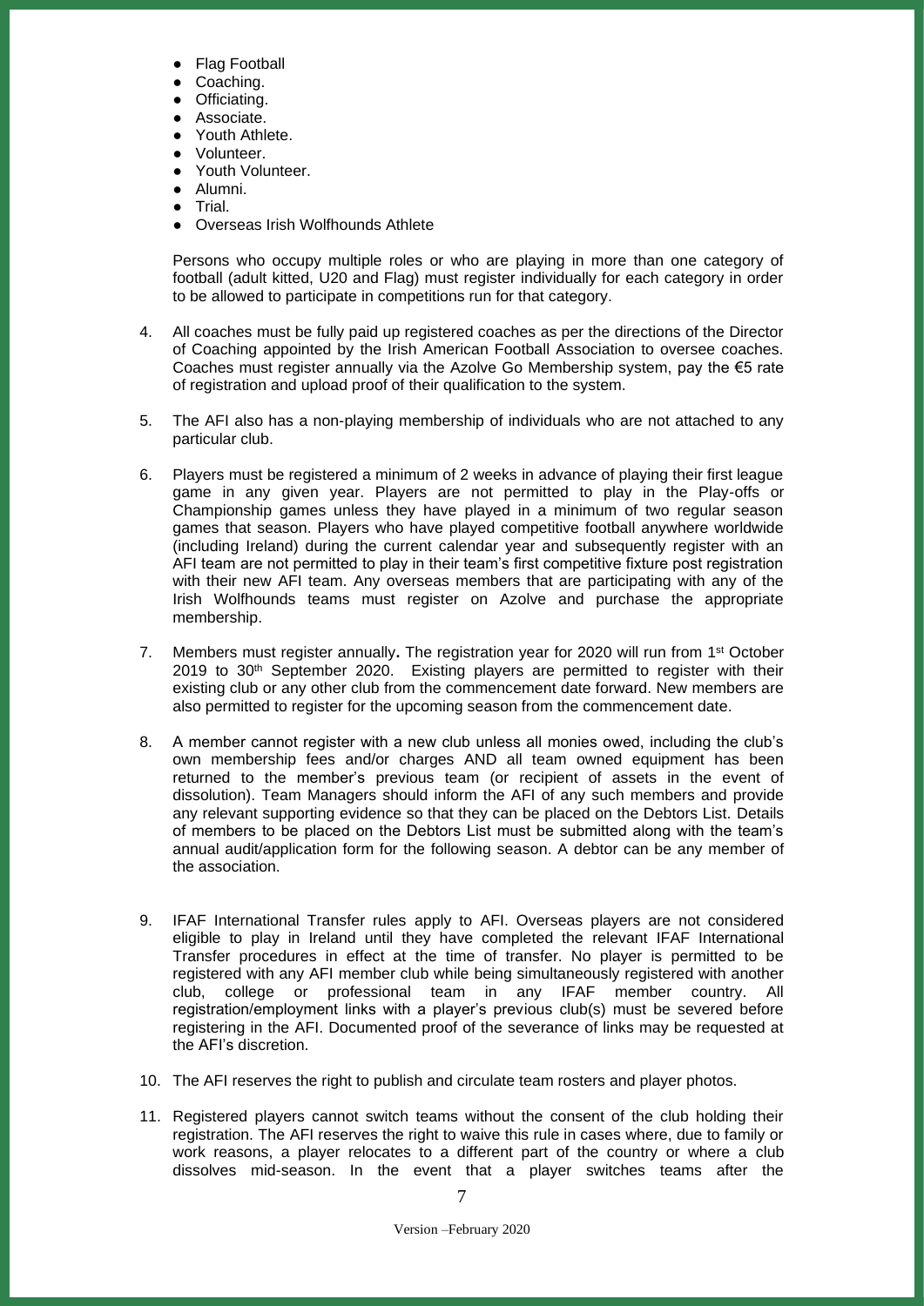- Flag Football
- Coaching.
- Officiating.
- Associate.
- Youth Athlete.
- Volunteer.
- Youth Volunteer.
- Alumni.
- Trial.
- Overseas Irish Wolfhounds Athlete

Persons who occupy multiple roles or who are playing in more than one category of football (adult kitted, U20 and Flag) must register individually for each category in order to be allowed to participate in competitions run for that category.

4. All coaches must be fully paid up registered coaches as per the directions of the Director of Coaching appointed by the Irish American Football Association to oversee coaches. Coaches must register annually via the Azolve Go Membership system, pay the €5 rate of registration and upload proof of their qualification to the system.

5. The AFI also has a non-playing membership of individuals who are not attached to any particular club.

6. Players must be registered a minimum of 2 weeks in advance of playing their first league game in any given year. Players are not permitted to play in the Play-offs or Championship games unless they have played in a minimum of two regular season games that season. Players who have played competitive football anywhere worldwide (including Ireland) during the current calendar year and subsequently register with an AFI team are not permitted to play in their team's first competitive fixture post registration with their new AFI team. Any overseas members that are participating with any of the Irish Wolfhounds teams must register on Azolve and purchase the appropriate membership.

7. Members must register annually**.** The registration year for 2020 will run from 1st October 2019 to 30th September 2020. Existing players are permitted to register with their existing club or any other club from the commencement date forward. New members are also permitted to register for the upcoming season from the commencement date.

8. A member cannot register with a new club unless all monies owed, including the club's own membership fees and/or charges AND all team owned equipment has been returned to the member's previous team (or recipient of assets in the event of dissolution). Team Managers should inform the AFI of any such members and provide any relevant supporting evidence so that they can be placed on the Debtors List. Details of members to be placed on the Debtors List must be submitted along with the team's annual audit/application form for the following season. A debtor can be any member of the association.

9. IFAF International Transfer rules apply to AFI. Overseas players are not considered eligible to play in Ireland until they have completed the relevant IFAF International Transfer procedures in effect at the time of transfer. No player is permitted to be registered with any AFI member club while being simultaneously registered with another club, college or professional team in any IFAF member country. All registration/employment links with a player's previous club(s) must be severed before registering in the AFI. Documented proof of the severance of links may be requested at the AFI's discretion.

10. The AFI reserves the right to publish and circulate team rosters and player photos.

11. Registered players cannot switch teams without the consent of the club holding their registration. The AFI reserves the right to waive this rule in cases where, due to family or work reasons, a player relocates to a different part of the country or where a club dissolves mid-season. In the event that a player switches teams after the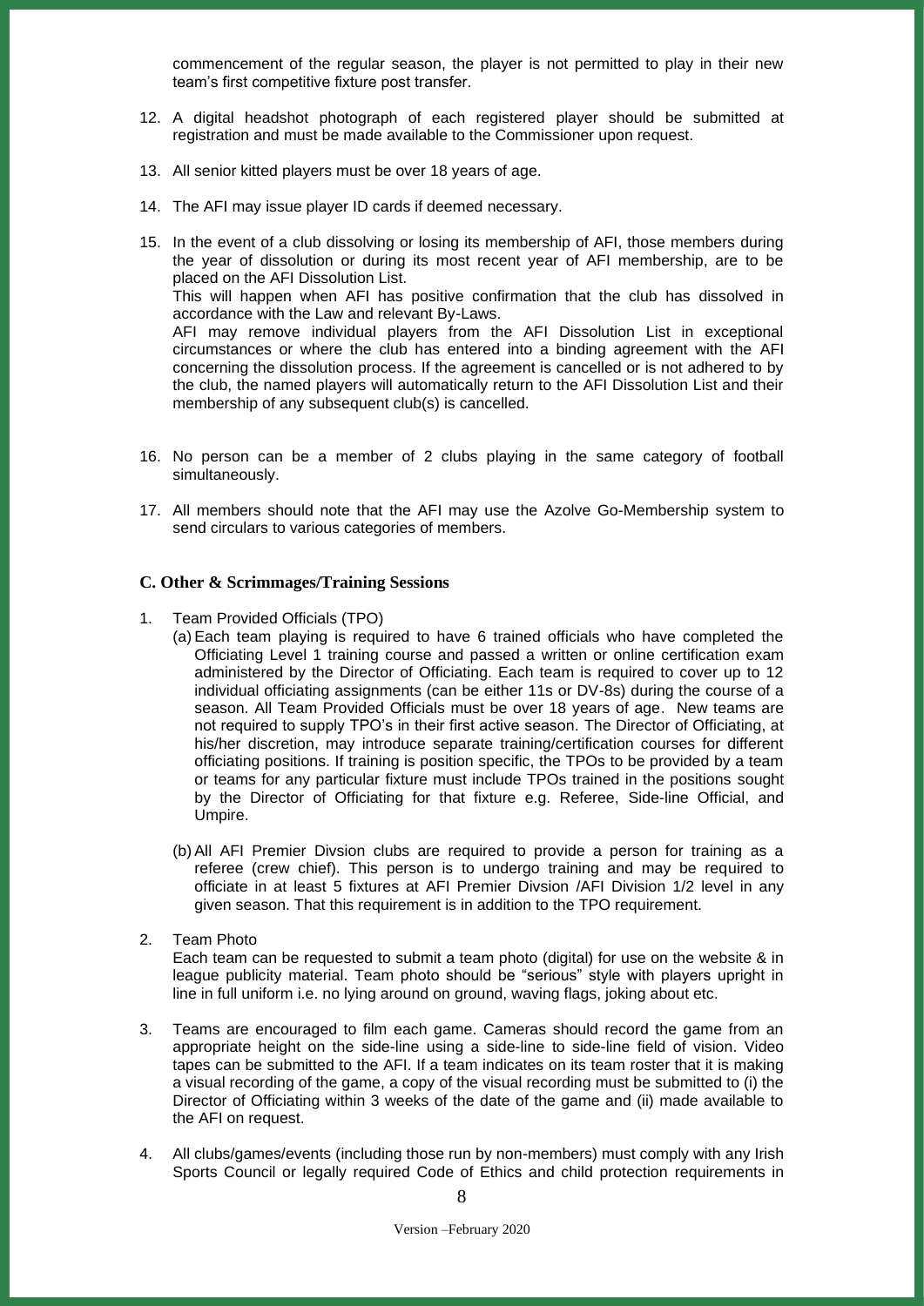commencement of the regular season, the player is not permitted to play in their new team's first competitive fixture post transfer.

12. A digital headshot photograph of each registered player should be submitted at registration and must be made available to the Commissioner upon request.

13. All senior kitted players must be over 18 years of age.

14. The AFI may issue player ID cards if deemed necessary.

15. In the event of a club dissolving or losing its membership of AFI, those members during the year of dissolution or during its most recent year of AFI membership, are to be placed on the AFI Dissolution List.
    This will happen when AFI has positive confirmation that the club has dissolved in accordance with the Law and relevant By-Laws.
    AFI may remove individual players from the AFI Dissolution List in exceptional circumstances or where the club has entered into a binding agreement with the AFI concerning the dissolution process. If the agreement is cancelled or is not adhered to by the club, the named players will automatically return to the AFI Dissolution List and their membership of any subsequent club(s) is cancelled.

16. No person can be a member of 2 clubs playing in the same category of football simultaneously.

17. All members should note that the AFI may use the Azolve Go-Membership system to send circulars to various categories of members.

### C. Other & Scrimmages/Training Sessions

1. Team Provided Officials (TPO)
   (a) Each team playing is required to have 6 trained officials who have completed the Officiating Level 1 training course and passed a written or online certification exam administered by the Director of Officiating. Each team is required to cover up to 12 individual officiating assignments (can be either 11s or DV-8s) during the course of a season. All Team Provided Officials must be over 18 years of age. New teams are not required to supply TPO's in their first active season. The Director of Officiating, at his/her discretion, may introduce separate training/certification courses for different officiating positions. If training is position specific, the TPOs to be provided by a team or teams for any particular fixture must include TPOs trained in the positions sought by the Director of Officiating for that fixture e.g. Referee, Side-line Official, and Umpire.

   (b) All AFI Premier Divsion clubs are required to provide a person for training as a referee (crew chief). This person is to undergo training and may be required to officiate in at least 5 fixtures at AFI Premier Divsion /AFI Division 1/2 level in any given season. That this requirement is in addition to the TPO requirement.

2. Team Photo
   Each team can be requested to submit a team photo (digital) for use on the website & in league publicity material. Team photo should be "serious" style with players upright in line in full uniform i.e. no lying around on ground, waving flags, joking about etc.

3. Teams are encouraged to film each game. Cameras should record the game from an appropriate height on the side-line using a side-line to side-line field of vision. Video tapes can be submitted to the AFI. If a team indicates on its team roster that it is making a visual recording of the game, a copy of the visual recording must be submitted to (i) the Director of Officiating within 3 weeks of the date of the game and (ii) made available to the AFI on request.

4. All clubs/games/events (including those run by non-members) must comply with any Irish Sports Council or legally required Code of Ethics and child protection requirements in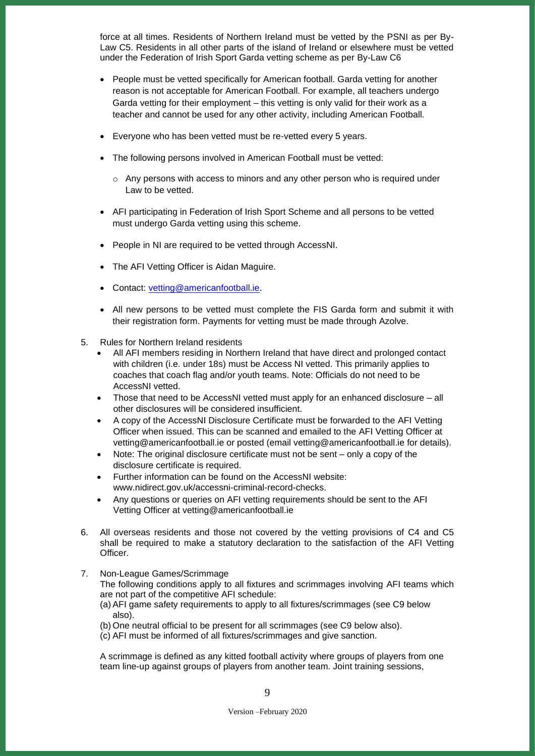force at all times. Residents of Northern Ireland must be vetted by the PSNI as per By-Law C5. Residents in all other parts of the island of Ireland or elsewhere must be vetted under the Federation of Irish Sport Garda vetting scheme as per By-Law C6

- People must be vetted specifically for American football. Garda vetting for another reason is not acceptable for American Football. For example, all teachers undergo Garda vetting for their employment – this vetting is only valid for their work as a teacher and cannot be used for any other activity, including American Football.
- Everyone who has been vetted must be re-vetted every 5 years.
- The following persons involved in American Football must be vetted:
  - Any persons with access to minors and any other person who is required under Law to be vetted.
- AFI participating in Federation of Irish Sport Scheme and all persons to be vetted must undergo Garda vetting using this scheme.
- People in NI are required to be vetted through AccessNI.
- The AFI Vetting Officer is Aidan Maguire.
- Contact: vetting@americanfootball.ie.
- All new persons to be vetted must complete the FIS Garda form and submit it with their registration form. Payments for vetting must be made through Azolve.

5. Rules for Northern Ireland residents
   - All AFI members residing in Northern Ireland that have direct and prolonged contact with children (i.e. under 18s) must be Access NI vetted. This primarily applies to coaches that coach flag and/or youth teams. Note: Officials do not need to be AccessNI vetted.
   - Those that need to be AccessNI vetted must apply for an enhanced disclosure – all other disclosures will be considered insufficient.
   - A copy of the AccessNI Disclosure Certificate must be forwarded to the AFI Vetting Officer when issued. This can be scanned and emailed to the AFI Vetting Officer at vetting@americanfootball.ie or posted (email vetting@americanfootball.ie for details).
   - Note: The original disclosure certificate must not be sent – only a copy of the disclosure certificate is required.
   - Further information can be found on the AccessNI website: www.nidirect.gov.uk/accessni-criminal-record-checks.
   - Any questions or queries on AFI vetting requirements should be sent to the AFI Vetting Officer at vetting@americanfootball.ie

6. All overseas residents and those not covered by the vetting provisions of C4 and C5 shall be required to make a statutory declaration to the satisfaction of the AFI Vetting Officer.

7. Non-League Games/Scrimmage
   The following conditions apply to all fixtures and scrimmages involving AFI teams which are not part of the competitive AFI schedule:
   (a) AFI game safety requirements to apply to all fixtures/scrimmages (see C9 below also).
   (b) One neutral official to be present for all scrimmages (see C9 below also).
   (c) AFI must be informed of all fixtures/scrimmages and give sanction.

   A scrimmage is defined as any kitted football activity where groups of players from one team line-up against groups of players from another team. Joint training sessions,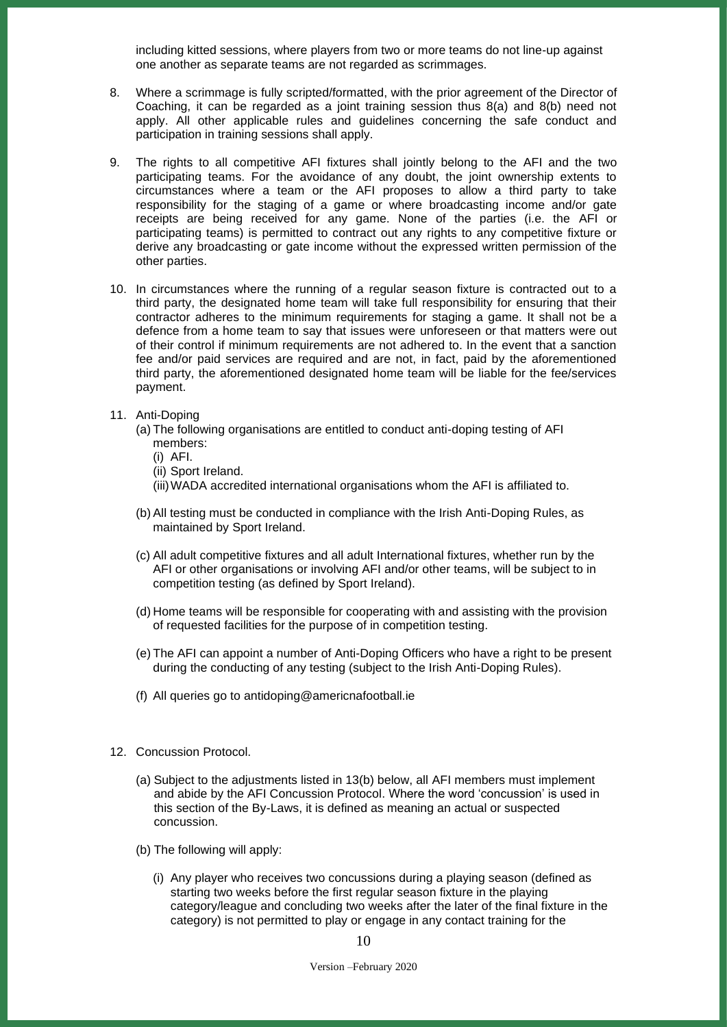including kitted sessions, where players from two or more teams do not line-up against one another as separate teams are not regarded as scrimmages.

8. Where a scrimmage is fully scripted/formatted, with the prior agreement of the Director of Coaching, it can be regarded as a joint training session thus 8(a) and 8(b) need not apply. All other applicable rules and guidelines concerning the safe conduct and participation in training sessions shall apply.

9. The rights to all competitive AFI fixtures shall jointly belong to the AFI and the two participating teams. For the avoidance of any doubt, the joint ownership extents to circumstances where a team or the AFI proposes to allow a third party to take responsibility for the staging of a game or where broadcasting income and/or gate receipts are being received for any game. None of the parties (i.e. the AFI or participating teams) is permitted to contract out any rights to any competitive fixture or derive any broadcasting or gate income without the expressed written permission of the other parties.

10. In circumstances where the running of a regular season fixture is contracted out to a third party, the designated home team will take full responsibility for ensuring that their contractor adheres to the minimum requirements for staging a game. It shall not be a defence from a home team to say that issues were unforeseen or that matters were out of their control if minimum requirements are not adhered to. In the event that a sanction fee and/or paid services are required and are not, in fact, paid by the aforementioned third party, the aforementioned designated home team will be liable for the fee/services payment.

11. Anti-Doping
    (a) The following organisations are entitled to conduct anti-doping testing of AFI members:
        (i) AFI.
        (ii) Sport Ireland.
        (iii) WADA accredited international organisations whom the AFI is affiliated to.

    (b) All testing must be conducted in compliance with the Irish Anti-Doping Rules, as maintained by Sport Ireland.

    (c) All adult competitive fixtures and all adult International fixtures, whether run by the AFI or other organisations or involving AFI and/or other teams, will be subject to in competition testing (as defined by Sport Ireland).

    (d) Home teams will be responsible for cooperating with and assisting with the provision of requested facilities for the purpose of in competition testing.

    (e) The AFI can appoint a number of Anti-Doping Officers who have a right to be present during the conducting of any testing (subject to the Irish Anti-Doping Rules).

    (f) All queries go to antidoping@americnafootball.ie

12. Concussion Protocol.

    (a) Subject to the adjustments listed in 13(b) below, all AFI members must implement and abide by the AFI Concussion Protocol. Where the word 'concussion' is used in this section of the By-Laws, it is defined as meaning an actual or suspected concussion.

    (b) The following will apply:

        (i) Any player who receives two concussions during a playing season (defined as starting two weeks before the first regular season fixture in the playing category/league and concluding two weeks after the later of the final fixture in the category) is not permitted to play or engage in any contact training for the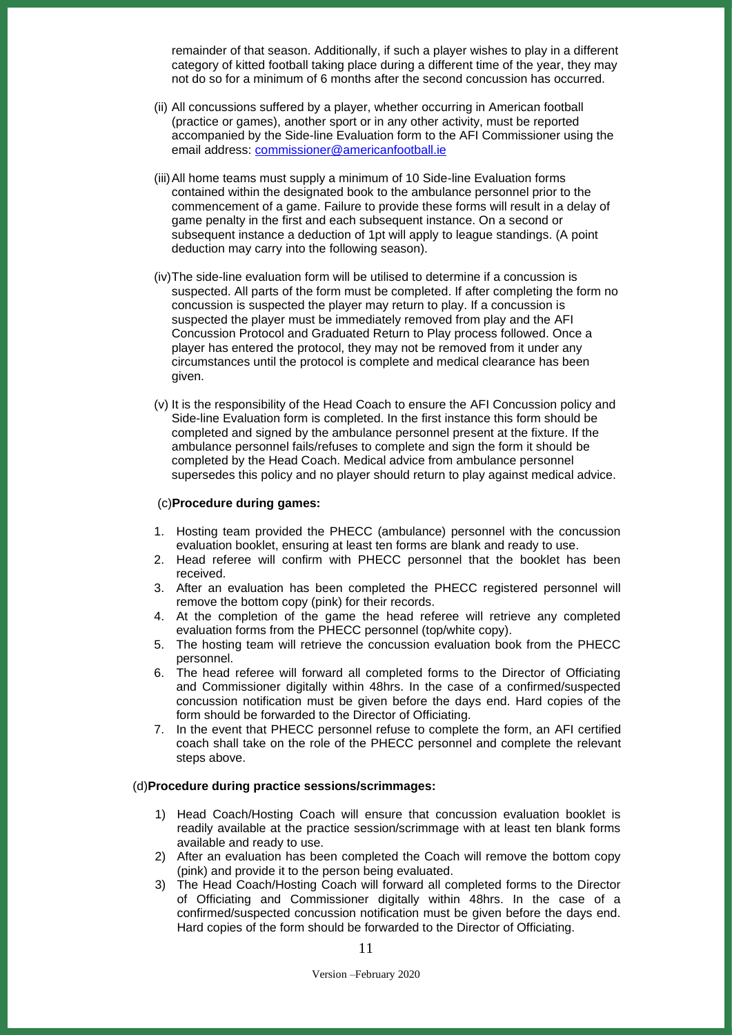remainder of that season. Additionally, if such a player wishes to play in a different category of kitted football taking place during a different time of the year, they may not do so for a minimum of 6 months after the second concussion has occurred.

(ii) All concussions suffered by a player, whether occurring in American football (practice or games), another sport or in any other activity, must be reported accompanied by the Side-line Evaluation form to the AFI Commissioner using the email address: [commissioner@americanfootball.ie](mailto:commissioner@americanfootball.ie)

(iii) All home teams must supply a minimum of 10 Side-line Evaluation forms contained within the designated book to the ambulance personnel prior to the commencement of a game. Failure to provide these forms will result in a delay of game penalty in the first and each subsequent instance. On a second or subsequent instance a deduction of 1pt will apply to league standings. (A point deduction may carry into the following season).

(iv) The side-line evaluation form will be utilised to determine if a concussion is suspected. All parts of the form must be completed. If after completing the form no concussion is suspected the player may return to play. If a concussion is suspected the player must be immediately removed from play and the AFI Concussion Protocol and Graduated Return to Play process followed. Once a player has entered the protocol, they may not be removed from it under any circumstances until the protocol is complete and medical clearance has been given.

(v) It is the responsibility of the Head Coach to ensure the AFI Concussion policy and Side-line Evaluation form is completed. In the first instance this form should be completed and signed by the ambulance personnel present at the fixture. If the ambulance personnel fails/refuses to complete and sign the form it should be completed by the Head Coach. Medical advice from ambulance personnel supersedes this policy and no player should return to play against medical advice.

(c) **Procedure during games:**

1. Hosting team provided the PHECC (ambulance) personnel with the concussion evaluation booklet, ensuring at least ten forms are blank and ready to use.
2. Head referee will confirm with PHECC personnel that the booklet has been received.
3. After an evaluation has been completed the PHECC registered personnel will remove the bottom copy (pink) for their records.
4. At the completion of the game the head referee will retrieve any completed evaluation forms from the PHECC personnel (top/white copy).
5. The hosting team will retrieve the concussion evaluation book from the PHECC personnel.
6. The head referee will forward all completed forms to the Director of Officiating and Commissioner digitally within 48hrs. In the case of a confirmed/suspected concussion notification must be given before the days end. Hard copies of the form should be forwarded to the Director of Officiating.
7. In the event that PHECC personnel refuse to complete the form, an AFI certified coach shall take on the role of the PHECC personnel and complete the relevant steps above.

(d) **Procedure during practice sessions/scrimmages:**

1) Head Coach/Hosting Coach will ensure that concussion evaluation booklet is readily available at the practice session/scrimmage with at least ten blank forms available and ready to use.
2) After an evaluation has been completed the Coach will remove the bottom copy (pink) and provide it to the person being evaluated.
3) The Head Coach/Hosting Coach will forward all completed forms to the Director of Officiating and Commissioner digitally within 48hrs. In the case of a confirmed/suspected concussion notification must be given before the days end. Hard copies of the form should be forwarded to the Director of Officiating.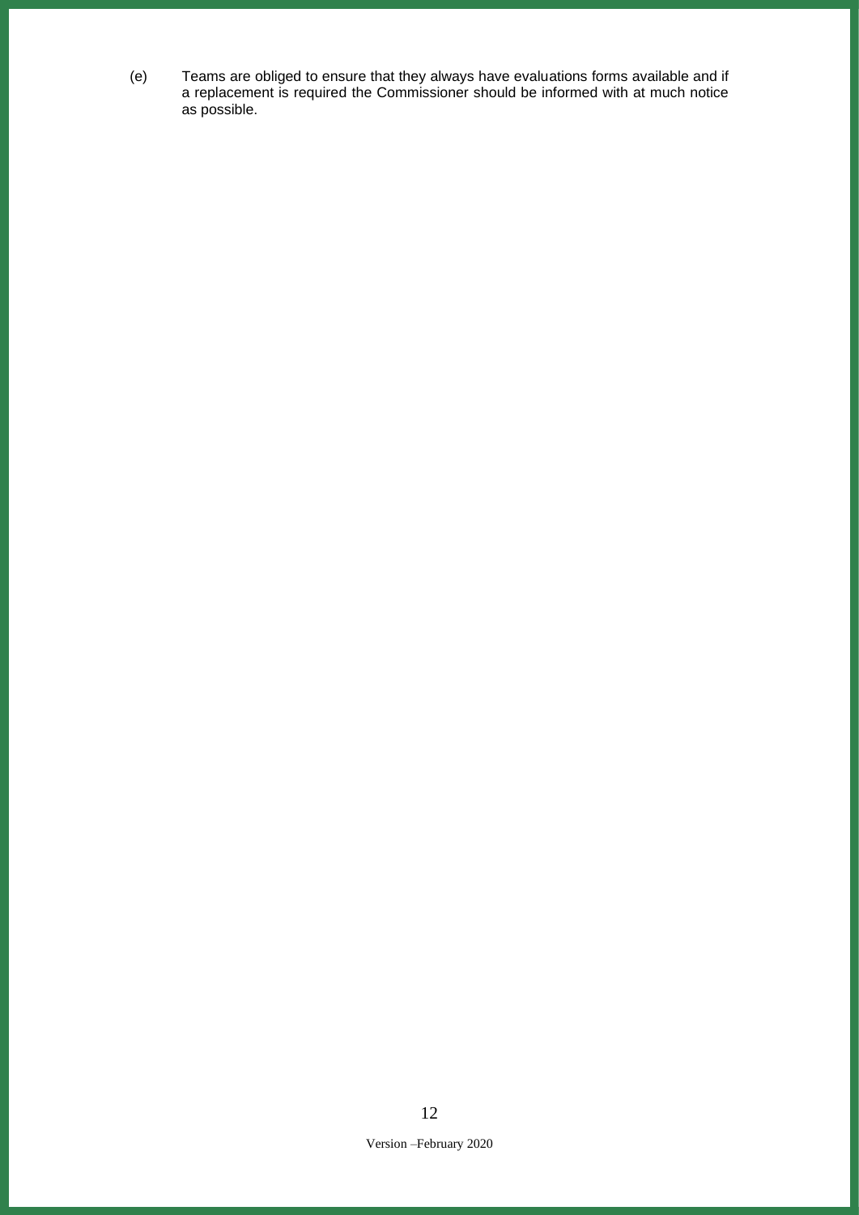(e) Teams are obliged to ensure that they always have evaluations forms available and if a replacement is required the Commissioner should be informed with at much notice as possible.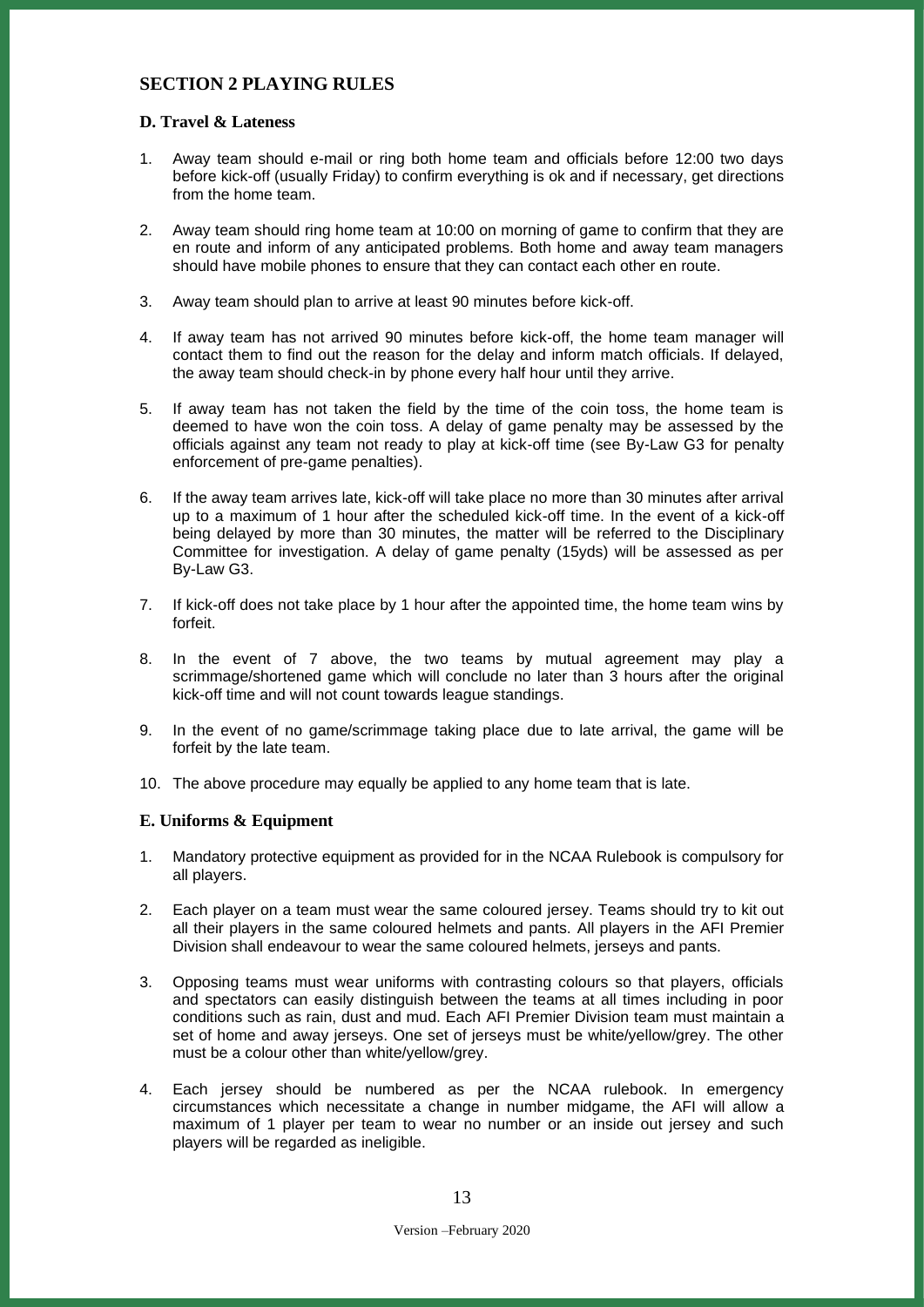## SECTION 2 PLAYING RULES

### D. Travel & Lateness

1. Away team should e-mail or ring both home team and officials before 12:00 two days before kick-off (usually Friday) to confirm everything is ok and if necessary, get directions from the home team.

2. Away team should ring home team at 10:00 on morning of game to confirm that they are en route and inform of any anticipated problems. Both home and away team managers should have mobile phones to ensure that they can contact each other en route.

3. Away team should plan to arrive at least 90 minutes before kick-off.

4. If away team has not arrived 90 minutes before kick-off, the home team manager will contact them to find out the reason for the delay and inform match officials. If delayed, the away team should check-in by phone every half hour until they arrive.

5. If away team has not taken the field by the time of the coin toss, the home team is deemed to have won the coin toss. A delay of game penalty may be assessed by the officials against any team not ready to play at kick-off time (see By-Law G3 for penalty enforcement of pre-game penalties).

6. If the away team arrives late, kick-off will take place no more than 30 minutes after arrival up to a maximum of 1 hour after the scheduled kick-off time. In the event of a kick-off being delayed by more than 30 minutes, the matter will be referred to the Disciplinary Committee for investigation. A delay of game penalty (15yds) will be assessed as per By-Law G3.

7. If kick-off does not take place by 1 hour after the appointed time, the home team wins by forfeit.

8. In the event of 7 above, the two teams by mutual agreement may play a scrimmage/shortened game which will conclude no later than 3 hours after the original kick-off time and will not count towards league standings.

9. In the event of no game/scrimmage taking place due to late arrival, the game will be forfeit by the late team.

10. The above procedure may equally be applied to any home team that is late.

### E. Uniforms & Equipment

1. Mandatory protective equipment as provided for in the NCAA Rulebook is compulsory for all players.

2. Each player on a team must wear the same coloured jersey. Teams should try to kit out all their players in the same coloured helmets and pants. All players in the AFI Premier Division shall endeavour to wear the same coloured helmets, jerseys and pants.

3. Opposing teams must wear uniforms with contrasting colours so that players, officials and spectators can easily distinguish between the teams at all times including in poor conditions such as rain, dust and mud. Each AFI Premier Division team must maintain a set of home and away jerseys. One set of jerseys must be white/yellow/grey. The other must be a colour other than white/yellow/grey.

4. Each jersey should be numbered as per the NCAA rulebook. In emergency circumstances which necessitate a change in number midgame, the AFI will allow a maximum of 1 player per team to wear no number or an inside out jersey and such players will be regarded as ineligible.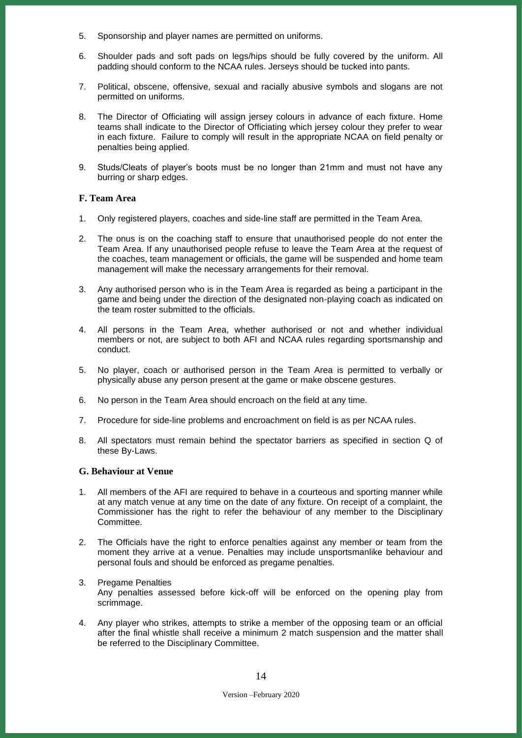5. Sponsorship and player names are permitted on uniforms.

6. Shoulder pads and soft pads on legs/hips should be fully covered by the uniform. All padding should conform to the NCAA rules. Jerseys should be tucked into pants.

7. Political, obscene, offensive, sexual and racially abusive symbols and slogans are not permitted on uniforms.

8. The Director of Officiating will assign jersey colours in advance of each fixture. Home teams shall indicate to the Director of Officiating which jersey colour they prefer to wear in each fixture. Failure to comply will result in the appropriate NCAA on field penalty or penalties being applied.

9. Studs/Cleats of player's boots must be no longer than 21mm and must not have any burring or sharp edges.

### F. Team Area

1. Only registered players, coaches and side-line staff are permitted in the Team Area.

2. The onus is on the coaching staff to ensure that unauthorised people do not enter the Team Area. If any unauthorised people refuse to leave the Team Area at the request of the coaches, team management or officials, the game will be suspended and home team management will make the necessary arrangements for their removal.

3. Any authorised person who is in the Team Area is regarded as being a participant in the game and being under the direction of the designated non-playing coach as indicated on the team roster submitted to the officials.

4. All persons in the Team Area, whether authorised or not and whether individual members or not, are subject to both AFI and NCAA rules regarding sportsmanship and conduct.

5. No player, coach or authorised person in the Team Area is permitted to verbally or physically abuse any person present at the game or make obscene gestures.

6. No person in the Team Area should encroach on the field at any time.

7. Procedure for side-line problems and encroachment on field is as per NCAA rules.

8. All spectators must remain behind the spectator barriers as specified in section Q of these By-Laws.

### G. Behaviour at Venue

1. All members of the AFI are required to behave in a courteous and sporting manner while at any match venue at any time on the date of any fixture. On receipt of a complaint, the Commissioner has the right to refer the behaviour of any member to the Disciplinary Committee.

2. The Officials have the right to enforce penalties against any member or team from the moment they arrive at a venue. Penalties may include unsportsmanlike behaviour and personal fouls and should be enforced as pregame penalties.

3. Pregame Penalties
   Any penalties assessed before kick-off will be enforced on the opening play from scrimmage.

4. Any player who strikes, attempts to strike a member of the opposing team or an official after the final whistle shall receive a minimum 2 match suspension and the matter shall be referred to the Disciplinary Committee.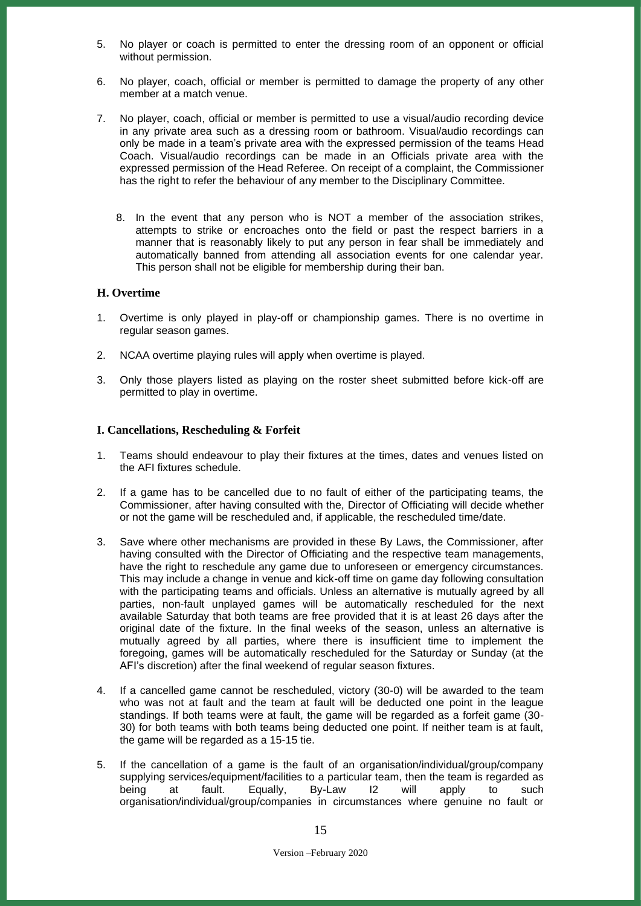5. No player or coach is permitted to enter the dressing room of an opponent or official without permission.

6. No player, coach, official or member is permitted to damage the property of any other member at a match venue.

7. No player, coach, official or member is permitted to use a visual/audio recording device in any private area such as a dressing room or bathroom. Visual/audio recordings can only be made in a team's private area with the expressed permission of the teams Head Coach. Visual/audio recordings can be made in an Officials private area with the expressed permission of the Head Referee. On receipt of a complaint, the Commissioner has the right to refer the behaviour of any member to the Disciplinary Committee.

8. In the event that any person who is NOT a member of the association strikes, attempts to strike or encroaches onto the field or past the respect barriers in a manner that is reasonably likely to put any person in fear shall be immediately and automatically banned from attending all association events for one calendar year. This person shall not be eligible for membership during their ban.

### H. Overtime

1. Overtime is only played in play-off or championship games. There is no overtime in regular season games.

2. NCAA overtime playing rules will apply when overtime is played.

3. Only those players listed as playing on the roster sheet submitted before kick-off are permitted to play in overtime.

### I. Cancellations, Rescheduling & Forfeit

1. Teams should endeavour to play their fixtures at the times, dates and venues listed on the AFI fixtures schedule.

2. If a game has to be cancelled due to no fault of either of the participating teams, the Commissioner, after having consulted with the, Director of Officiating will decide whether or not the game will be rescheduled and, if applicable, the rescheduled time/date.

3. Save where other mechanisms are provided in these By Laws, the Commissioner, after having consulted with the Director of Officiating and the respective team managements, have the right to reschedule any game due to unforeseen or emergency circumstances. This may include a change in venue and kick-off time on game day following consultation with the participating teams and officials. Unless an alternative is mutually agreed by all parties, non-fault unplayed games will be automatically rescheduled for the next available Saturday that both teams are free provided that it is at least 26 days after the original date of the fixture. In the final weeks of the season, unless an alternative is mutually agreed by all parties, where there is insufficient time to implement the foregoing, games will be automatically rescheduled for the Saturday or Sunday (at the AFI's discretion) after the final weekend of regular season fixtures.

4. If a cancelled game cannot be rescheduled, victory (30-0) will be awarded to the team who was not at fault and the team at fault will be deducted one point in the league standings. If both teams were at fault, the game will be regarded as a forfeit game (30-30) for both teams with both teams being deducted one point. If neither team is at fault, the game will be regarded as a 15-15 tie.

5. If the cancellation of a game is the fault of an organisation/individual/group/company supplying services/equipment/facilities to a particular team, then the team is regarded as being at fault. Equally, By-Law I2 will apply to such organisation/individual/group/companies in circumstances where genuine no fault or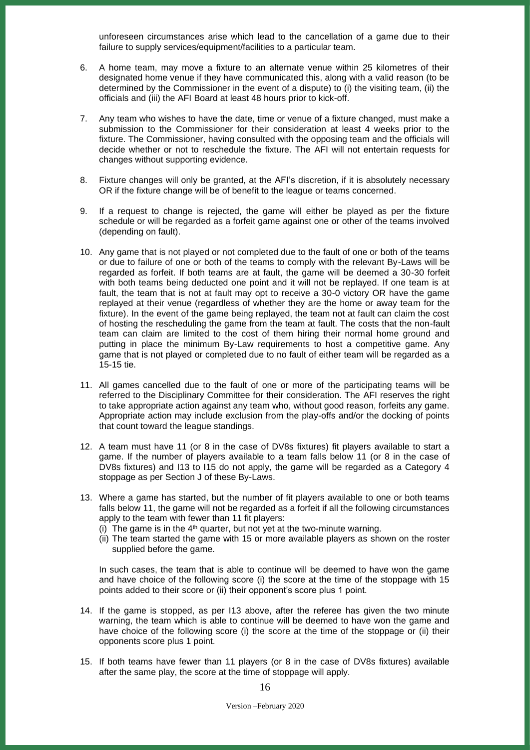unforeseen circumstances arise which lead to the cancellation of a game due to their failure to supply services/equipment/facilities to a particular team.

6. A home team, may move a fixture to an alternate venue within 25 kilometres of their designated home venue if they have communicated this, along with a valid reason (to be determined by the Commissioner in the event of a dispute) to (i) the visiting team, (ii) the officials and (iii) the AFI Board at least 48 hours prior to kick-off.

7. Any team who wishes to have the date, time or venue of a fixture changed, must make a submission to the Commissioner for their consideration at least 4 weeks prior to the fixture. The Commissioner, having consulted with the opposing team and the officials will decide whether or not to reschedule the fixture. The AFI will not entertain requests for changes without supporting evidence.

8. Fixture changes will only be granted, at the AFI's discretion, if it is absolutely necessary OR if the fixture change will be of benefit to the league or teams concerned.

9. If a request to change is rejected, the game will either be played as per the fixture schedule or will be regarded as a forfeit game against one or other of the teams involved (depending on fault).

10. Any game that is not played or not completed due to the fault of one or both of the teams or due to failure of one or both of the teams to comply with the relevant By-Laws will be regarded as forfeit. If both teams are at fault, the game will be deemed a 30-30 forfeit with both teams being deducted one point and it will not be replayed. If one team is at fault, the team that is not at fault may opt to receive a 30-0 victory OR have the game replayed at their venue (regardless of whether they are the home or away team for the fixture). In the event of the game being replayed, the team not at fault can claim the cost of hosting the rescheduling the game from the team at fault. The costs that the non-fault team can claim are limited to the cost of them hiring their normal home ground and putting in place the minimum By-Law requirements to host a competitive game. Any game that is not played or completed due to no fault of either team will be regarded as a 15-15 tie.

11. All games cancelled due to the fault of one or more of the participating teams will be referred to the Disciplinary Committee for their consideration. The AFI reserves the right to take appropriate action against any team who, without good reason, forfeits any game. Appropriate action may include exclusion from the play-offs and/or the docking of points that count toward the league standings.

12. A team must have 11 (or 8 in the case of DV8s fixtures) fit players available to start a game. If the number of players available to a team falls below 11 (or 8 in the case of DV8s fixtures) and I13 to I15 do not apply, the game will be regarded as a Category 4 stoppage as per Section J of these By-Laws.

13. Where a game has started, but the number of fit players available to one or both teams falls below 11, the game will not be regarded as a forfeit if all the following circumstances apply to the team with fewer than 11 fit players:
    (i) The game is in the 4th quarter, but not yet at the two-minute warning.
    (ii) The team started the game with 15 or more available players as shown on the roster supplied before the game.

    In such cases, the team that is able to continue will be deemed to have won the game and have choice of the following score (i) the score at the time of the stoppage with 15 points added to their score or (ii) their opponent's score plus 1 point.

14. If the game is stopped, as per I13 above, after the referee has given the two minute warning, the team which is able to continue will be deemed to have won the game and have choice of the following score (i) the score at the time of the stoppage or (ii) their opponents score plus 1 point.

15. If both teams have fewer than 11 players (or 8 in the case of DV8s fixtures) available after the same play, the score at the time of stoppage will apply.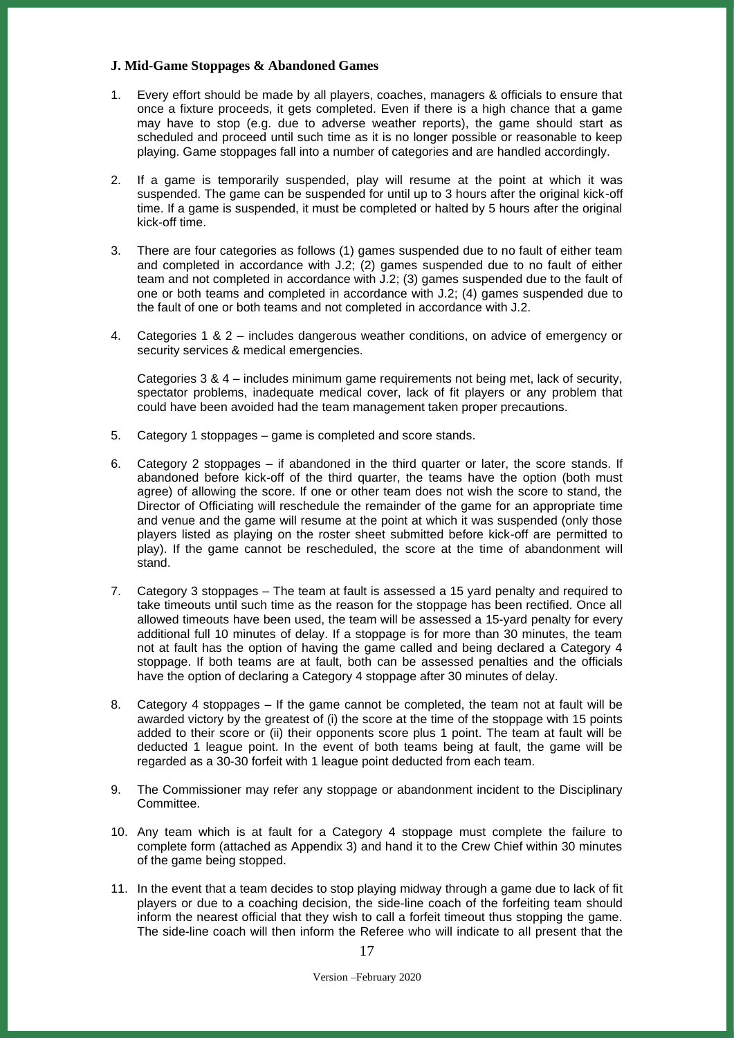### J. Mid-Game Stoppages & Abandoned Games

1. Every effort should be made by all players, coaches, managers & officials to ensure that once a fixture proceeds, it gets completed. Even if there is a high chance that a game may have to stop (e.g. due to adverse weather reports), the game should start as scheduled and proceed until such time as it is no longer possible or reasonable to keep playing. Game stoppages fall into a number of categories and are handled accordingly.

2. If a game is temporarily suspended, play will resume at the point at which it was suspended. The game can be suspended for until up to 3 hours after the original kick-off time. If a game is suspended, it must be completed or halted by 5 hours after the original kick-off time.

3. There are four categories as follows (1) games suspended due to no fault of either team and completed in accordance with J.2; (2) games suspended due to no fault of either team and not completed in accordance with J.2; (3) games suspended due to the fault of one or both teams and completed in accordance with J.2; (4) games suspended due to the fault of one or both teams and not completed in accordance with J.2.

4. Categories 1 & 2 – includes dangerous weather conditions, on advice of emergency or security services & medical emergencies.

   Categories 3 & 4 – includes minimum game requirements not being met, lack of security, spectator problems, inadequate medical cover, lack of fit players or any problem that could have been avoided had the team management taken proper precautions.

5. Category 1 stoppages – game is completed and score stands.

6. Category 2 stoppages – if abandoned in the third quarter or later, the score stands. If abandoned before kick-off of the third quarter, the teams have the option (both must agree) of allowing the score. If one or other team does not wish the score to stand, the Director of Officiating will reschedule the remainder of the game for an appropriate time and venue and the game will resume at the point at which it was suspended (only those players listed as playing on the roster sheet submitted before kick-off are permitted to play). If the game cannot be rescheduled, the score at the time of abandonment will stand.

7. Category 3 stoppages – The team at fault is assessed a 15 yard penalty and required to take timeouts until such time as the reason for the stoppage has been rectified. Once all allowed timeouts have been used, the team will be assessed a 15-yard penalty for every additional full 10 minutes of delay. If a stoppage is for more than 30 minutes, the team not at fault has the option of having the game called and being declared a Category 4 stoppage. If both teams are at fault, both can be assessed penalties and the officials have the option of declaring a Category 4 stoppage after 30 minutes of delay.

8. Category 4 stoppages – If the game cannot be completed, the team not at fault will be awarded victory by the greatest of (i) the score at the time of the stoppage with 15 points added to their score or (ii) their opponents score plus 1 point. The team at fault will be deducted 1 league point. In the event of both teams being at fault, the game will be regarded as a 30-30 forfeit with 1 league point deducted from each team.

9. The Commissioner may refer any stoppage or abandonment incident to the Disciplinary Committee.

10. Any team which is at fault for a Category 4 stoppage must complete the failure to complete form (attached as Appendix 3) and hand it to the Crew Chief within 30 minutes of the game being stopped.

11. In the event that a team decides to stop playing midway through a game due to lack of fit players or due to a coaching decision, the side-line coach of the forfeiting team should inform the nearest official that they wish to call a forfeit timeout thus stopping the game. The side-line coach will then inform the Referee who will indicate to all present that the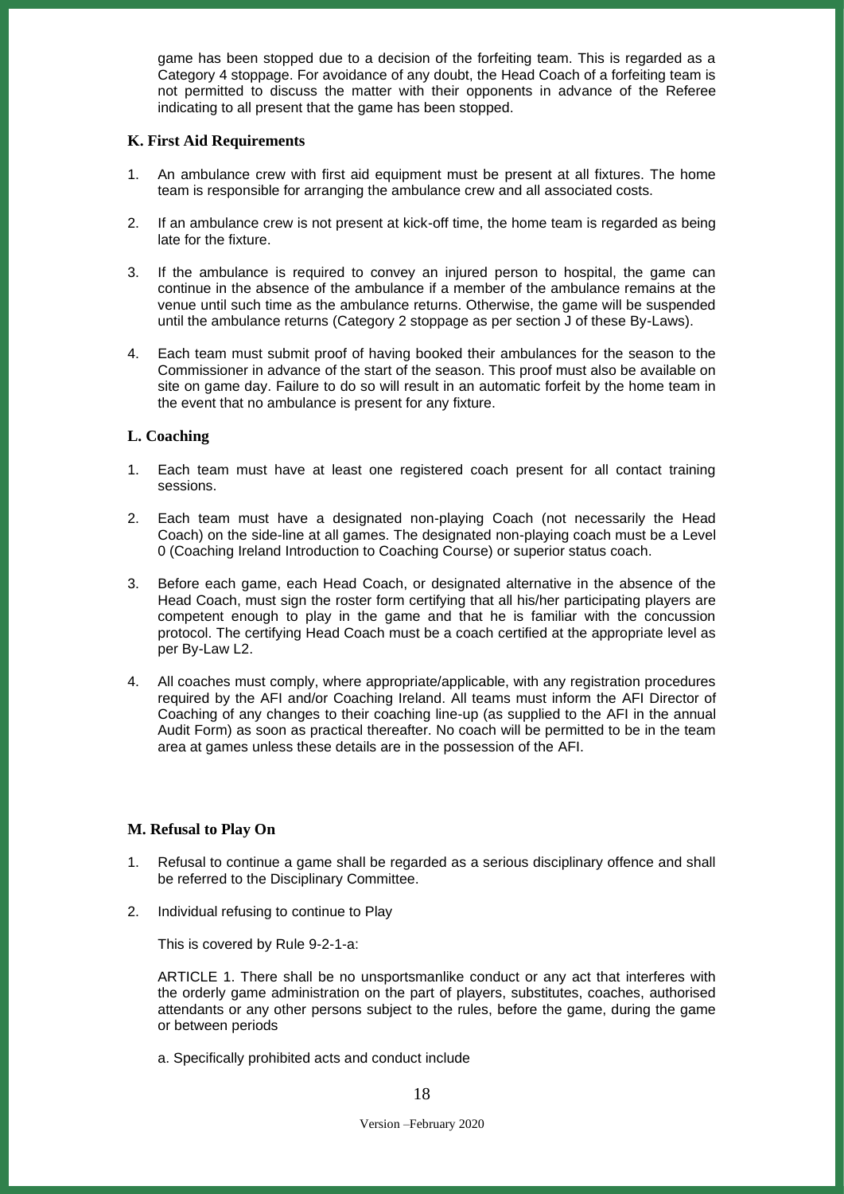game has been stopped due to a decision of the forfeiting team. This is regarded as a Category 4 stoppage. For avoidance of any doubt, the Head Coach of a forfeiting team is not permitted to discuss the matter with their opponents in advance of the Referee indicating to all present that the game has been stopped.

### K. First Aid Requirements

1. An ambulance crew with first aid equipment must be present at all fixtures. The home team is responsible for arranging the ambulance crew and all associated costs.

2. If an ambulance crew is not present at kick-off time, the home team is regarded as being late for the fixture.

3. If the ambulance is required to convey an injured person to hospital, the game can continue in the absence of the ambulance if a member of the ambulance remains at the venue until such time as the ambulance returns. Otherwise, the game will be suspended until the ambulance returns (Category 2 stoppage as per section J of these By-Laws).

4. Each team must submit proof of having booked their ambulances for the season to the Commissioner in advance of the start of the season. This proof must also be available on site on game day. Failure to do so will result in an automatic forfeit by the home team in the event that no ambulance is present for any fixture.

### L. Coaching

1. Each team must have at least one registered coach present for all contact training sessions.

2. Each team must have a designated non-playing Coach (not necessarily the Head Coach) on the side-line at all games. The designated non-playing coach must be a Level 0 (Coaching Ireland Introduction to Coaching Course) or superior status coach.

3. Before each game, each Head Coach, or designated alternative in the absence of the Head Coach, must sign the roster form certifying that all his/her participating players are competent enough to play in the game and that he is familiar with the concussion protocol. The certifying Head Coach must be a coach certified at the appropriate level as per By-Law L2.

4. All coaches must comply, where appropriate/applicable, with any registration procedures required by the AFI and/or Coaching Ireland. All teams must inform the AFI Director of Coaching of any changes to their coaching line-up (as supplied to the AFI in the annual Audit Form) as soon as practical thereafter. No coach will be permitted to be in the team area at games unless these details are in the possession of the AFI.

### M. Refusal to Play On

1. Refusal to continue a game shall be regarded as a serious disciplinary offence and shall be referred to the Disciplinary Committee.

2. Individual refusing to continue to Play

   This is covered by Rule 9-2-1-a:

   ARTICLE 1. There shall be no unsportsmanlike conduct or any act that interferes with the orderly game administration on the part of players, substitutes, coaches, authorised attendants or any other persons subject to the rules, before the game, during the game or between periods

   a. Specifically prohibited acts and conduct include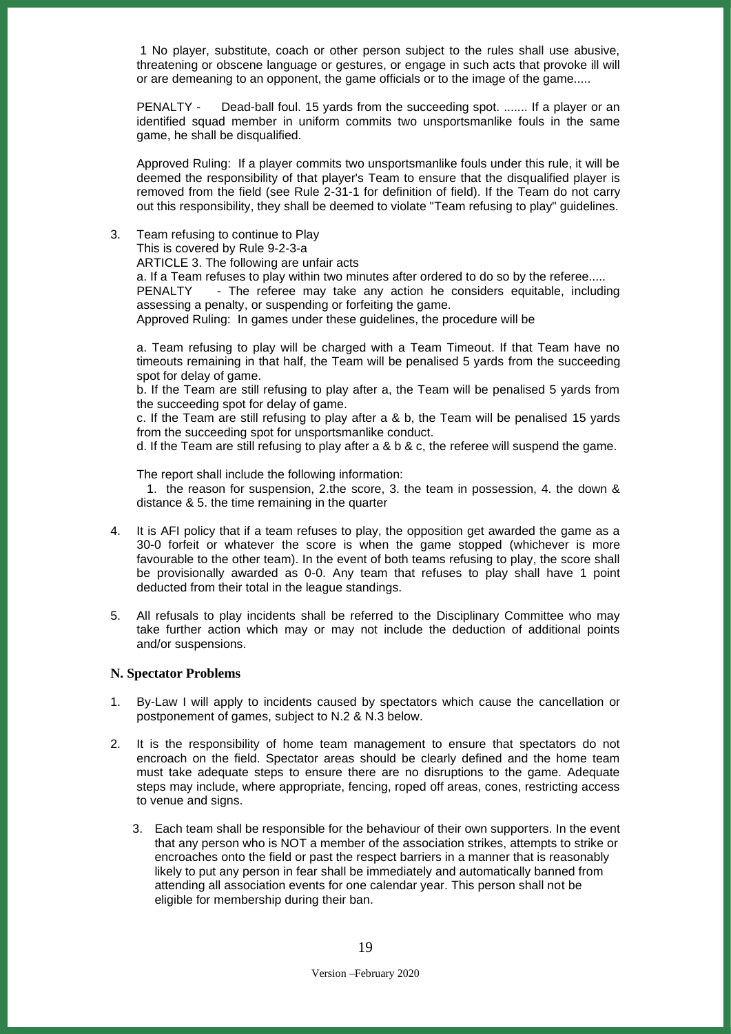1 No player, substitute, coach or other person subject to the rules shall use abusive, threatening or obscene language or gestures, or engage in such acts that provoke ill will or are demeaning to an opponent, the game officials or to the image of the game.....

PENALTY - Dead-ball foul. 15 yards from the succeeding spot. ....... If a player or an identified squad member in uniform commits two unsportsmanlike fouls in the same game, he shall be disqualified.

Approved Ruling: If a player commits two unsportsmanlike fouls under this rule, it will be deemed the responsibility of that player's Team to ensure that the disqualified player is removed from the field (see Rule 2-31-1 for definition of field). If the Team do not carry out this responsibility, they shall be deemed to violate "Team refusing to play" guidelines.

3. Team refusing to continue to Play
   This is covered by Rule 9-2-3-a
   ARTICLE 3. The following are unfair acts
   a. If a Team refuses to play within two minutes after ordered to do so by the referee.....
   PENALTY - The referee may take any action he considers equitable, including assessing a penalty, or suspending or forfeiting the game.
   Approved Ruling: In games under these guidelines, the procedure will be

   a. Team refusing to play will be charged with a Team Timeout. If that Team have no timeouts remaining in that half, the Team will be penalised 5 yards from the succeeding spot for delay of game.
   b. If the Team are still refusing to play after a, the Team will be penalised 5 yards from the succeeding spot for delay of game.
   c. If the Team are still refusing to play after a & b, the Team will be penalised 15 yards from the succeeding spot for unsportsmanlike conduct.
   d. If the Team are still refusing to play after a & b & c, the referee will suspend the game.

   The report shall include the following information:
   1. the reason for suspension, 2.the score, 3. the team in possession, 4. the down & distance & 5. the time remaining in the quarter

4. It is AFI policy that if a team refuses to play, the opposition get awarded the game as a 30-0 forfeit or whatever the score is when the game stopped (whichever is more favourable to the other team). In the event of both teams refusing to play, the score shall be provisionally awarded as 0-0. Any team that refuses to play shall have 1 point deducted from their total in the league standings.

5. All refusals to play incidents shall be referred to the Disciplinary Committee who may take further action which may or may not include the deduction of additional points and/or suspensions.

### N. Spectator Problems

1. By-Law I will apply to incidents caused by spectators which cause the cancellation or postponement of games, subject to N.2 & N.3 below.

2. It is the responsibility of home team management to ensure that spectators do not encroach on the field. Spectator areas should be clearly defined and the home team must take adequate steps to ensure there are no disruptions to the game. Adequate steps may include, where appropriate, fencing, roped off areas, cones, restricting access to venue and signs.

3. Each team shall be responsible for the behaviour of their own supporters. In the event that any person who is NOT a member of the association strikes, attempts to strike or encroaches onto the field or past the respect barriers in a manner that is reasonably likely to put any person in fear shall be immediately and automatically banned from attending all association events for one calendar year. This person shall not be eligible for membership during their ban.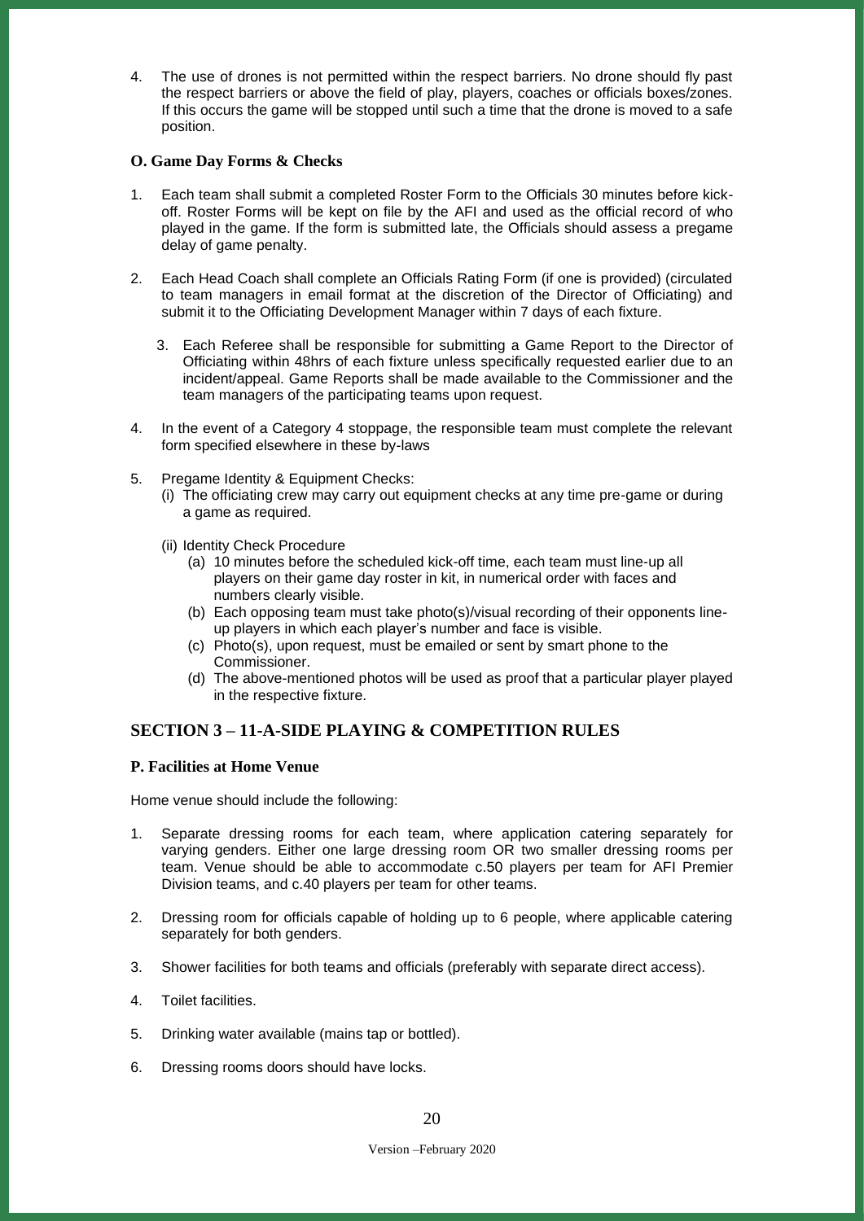4. The use of drones is not permitted within the respect barriers. No drone should fly past the respect barriers or above the field of play, players, coaches or officials boxes/zones. If this occurs the game will be stopped until such a time that the drone is moved to a safe position.

### O. Game Day Forms & Checks

1. Each team shall submit a completed Roster Form to the Officials 30 minutes before kick-off. Roster Forms will be kept on file by the AFI and used as the official record of who played in the game. If the form is submitted late, the Officials should assess a pregame delay of game penalty.

2. Each Head Coach shall complete an Officials Rating Form (if one is provided) (circulated to team managers in email format at the discretion of the Director of Officiating) and submit it to the Officiating Development Manager within 7 days of each fixture.

3. Each Referee shall be responsible for submitting a Game Report to the Director of Officiating within 48hrs of each fixture unless specifically requested earlier due to an incident/appeal. Game Reports shall be made available to the Commissioner and the team managers of the participating teams upon request.

4. In the event of a Category 4 stoppage, the responsible team must complete the relevant form specified elsewhere in these by-laws

5. Pregame Identity & Equipment Checks:
   (i) The officiating crew may carry out equipment checks at any time pre-game or during a game as required.

   (ii) Identity Check Procedure
      (a) 10 minutes before the scheduled kick-off time, each team must line-up all players on their game day roster in kit, in numerical order with faces and numbers clearly visible.
      (b) Each opposing team must take photo(s)/visual recording of their opponents line-up players in which each player's number and face is visible.
      (c) Photo(s), upon request, must be emailed or sent by smart phone to the Commissioner.
      (d) The above-mentioned photos will be used as proof that a particular player played in the respective fixture.

## SECTION 3 – 11-A-SIDE PLAYING & COMPETITION RULES

### P. Facilities at Home Venue

Home venue should include the following:

1. Separate dressing rooms for each team, where application catering separately for varying genders. Either one large dressing room OR two smaller dressing rooms per team. Venue should be able to accommodate c.50 players per team for AFI Premier Division teams, and c.40 players per team for other teams.

2. Dressing room for officials capable of holding up to 6 people, where applicable catering separately for both genders.

3. Shower facilities for both teams and officials (preferably with separate direct access).

4. Toilet facilities.

5. Drinking water available (mains tap or bottled).

6. Dressing rooms doors should have locks.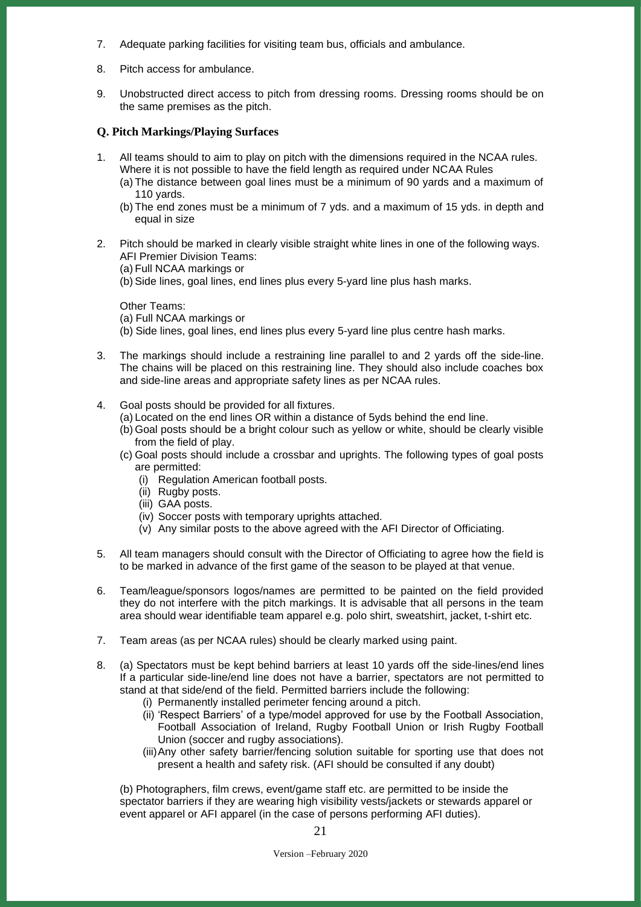7. Adequate parking facilities for visiting team bus, officials and ambulance.

8. Pitch access for ambulance.

9. Unobstructed direct access to pitch from dressing rooms. Dressing rooms should be on the same premises as the pitch.

**Q. Pitch Markings/Playing Surfaces**

1. All teams should to aim to play on pitch with the dimensions required in the NCAA rules. Where it is not possible to have the field length as required under NCAA Rules
   (a) The distance between goal lines must be a minimum of 90 yards and a maximum of 110 yards.
   (b) The end zones must be a minimum of 7 yds. and a maximum of 15 yds. in depth and equal in size

2. Pitch should be marked in clearly visible straight white lines in one of the following ways.
   AFI Premier Division Teams:
   (a) Full NCAA markings or
   (b) Side lines, goal lines, end lines plus every 5-yard line plus hash marks.

   Other Teams:
   (a) Full NCAA markings or
   (b) Side lines, goal lines, end lines plus every 5-yard line plus centre hash marks.

3. The markings should include a restraining line parallel to and 2 yards off the side-line. The chains will be placed on this restraining line. They should also include coaches box and side-line areas and appropriate safety lines as per NCAA rules.

4. Goal posts should be provided for all fixtures.
   (a) Located on the end lines OR within a distance of 5yds behind the end line.
   (b) Goal posts should be a bright colour such as yellow or white, should be clearly visible from the field of play.
   (c) Goal posts should include a crossbar and uprights. The following types of goal posts are permitted:
      (i) Regulation American football posts.
      (ii) Rugby posts.
      (iii) GAA posts.
      (iv) Soccer posts with temporary uprights attached.
      (v) Any similar posts to the above agreed with the AFI Director of Officiating.

5. All team managers should consult with the Director of Officiating to agree how the field is to be marked in advance of the first game of the season to be played at that venue.

6. Team/league/sponsors logos/names are permitted to be painted on the field provided they do not interfere with the pitch markings. It is advisable that all persons in the team area should wear identifiable team apparel e.g. polo shirt, sweatshirt, jacket, t-shirt etc.

7. Team areas (as per NCAA rules) should be clearly marked using paint.

8. (a) Spectators must be kept behind barriers at least 10 yards off the side-lines/end lines If a particular side-line/end line does not have a barrier, spectators are not permitted to stand at that side/end of the field. Permitted barriers include the following:
      (i) Permanently installed perimeter fencing around a pitch.
      (ii) 'Respect Barriers' of a type/model approved for use by the Football Association, Football Association of Ireland, Rugby Football Union or Irish Rugby Football Union (soccer and rugby associations).
      (iii) Any other safety barrier/fencing solution suitable for sporting use that does not present a health and safety risk. (AFI should be consulted if any doubt)

   (b) Photographers, film crews, event/game staff etc. are permitted to be inside the spectator barriers if they are wearing high visibility vests/jackets or stewards apparel or event apparel or AFI apparel (in the case of persons performing AFI duties).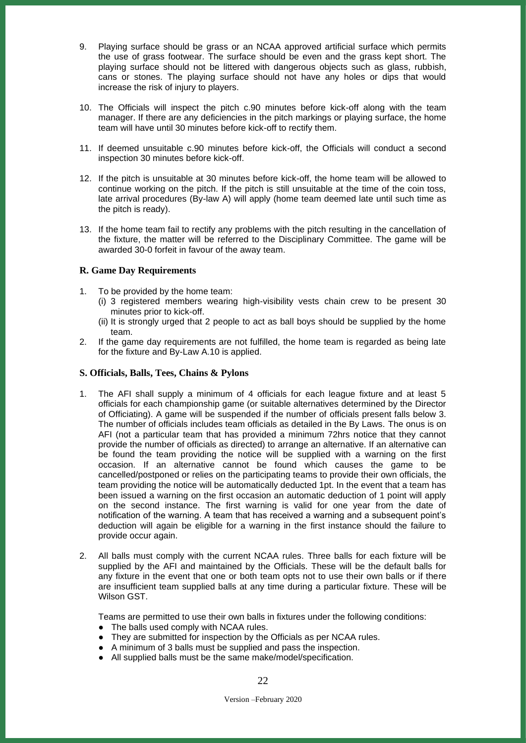9. Playing surface should be grass or an NCAA approved artificial surface which permits the use of grass footwear. The surface should be even and the grass kept short. The playing surface should not be littered with dangerous objects such as glass, rubbish, cans or stones. The playing surface should not have any holes or dips that would increase the risk of injury to players.

10. The Officials will inspect the pitch c.90 minutes before kick-off along with the team manager. If there are any deficiencies in the pitch markings or playing surface, the home team will have until 30 minutes before kick-off to rectify them.

11. If deemed unsuitable c.90 minutes before kick-off, the Officials will conduct a second inspection 30 minutes before kick-off.

12. If the pitch is unsuitable at 30 minutes before kick-off, the home team will be allowed to continue working on the pitch. If the pitch is still unsuitable at the time of the coin toss, late arrival procedures (By-law A) will apply (home team deemed late until such time as the pitch is ready).

13. If the home team fail to rectify any problems with the pitch resulting in the cancellation of the fixture, the matter will be referred to the Disciplinary Committee. The game will be awarded 30-0 forfeit in favour of the away team.

## R. Game Day Requirements

1. To be provided by the home team:
   (i) 3 registered members wearing high-visibility vests chain crew to be present 30 minutes prior to kick-off.
   (ii) It is strongly urged that 2 people to act as ball boys should be supplied by the home team.
2. If the game day requirements are not fulfilled, the home team is regarded as being late for the fixture and By-Law A.10 is applied.

## S. Officials, Balls, Tees, Chains & Pylons

1. The AFI shall supply a minimum of 4 officials for each league fixture and at least 5 officials for each championship game (or suitable alternatives determined by the Director of Officiating). A game will be suspended if the number of officials present falls below 3. The number of officials includes team officials as detailed in the By Laws. The onus is on AFI (not a particular team that has provided a minimum 72hrs notice that they cannot provide the number of officials as directed) to arrange an alternative. If an alternative can be found the team providing the notice will be supplied with a warning on the first occasion. If an alternative cannot be found which causes the game to be cancelled/postponed or relies on the participating teams to provide their own officials, the team providing the notice will be automatically deducted 1pt. In the event that a team has been issued a warning on the first occasion an automatic deduction of 1 point will apply on the second instance. The first warning is valid for one year from the date of notification of the warning. A team that has received a warning and a subsequent point's deduction will again be eligible for a warning in the first instance should the failure to provide occur again.

2. All balls must comply with the current NCAA rules. Three balls for each fixture will be supplied by the AFI and maintained by the Officials. These will be the default balls for any fixture in the event that one or both team opts not to use their own balls or if there are insufficient team supplied balls at any time during a particular fixture. These will be Wilson GST.

   Teams are permitted to use their own balls in fixtures under the following conditions:
   - The balls used comply with NCAA rules.
   - They are submitted for inspection by the Officials as per NCAA rules.
   - A minimum of 3 balls must be supplied and pass the inspection.
   - All supplied balls must be the same make/model/specification.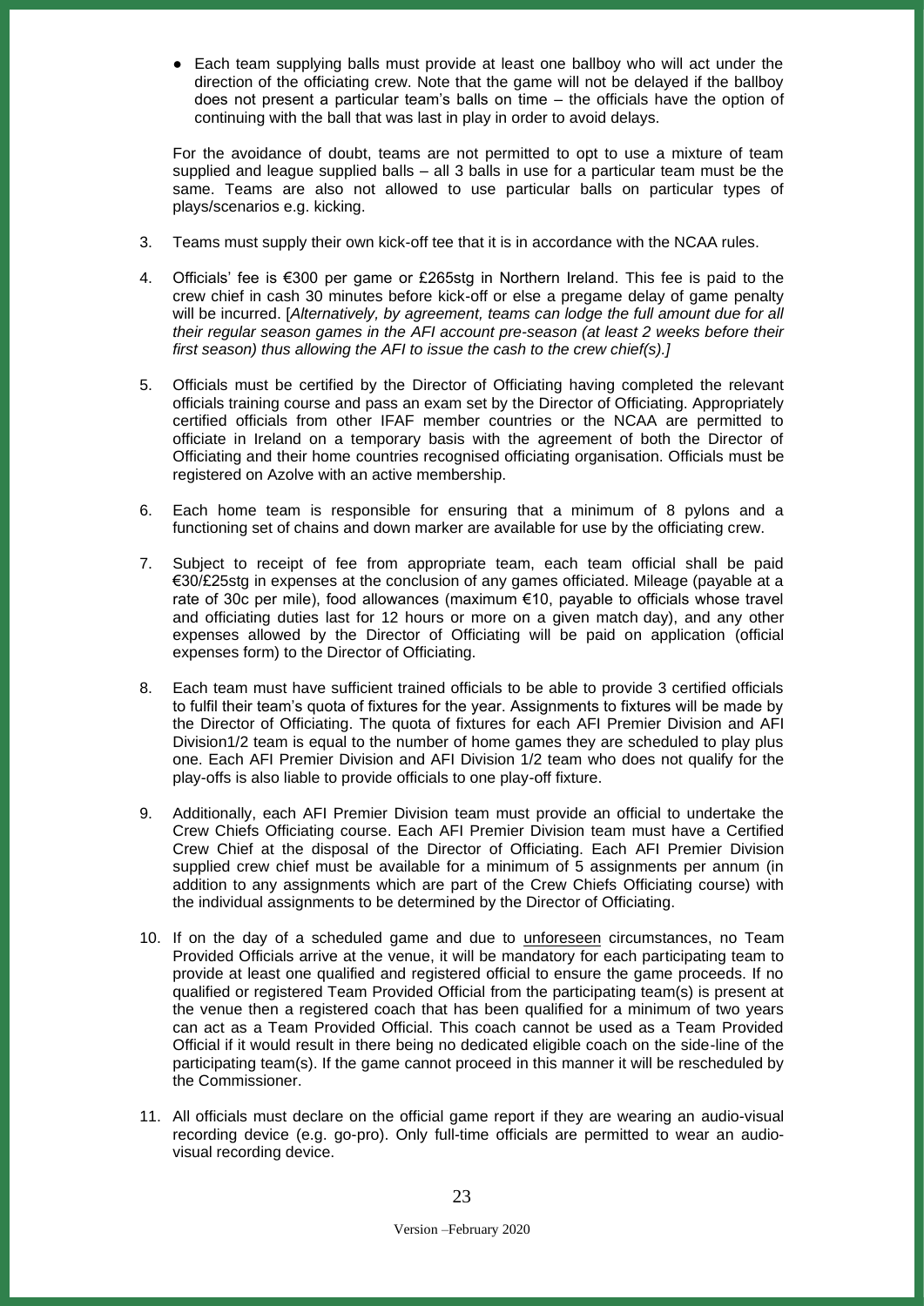- Each team supplying balls must provide at least one ballboy who will act under the direction of the officiating crew. Note that the game will not be delayed if the ballboy does not present a particular team's balls on time – the officials have the option of continuing with the ball that was last in play in order to avoid delays.

For the avoidance of doubt, teams are not permitted to opt to use a mixture of team supplied and league supplied balls – all 3 balls in use for a particular team must be the same. Teams are also not allowed to use particular balls on particular types of plays/scenarios e.g. kicking.

3. Teams must supply their own kick-off tee that it is in accordance with the NCAA rules.

4. Officials' fee is €300 per game or £265stg in Northern Ireland. This fee is paid to the crew chief in cash 30 minutes before kick-off or else a pregame delay of game penalty will be incurred. [*Alternatively, by agreement, teams can lodge the full amount due for all their regular season games in the AFI account pre-season (at least 2 weeks before their first season) thus allowing the AFI to issue the cash to the crew chief(s).]*

5. Officials must be certified by the Director of Officiating having completed the relevant officials training course and pass an exam set by the Director of Officiating. Appropriately certified officials from other IFAF member countries or the NCAA are permitted to officiate in Ireland on a temporary basis with the agreement of both the Director of Officiating and their home countries recognised officiating organisation. Officials must be registered on Azolve with an active membership.

6. Each home team is responsible for ensuring that a minimum of 8 pylons and a functioning set of chains and down marker are available for use by the officiating crew.

7. Subject to receipt of fee from appropriate team, each team official shall be paid €30/£25stg in expenses at the conclusion of any games officiated. Mileage (payable at a rate of 30c per mile), food allowances (maximum €10, payable to officials whose travel and officiating duties last for 12 hours or more on a given match day), and any other expenses allowed by the Director of Officiating will be paid on application (official expenses form) to the Director of Officiating.

8. Each team must have sufficient trained officials to be able to provide 3 certified officials to fulfil their team's quota of fixtures for the year. Assignments to fixtures will be made by the Director of Officiating. The quota of fixtures for each AFI Premier Division and AFI Division1/2 team is equal to the number of home games they are scheduled to play plus one. Each AFI Premier Division and AFI Division 1/2 team who does not qualify for the play-offs is also liable to provide officials to one play-off fixture.

9. Additionally, each AFI Premier Division team must provide an official to undertake the Crew Chiefs Officiating course. Each AFI Premier Division team must have a Certified Crew Chief at the disposal of the Director of Officiating. Each AFI Premier Division supplied crew chief must be available for a minimum of 5 assignments per annum (in addition to any assignments which are part of the Crew Chiefs Officiating course) with the individual assignments to be determined by the Director of Officiating.

10. If on the day of a scheduled game and due to unforeseen circumstances, no Team Provided Officials arrive at the venue, it will be mandatory for each participating team to provide at least one qualified and registered official to ensure the game proceeds. If no qualified or registered Team Provided Official from the participating team(s) is present at the venue then a registered coach that has been qualified for a minimum of two years can act as a Team Provided Official. This coach cannot be used as a Team Provided Official if it would result in there being no dedicated eligible coach on the side-line of the participating team(s). If the game cannot proceed in this manner it will be rescheduled by the Commissioner.

11. All officials must declare on the official game report if they are wearing an audio-visual recording device (e.g. go-pro). Only full-time officials are permitted to wear an audio-visual recording device.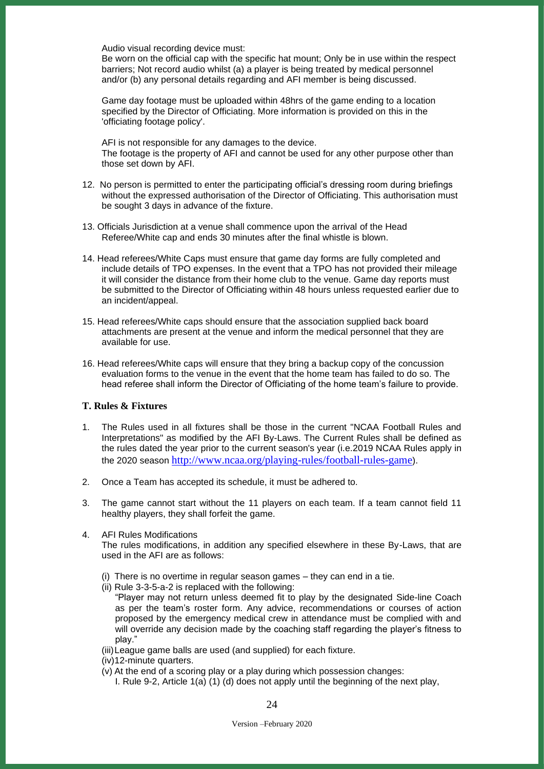Audio visual recording device must:
Be worn on the official cap with the specific hat mount; Only be in use within the respect barriers; Not record audio whilst (a) a player is being treated by medical personnel and/or (b) any personal details regarding and AFI member is being discussed.

Game day footage must be uploaded within 48hrs of the game ending to a location specified by the Director of Officiating. More information is provided on this in the 'officiating footage policy'.

AFI is not responsible for any damages to the device.
The footage is the property of AFI and cannot be used for any other purpose other than those set down by AFI.

12. No person is permitted to enter the participating official's dressing room during briefings without the expressed authorisation of the Director of Officiating. This authorisation must be sought 3 days in advance of the fixture.

13. Officials Jurisdiction at a venue shall commence upon the arrival of the Head Referee/White cap and ends 30 minutes after the final whistle is blown.

14. Head referees/White Caps must ensure that game day forms are fully completed and include details of TPO expenses. In the event that a TPO has not provided their mileage it will consider the distance from their home club to the venue. Game day reports must be submitted to the Director of Officiating within 48 hours unless requested earlier due to an incident/appeal.

15. Head referees/White caps should ensure that the association supplied back board attachments are present at the venue and inform the medical personnel that they are available for use.

16. Head referees/White caps will ensure that they bring a backup copy of the concussion evaluation forms to the venue in the event that the home team has failed to do so. The head referee shall inform the Director of Officiating of the home team's failure to provide.

### T. Rules & Fixtures

1. The Rules used in all fixtures shall be those in the current "NCAA Football Rules and Interpretations" as modified by the AFI By-Laws. The Current Rules shall be defined as the rules dated the year prior to the current season's year (i.e.2019 NCAA Rules apply in the 2020 season http://www.ncaa.org/playing-rules/football-rules-game).

2. Once a Team has accepted its schedule, it must be adhered to.

3. The game cannot start without the 11 players on each team. If a team cannot field 11 healthy players, they shall forfeit the game.

4. AFI Rules Modifications
   The rules modifications, in addition any specified elsewhere in these By-Laws, that are used in the AFI are as follows:

   (i) There is no overtime in regular season games – they can end in a tie.
   (ii) Rule 3-3-5-a-2 is replaced with the following:
   "Player may not return unless deemed fit to play by the designated Side-line Coach as per the team's roster form. Any advice, recommendations or courses of action proposed by the emergency medical crew in attendance must be complied with and will override any decision made by the coaching staff regarding the player's fitness to play."
   (iii) League game balls are used (and supplied) for each fixture.
   (iv) 12-minute quarters.
   (v) At the end of a scoring play or a play during which possession changes:
   I. Rule 9-2, Article 1(a) (1) (d) does not apply until the beginning of the next play,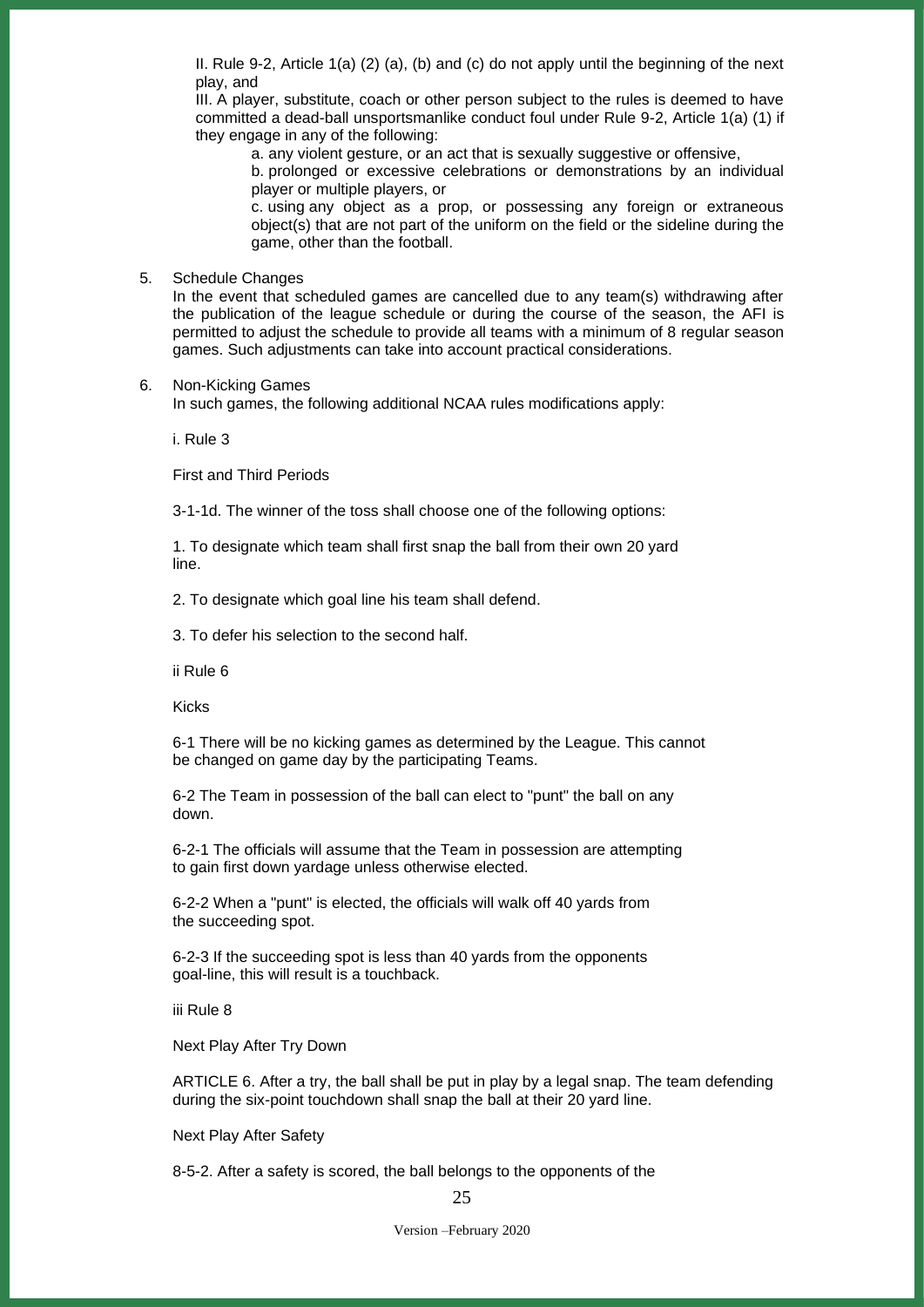II. Rule 9-2, Article 1(a) (2) (a), (b) and (c) do not apply until the beginning of the next play, and

III. A player, substitute, coach or other person subject to the rules is deemed to have committed a dead-ball unsportsmanlike conduct foul under Rule 9-2, Article 1(a) (1) if they engage in any of the following:

a. any violent gesture, or an act that is sexually suggestive or offensive,

b. prolonged or excessive celebrations or demonstrations by an individual player or multiple players, or

c. using any object as a prop, or possessing any foreign or extraneous object(s) that are not part of the uniform on the field or the sideline during the game, other than the football.

5. Schedule Changes

In the event that scheduled games are cancelled due to any team(s) withdrawing after the publication of the league schedule or during the course of the season, the AFI is permitted to adjust the schedule to provide all teams with a minimum of 8 regular season games. Such adjustments can take into account practical considerations.

6. Non-Kicking Games

In such games, the following additional NCAA rules modifications apply:

i. Rule 3

First and Third Periods

3-1-1d. The winner of the toss shall choose one of the following options:

1. To designate which team shall first snap the ball from their own 20 yard line.

2. To designate which goal line his team shall defend.

3. To defer his selection to the second half.

ii Rule 6

Kicks

6-1 There will be no kicking games as determined by the League. This cannot be changed on game day by the participating Teams.

6-2 The Team in possession of the ball can elect to "punt" the ball on any down.

6-2-1 The officials will assume that the Team in possession are attempting to gain first down yardage unless otherwise elected.

6-2-2 When a "punt" is elected, the officials will walk off 40 yards from the succeeding spot.

6-2-3 If the succeeding spot is less than 40 yards from the opponents goal-line, this will result is a touchback.

iii Rule 8

Next Play After Try Down

ARTICLE 6. After a try, the ball shall be put in play by a legal snap. The team defending during the six-point touchdown shall snap the ball at their 20 yard line.

Next Play After Safety

8-5-2. After a safety is scored, the ball belongs to the opponents of the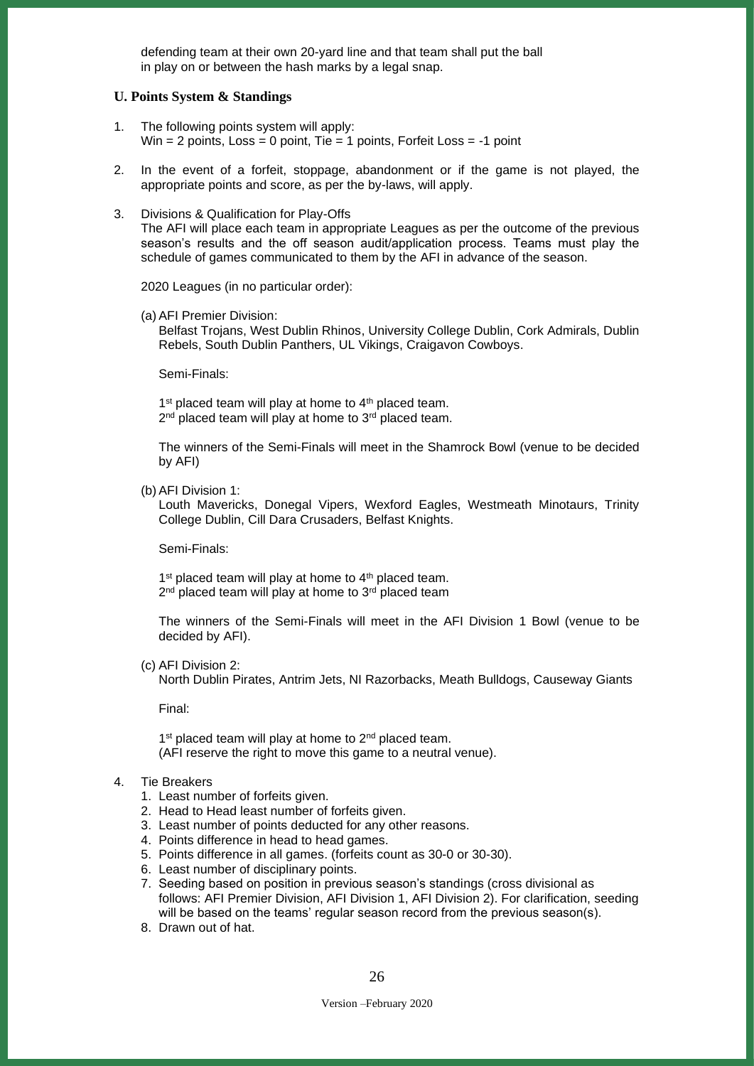defending team at their own 20-yard line and that team shall put the ball in play on or between the hash marks by a legal snap.

### U. Points System & Standings

1. The following points system will apply:
   Win = 2 points, Loss = 0 point, Tie = 1 points, Forfeit Loss = -1 point

2. In the event of a forfeit, stoppage, abandonment or if the game is not played, the appropriate points and score, as per the by-laws, will apply.

3. Divisions & Qualification for Play-Offs
   The AFI will place each team in appropriate Leagues as per the outcome of the previous season's results and the off season audit/application process. Teams must play the schedule of games communicated to them by the AFI in advance of the season.

   2020 Leagues (in no particular order):

   (a) AFI Premier Division:
   Belfast Trojans, West Dublin Rhinos, University College Dublin, Cork Admirals, Dublin Rebels, South Dublin Panthers, UL Vikings, Craigavon Cowboys.

   Semi-Finals:

   1st placed team will play at home to 4th placed team.
   2nd placed team will play at home to 3rd placed team.

   The winners of the Semi-Finals will meet in the Shamrock Bowl (venue to be decided by AFI)

   (b) AFI Division 1:
   Louth Mavericks, Donegal Vipers, Wexford Eagles, Westmeath Minotaurs, Trinity College Dublin, Cill Dara Crusaders, Belfast Knights.

   Semi-Finals:

   1st placed team will play at home to 4th placed team.
   2nd placed team will play at home to 3rd placed team

   The winners of the Semi-Finals will meet in the AFI Division 1 Bowl (venue to be decided by AFI).

   (c) AFI Division 2:
   North Dublin Pirates, Antrim Jets, NI Razorbacks, Meath Bulldogs, Causeway Giants

   Final:

   1st placed team will play at home to 2nd placed team.
   (AFI reserve the right to move this game to a neutral venue).

4. Tie Breakers
   1. Least number of forfeits given.
   2. Head to Head least number of forfeits given.
   3. Least number of points deducted for any other reasons.
   4. Points difference in head to head games.
   5. Points difference in all games. (forfeits count as 30-0 or 30-30).
   6. Least number of disciplinary points.
   7. Seeding based on position in previous season's standings (cross divisional as follows: AFI Premier Division, AFI Division 1, AFI Division 2). For clarification, seeding will be based on the teams' regular season record from the previous season(s).
   8. Drawn out of hat.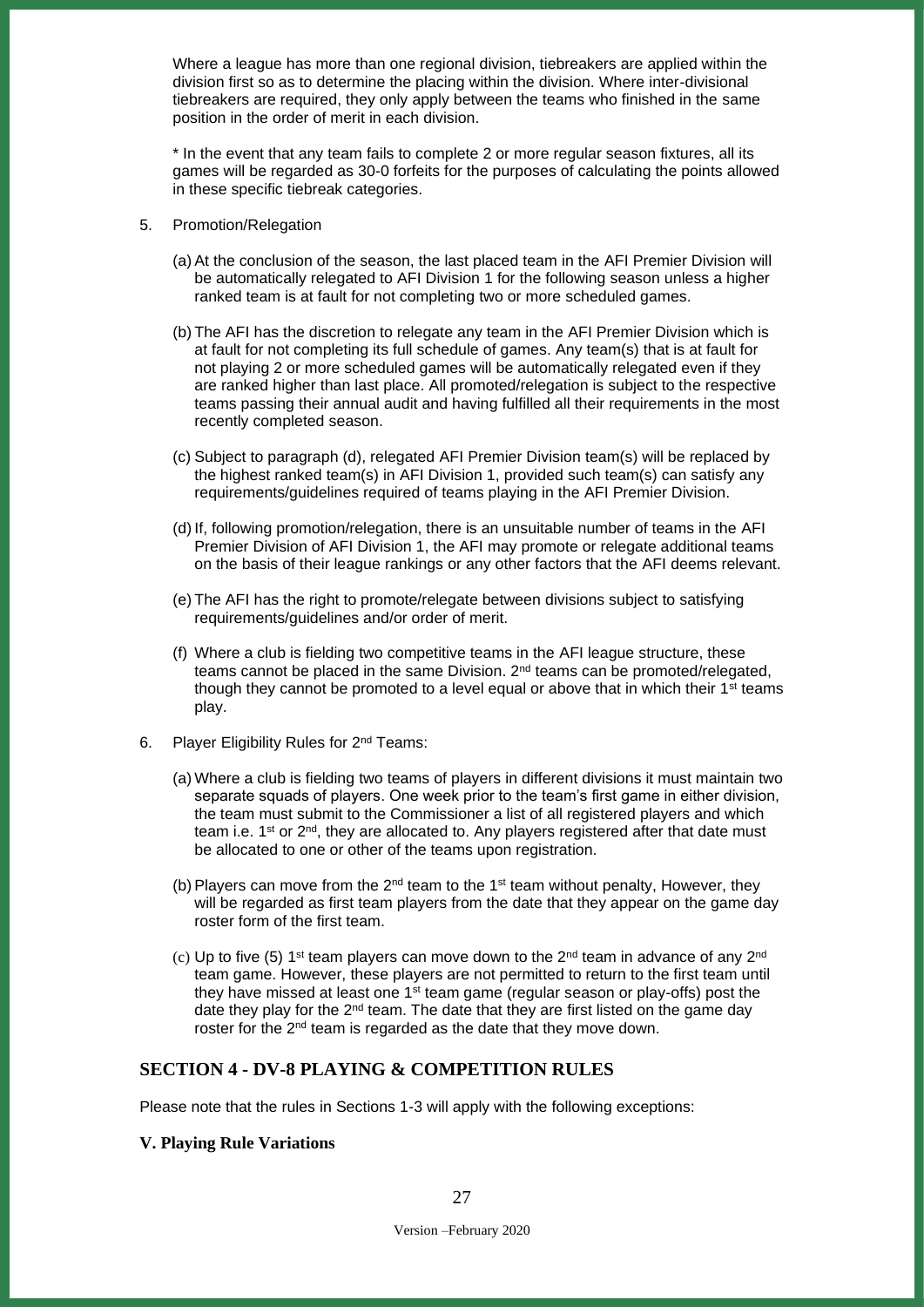Where a league has more than one regional division, tiebreakers are applied within the division first so as to determine the placing within the division. Where inter-divisional tiebreakers are required, they only apply between the teams who finished in the same position in the order of merit in each division.

* In the event that any team fails to complete 2 or more regular season fixtures, all its games will be regarded as 30-0 forfeits for the purposes of calculating the points allowed in these specific tiebreak categories.

5. Promotion/Relegation

   (a) At the conclusion of the season, the last placed team in the AFI Premier Division will be automatically relegated to AFI Division 1 for the following season unless a higher ranked team is at fault for not completing two or more scheduled games.

   (b) The AFI has the discretion to relegate any team in the AFI Premier Division which is at fault for not completing its full schedule of games. Any team(s) that is at fault for not playing 2 or more scheduled games will be automatically relegated even if they are ranked higher than last place. All promoted/relegation is subject to the respective teams passing their annual audit and having fulfilled all their requirements in the most recently completed season.

   (c) Subject to paragraph (d), relegated AFI Premier Division team(s) will be replaced by the highest ranked team(s) in AFI Division 1, provided such team(s) can satisfy any requirements/guidelines required of teams playing in the AFI Premier Division.

   (d) If, following promotion/relegation, there is an unsuitable number of teams in the AFI Premier Division of AFI Division 1, the AFI may promote or relegate additional teams on the basis of their league rankings or any other factors that the AFI deems relevant.

   (e) The AFI has the right to promote/relegate between divisions subject to satisfying requirements/guidelines and/or order of merit.

   (f) Where a club is fielding two competitive teams in the AFI league structure, these teams cannot be placed in the same Division. 2nd teams can be promoted/relegated, though they cannot be promoted to a level equal or above that in which their 1st teams play.

6. Player Eligibility Rules for 2nd Teams:

   (a) Where a club is fielding two teams of players in different divisions it must maintain two separate squads of players. One week prior to the team's first game in either division, the team must submit to the Commissioner a list of all registered players and which team i.e. 1st or 2nd, they are allocated to. Any players registered after that date must be allocated to one or other of the teams upon registration.

   (b) Players can move from the 2nd team to the 1st team without penalty, However, they will be regarded as first team players from the date that they appear on the game day roster form of the first team.

   (c) Up to five (5) 1st team players can move down to the 2nd team in advance of any 2nd team game. However, these players are not permitted to return to the first team until they have missed at least one 1st team game (regular season or play-offs) post the date they play for the 2nd team. The date that they are first listed on the game day roster for the 2nd team is regarded as the date that they move down.

## SECTION 4 - DV-8 PLAYING & COMPETITION RULES

Please note that the rules in Sections 1-3 will apply with the following exceptions:

**V. Playing Rule Variations**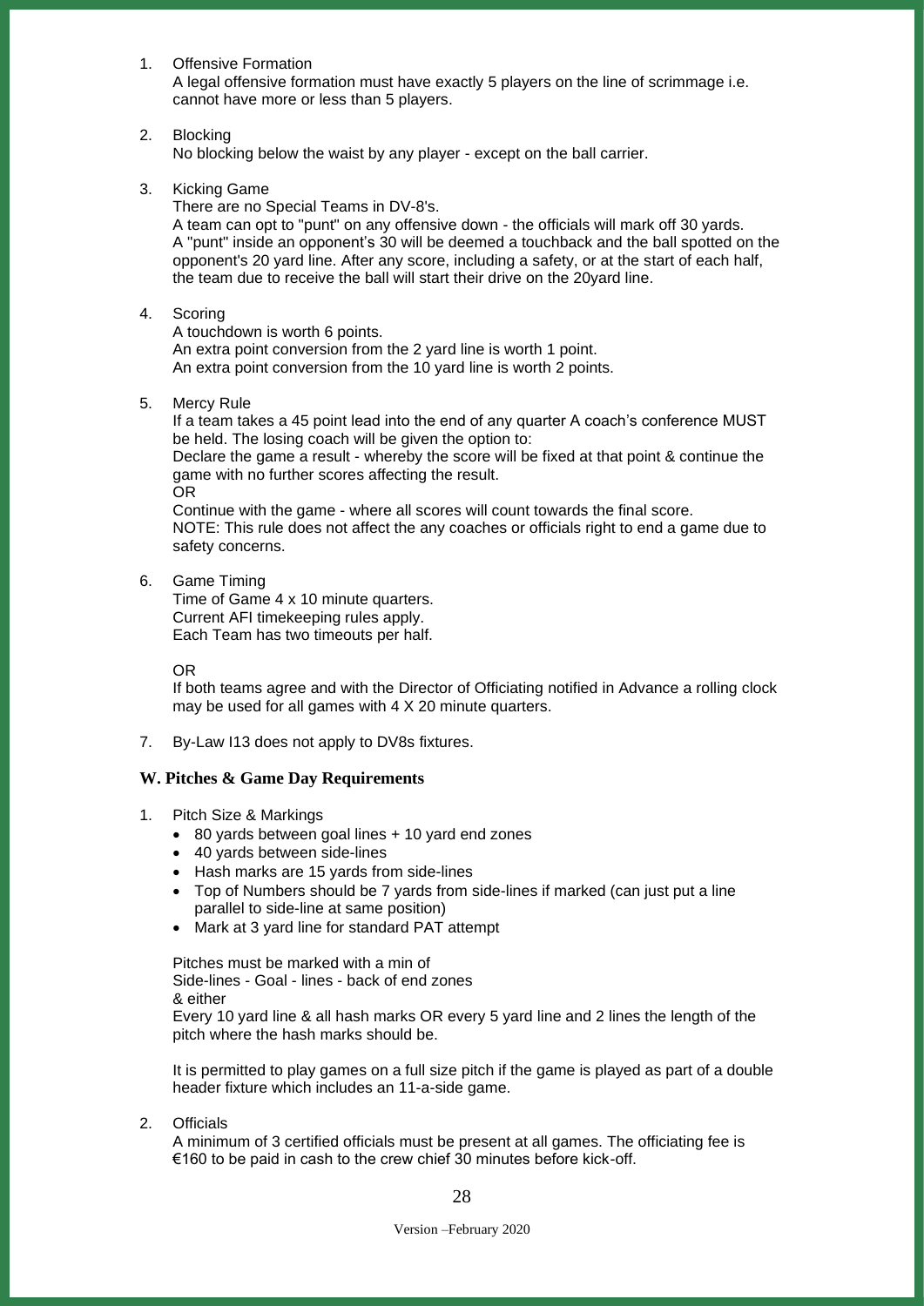1. Offensive Formation
   A legal offensive formation must have exactly 5 players on the line of scrimmage i.e. cannot have more or less than 5 players.

2. Blocking
   No blocking below the waist by any player - except on the ball carrier.

3. Kicking Game
   There are no Special Teams in DV-8's.
   A team can opt to "punt" on any offensive down - the officials will mark off 30 yards.
   A "punt" inside an opponent's 30 will be deemed a touchback and the ball spotted on the opponent's 20 yard line. After any score, including a safety, or at the start of each half, the team due to receive the ball will start their drive on the 20yard line.

4. Scoring
   A touchdown is worth 6 points.
   An extra point conversion from the 2 yard line is worth 1 point.
   An extra point conversion from the 10 yard line is worth 2 points.

5. Mercy Rule
   If a team takes a 45 point lead into the end of any quarter A coach's conference MUST be held. The losing coach will be given the option to:
   Declare the game a result - whereby the score will be fixed at that point & continue the game with no further scores affecting the result.
   OR
   Continue with the game - where all scores will count towards the final score.
   NOTE: This rule does not affect the any coaches or officials right to end a game due to safety concerns.

6. Game Timing
   Time of Game 4 x 10 minute quarters.
   Current AFI timekeeping rules apply.
   Each Team has two timeouts per half.

   OR
   If both teams agree and with the Director of Officiating notified in Advance a rolling clock may be used for all games with 4 X 20 minute quarters.

7. By-Law I13 does not apply to DV8s fixtures.

### W. Pitches & Game Day Requirements

1. Pitch Size & Markings
   - 80 yards between goal lines + 10 yard end zones
   - 40 yards between side-lines
   - Hash marks are 15 yards from side-lines
   - Top of Numbers should be 7 yards from side-lines if marked (can just put a line parallel to side-line at same position)
   - Mark at 3 yard line for standard PAT attempt

   Pitches must be marked with a min of
   Side-lines - Goal - lines - back of end zones
   & either
   Every 10 yard line & all hash marks OR every 5 yard line and 2 lines the length of the pitch where the hash marks should be.

   It is permitted to play games on a full size pitch if the game is played as part of a double header fixture which includes an 11-a-side game.

2. Officials
   A minimum of 3 certified officials must be present at all games. The officiating fee is €160 to be paid in cash to the crew chief 30 minutes before kick-off.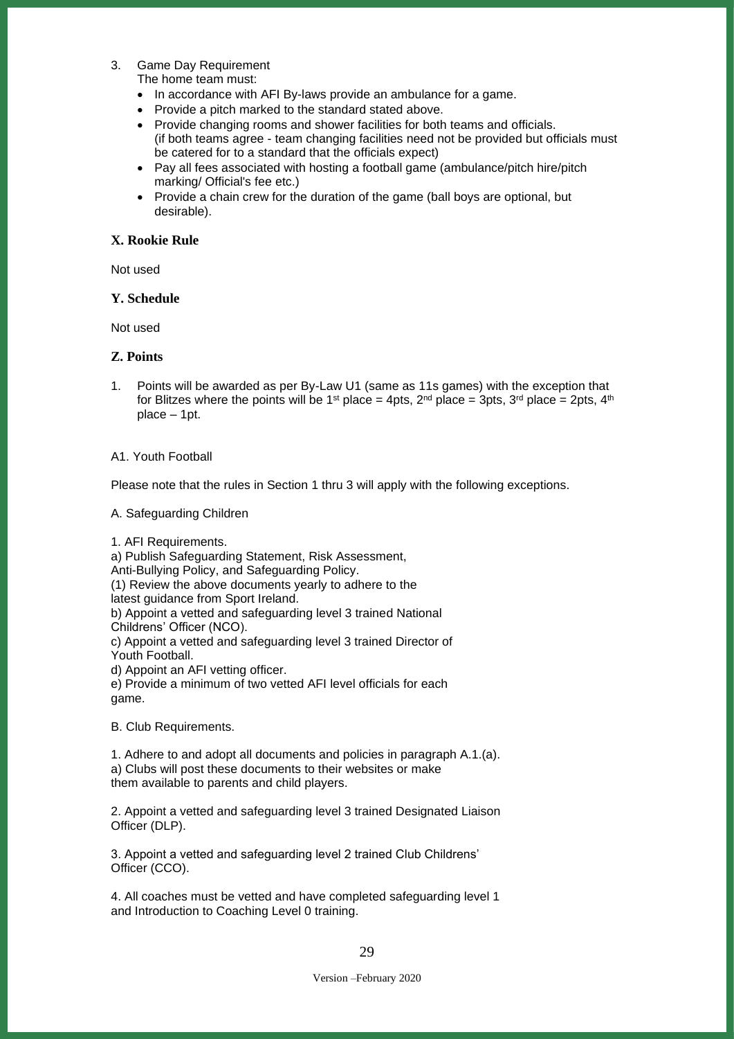3. Game Day Requirement
   The home team must:
   - In accordance with AFI By-laws provide an ambulance for a game.
   - Provide a pitch marked to the standard stated above.
   - Provide changing rooms and shower facilities for both teams and officials. (if both teams agree - team changing facilities need not be provided but officials must be catered for to a standard that the officials expect)
   - Pay all fees associated with hosting a football game (ambulance/pitch hire/pitch marking/ Official's fee etc.)
   - Provide a chain crew for the duration of the game (ball boys are optional, but desirable).

### X. Rookie Rule

Not used

### Y. Schedule

Not used

### Z. Points

1. Points will be awarded as per By-Law U1 (same as 11s games) with the exception that for Blitzes where the points will be 1st place = 4pts, 2nd place = 3pts, 3rd place = 2pts, 4th place – 1pt.

A1. Youth Football

Please note that the rules in Section 1 thru 3 will apply with the following exceptions.

A. Safeguarding Children

1. AFI Requirements.
a) Publish Safeguarding Statement, Risk Assessment, Anti-Bullying Policy, and Safeguarding Policy.
(1) Review the above documents yearly to adhere to the latest guidance from Sport Ireland.
b) Appoint a vetted and safeguarding level 3 trained National Childrens' Officer (NCO).
c) Appoint a vetted and safeguarding level 3 trained Director of Youth Football.
d) Appoint an AFI vetting officer.
e) Provide a minimum of two vetted AFI level officials for each game.

B. Club Requirements.

1. Adhere to and adopt all documents and policies in paragraph A.1.(a).
a) Clubs will post these documents to their websites or make them available to parents and child players.

2. Appoint a vetted and safeguarding level 3 trained Designated Liaison Officer (DLP).

3. Appoint a vetted and safeguarding level 2 trained Club Childrens' Officer (CCO).

4. All coaches must be vetted and have completed safeguarding level 1 and Introduction to Coaching Level 0 training.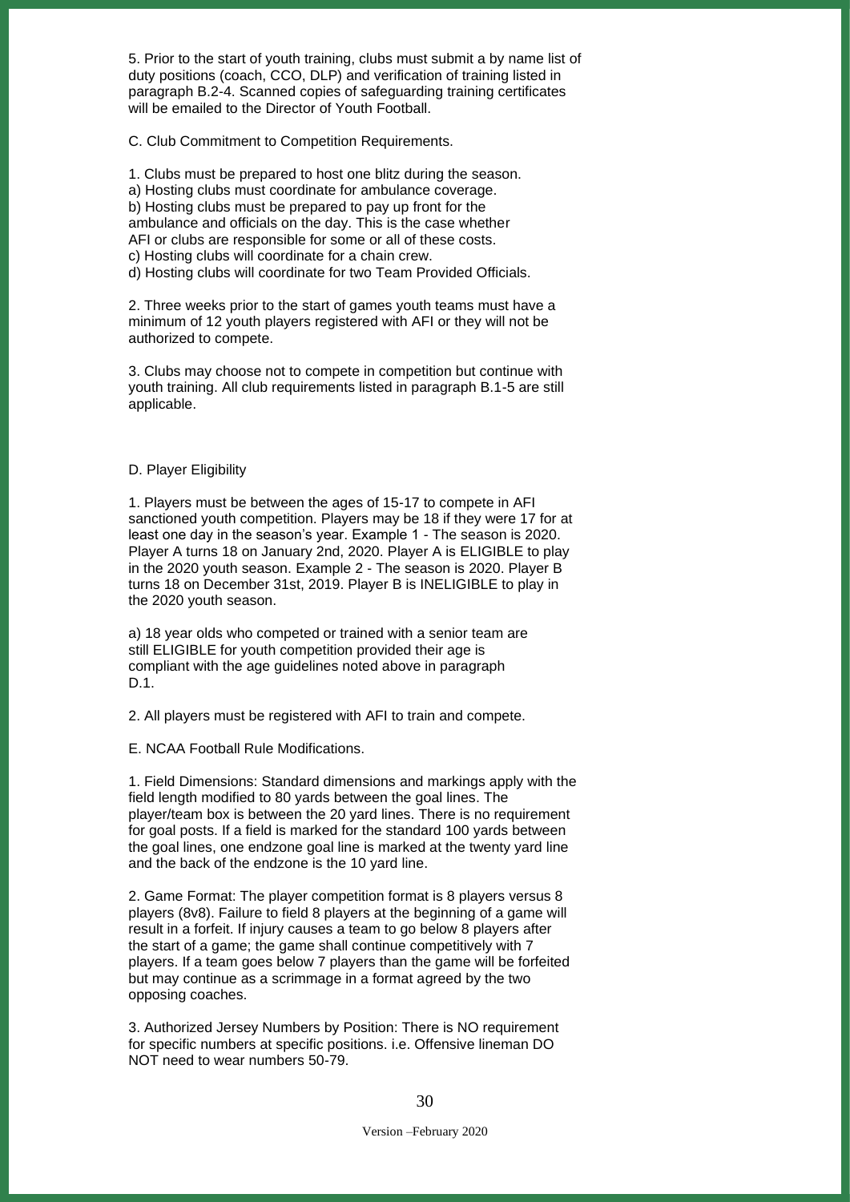5. Prior to the start of youth training, clubs must submit a by name list of duty positions (coach, CCO, DLP) and verification of training listed in paragraph B.2-4. Scanned copies of safeguarding training certificates will be emailed to the Director of Youth Football.

C. Club Commitment to Competition Requirements.

1. Clubs must be prepared to host one blitz during the season.
a) Hosting clubs must coordinate for ambulance coverage.
b) Hosting clubs must be prepared to pay up front for the ambulance and officials on the day. This is the case whether AFI or clubs are responsible for some or all of these costs.
c) Hosting clubs will coordinate for a chain crew.
d) Hosting clubs will coordinate for two Team Provided Officials.

2. Three weeks prior to the start of games youth teams must have a minimum of 12 youth players registered with AFI or they will not be authorized to compete.

3. Clubs may choose not to compete in competition but continue with youth training. All club requirements listed in paragraph B.1-5 are still applicable.

D. Player Eligibility

1. Players must be between the ages of 15-17 to compete in AFI sanctioned youth competition. Players may be 18 if they were 17 for at least one day in the season's year. Example 1 - The season is 2020. Player A turns 18 on January 2nd, 2020. Player A is ELIGIBLE to play in the 2020 youth season. Example 2 - The season is 2020. Player B turns 18 on December 31st, 2019. Player B is INELIGIBLE to play in the 2020 youth season.

a) 18 year olds who competed or trained with a senior team are still ELIGIBLE for youth competition provided their age is compliant with the age guidelines noted above in paragraph D.1.

2. All players must be registered with AFI to train and compete.

E. NCAA Football Rule Modifications.

1. Field Dimensions: Standard dimensions and markings apply with the field length modified to 80 yards between the goal lines. The player/team box is between the 20 yard lines. There is no requirement for goal posts. If a field is marked for the standard 100 yards between the goal lines, one endzone goal line is marked at the twenty yard line and the back of the endzone is the 10 yard line.

2. Game Format: The player competition format is 8 players versus 8 players (8v8). Failure to field 8 players at the beginning of a game will result in a forfeit. If injury causes a team to go below 8 players after the start of a game; the game shall continue competitively with 7 players. If a team goes below 7 players than the game will be forfeited but may continue as a scrimmage in a format agreed by the two opposing coaches.

3. Authorized Jersey Numbers by Position: There is NO requirement for specific numbers at specific positions. i.e. Offensive lineman DO NOT need to wear numbers 50-79.

Version –February 2020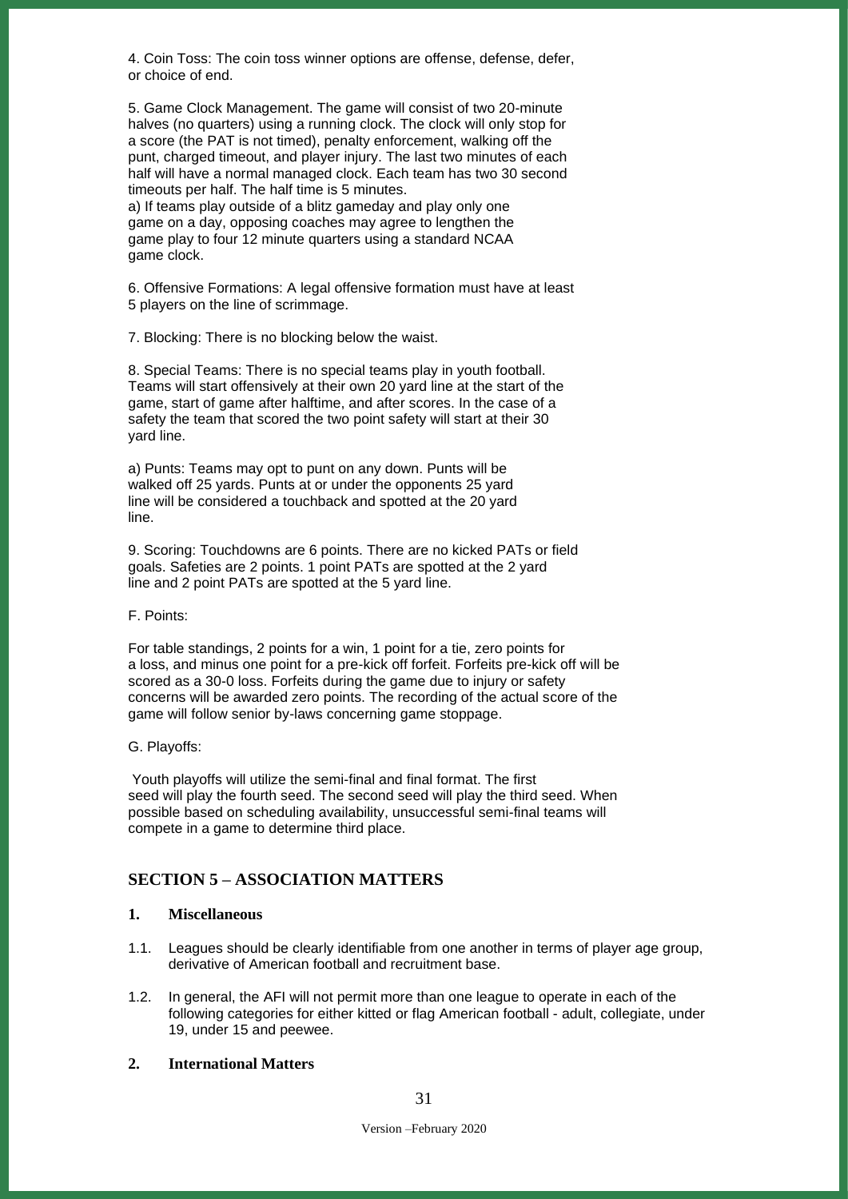4. Coin Toss: The coin toss winner options are offense, defense, defer, or choice of end.

5. Game Clock Management. The game will consist of two 20-minute halves (no quarters) using a running clock. The clock will only stop for a score (the PAT is not timed), penalty enforcement, walking off the punt, charged timeout, and player injury. The last two minutes of each half will have a normal managed clock. Each team has two 30 second timeouts per half. The half time is 5 minutes.

a) If teams play outside of a blitz gameday and play only one game on a day, opposing coaches may agree to lengthen the game play to four 12 minute quarters using a standard NCAA game clock.

6. Offensive Formations: A legal offensive formation must have at least 5 players on the line of scrimmage.

7. Blocking: There is no blocking below the waist.

8. Special Teams: There is no special teams play in youth football. Teams will start offensively at their own 20 yard line at the start of the game, start of game after halftime, and after scores. In the case of a safety the team that scored the two point safety will start at their 30 yard line.

a) Punts: Teams may opt to punt on any down. Punts will be walked off 25 yards. Punts at or under the opponents 25 yard line will be considered a touchback and spotted at the 20 yard line.

9. Scoring: Touchdowns are 6 points. There are no kicked PATs or field goals. Safeties are 2 points. 1 point PATs are spotted at the 2 yard line and 2 point PATs are spotted at the 5 yard line.

F. Points:

For table standings, 2 points for a win, 1 point for a tie, zero points for a loss, and minus one point for a pre-kick off forfeit. Forfeits pre-kick off will be scored as a 30-0 loss. Forfeits during the game due to injury or safety concerns will be awarded zero points. The recording of the actual score of the game will follow senior by-laws concerning game stoppage.

G. Playoffs:

Youth playoffs will utilize the semi-final and final format. The first seed will play the fourth seed. The second seed will play the third seed. When possible based on scheduling availability, unsuccessful semi-final teams will compete in a game to determine third place.

## SECTION 5 – ASSOCIATION MATTERS

### 1. Miscellaneous

1.1. Leagues should be clearly identifiable from one another in terms of player age group, derivative of American football and recruitment base.

1.2. In general, the AFI will not permit more than one league to operate in each of the following categories for either kitted or flag American football - adult, collegiate, under 19, under 15 and peewee.

### 2. International Matters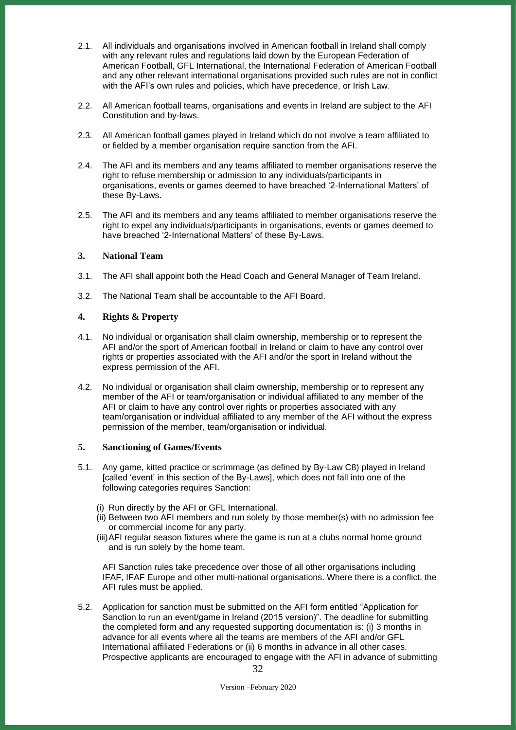2.1. All individuals and organisations involved in American football in Ireland shall comply with any relevant rules and regulations laid down by the European Federation of American Football, GFL International, the International Federation of American Football and any other relevant international organisations provided such rules are not in conflict with the AFI's own rules and policies, which have precedence, or Irish Law.

2.2. All American football teams, organisations and events in Ireland are subject to the AFI Constitution and by-laws.

2.3. All American football games played in Ireland which do not involve a team affiliated to or fielded by a member organisation require sanction from the AFI.

2.4. The AFI and its members and any teams affiliated to member organisations reserve the right to refuse membership or admission to any individuals/participants in organisations, events or games deemed to have breached '2-International Matters' of these By-Laws.

2.5. The AFI and its members and any teams affiliated to member organisations reserve the right to expel any individuals/participants in organisations, events or games deemed to have breached '2-International Matters' of these By-Laws.

## 3. National Team

3.1. The AFI shall appoint both the Head Coach and General Manager of Team Ireland.

3.2. The National Team shall be accountable to the AFI Board.

## 4. Rights & Property

4.1. No individual or organisation shall claim ownership, membership or to represent the AFI and/or the sport of American football in Ireland or claim to have any control over rights or properties associated with the AFI and/or the sport in Ireland without the express permission of the AFI.

4.2. No individual or organisation shall claim ownership, membership or to represent any member of the AFI or team/organisation or individual affiliated to any member of the AFI or claim to have any control over rights or properties associated with any team/organisation or individual affiliated to any member of the AFI without the express permission of the member, team/organisation or individual.

## 5. Sanctioning of Games/Events

5.1. Any game, kitted practice or scrimmage (as defined by By-Law C8) played in Ireland [called 'event' in this section of the By-Laws], which does not fall into one of the following categories requires Sanction:

(i) Run directly by the AFI or GFL International.
(ii) Between two AFI members and run solely by those member(s) with no admission fee or commercial income for any party.
(iii) AFI regular season fixtures where the game is run at a clubs normal home ground and is run solely by the home team.

AFI Sanction rules take precedence over those of all other organisations including IFAF, IFAF Europe and other multi-national organisations. Where there is a conflict, the AFI rules must be applied.

5.2. Application for sanction must be submitted on the AFI form entitled "Application for Sanction to run an event/game in Ireland (2015 version)". The deadline for submitting the completed form and any requested supporting documentation is: (i) 3 months in advance for all events where all the teams are members of the AFI and/or GFL International affiliated Federations or (ii) 6 months in advance in all other cases. Prospective applicants are encouraged to engage with the AFI in advance of submitting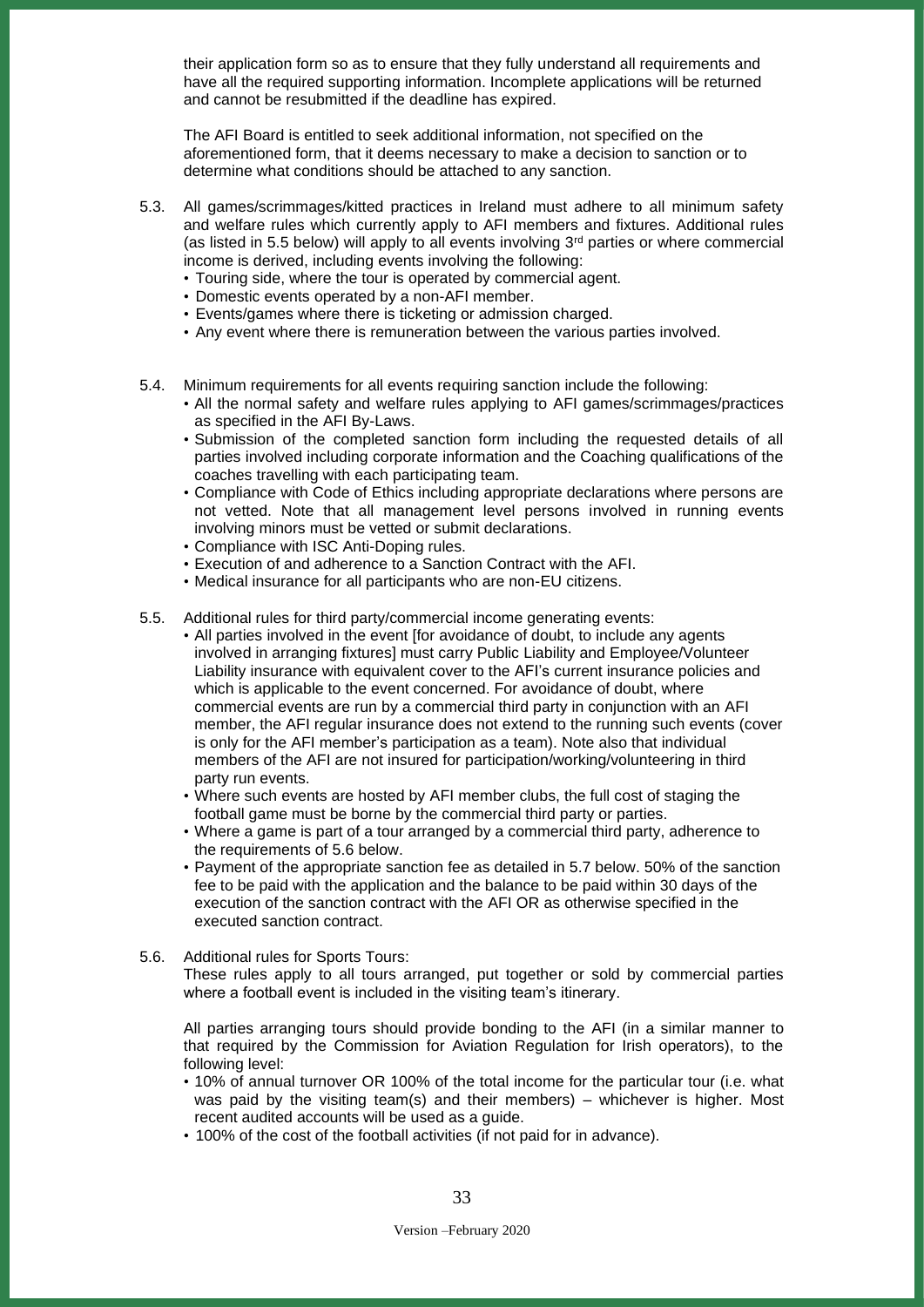their application form so as to ensure that they fully understand all requirements and have all the required supporting information. Incomplete applications will be returned and cannot be resubmitted if the deadline has expired.

The AFI Board is entitled to seek additional information, not specified on the aforementioned form, that it deems necessary to make a decision to sanction or to determine what conditions should be attached to any sanction.

5.3. All games/scrimmages/kitted practices in Ireland must adhere to all minimum safety and welfare rules which currently apply to AFI members and fixtures. Additional rules (as listed in 5.5 below) will apply to all events involving 3rd parties or where commercial income is derived, including events involving the following:
- Touring side, where the tour is operated by commercial agent.
- Domestic events operated by a non-AFI member.
- Events/games where there is ticketing or admission charged.
- Any event where there is remuneration between the various parties involved.

5.4. Minimum requirements for all events requiring sanction include the following:
- All the normal safety and welfare rules applying to AFI games/scrimmages/practices as specified in the AFI By-Laws.
- Submission of the completed sanction form including the requested details of all parties involved including corporate information and the Coaching qualifications of the coaches travelling with each participating team.
- Compliance with Code of Ethics including appropriate declarations where persons are not vetted. Note that all management level persons involved in running events involving minors must be vetted or submit declarations.
- Compliance with ISC Anti-Doping rules.
- Execution of and adherence to a Sanction Contract with the AFI.
- Medical insurance for all participants who are non-EU citizens.

5.5. Additional rules for third party/commercial income generating events:
- All parties involved in the event [for avoidance of doubt, to include any agents involved in arranging fixtures] must carry Public Liability and Employee/Volunteer Liability insurance with equivalent cover to the AFI's current insurance policies and which is applicable to the event concerned. For avoidance of doubt, where commercial events are run by a commercial third party in conjunction with an AFI member, the AFI regular insurance does not extend to the running such events (cover is only for the AFI member's participation as a team). Note also that individual members of the AFI are not insured for participation/working/volunteering in third party run events.
- Where such events are hosted by AFI member clubs, the full cost of staging the football game must be borne by the commercial third party or parties.
- Where a game is part of a tour arranged by a commercial third party, adherence to the requirements of 5.6 below.
- Payment of the appropriate sanction fee as detailed in 5.7 below. 50% of the sanction fee to be paid with the application and the balance to be paid within 30 days of the execution of the sanction contract with the AFI OR as otherwise specified in the executed sanction contract.

5.6. Additional rules for Sports Tours:
These rules apply to all tours arranged, put together or sold by commercial parties where a football event is included in the visiting team's itinerary.

All parties arranging tours should provide bonding to the AFI (in a similar manner to that required by the Commission for Aviation Regulation for Irish operators), to the following level:
- 10% of annual turnover OR 100% of the total income for the particular tour (i.e. what was paid by the visiting team(s) and their members) – whichever is higher. Most recent audited accounts will be used as a guide.
- 100% of the cost of the football activities (if not paid for in advance).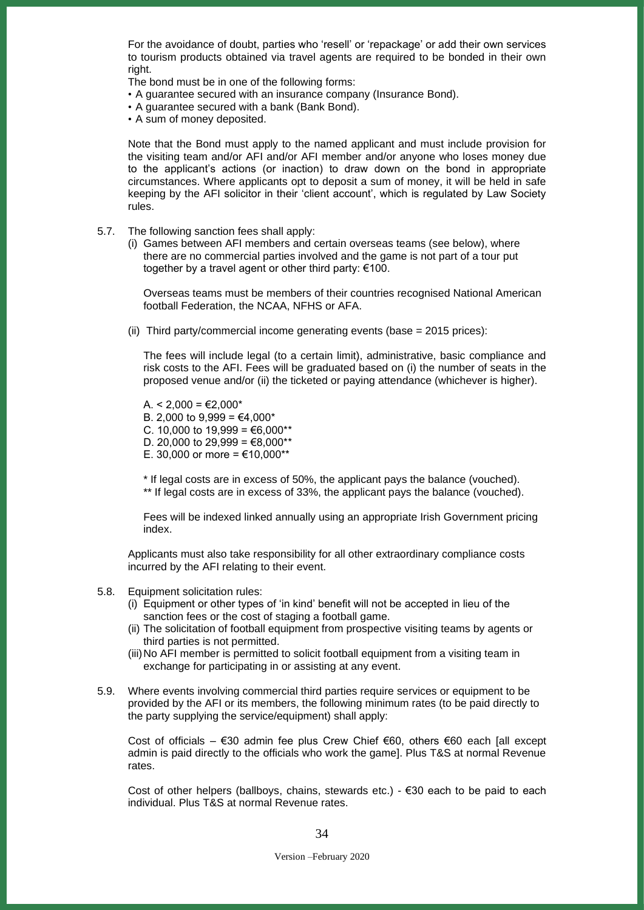For the avoidance of doubt, parties who 'resell' or 'repackage' or add their own services to tourism products obtained via travel agents are required to be bonded in their own right.

The bond must be in one of the following forms:

- A guarantee secured with an insurance company (Insurance Bond).
- A guarantee secured with a bank (Bank Bond).
- A sum of money deposited.

Note that the Bond must apply to the named applicant and must include provision for the visiting team and/or AFI and/or AFI member and/or anyone who loses money due to the applicant's actions (or inaction) to draw down on the bond in appropriate circumstances. Where applicants opt to deposit a sum of money, it will be held in safe keeping by the AFI solicitor in their 'client account', which is regulated by Law Society rules.

5.7. The following sanction fees shall apply:

(i) Games between AFI members and certain overseas teams (see below), where there are no commercial parties involved and the game is not part of a tour put together by a travel agent or other third party: €100.

Overseas teams must be members of their countries recognised National American football Federation, the NCAA, NFHS or AFA.

(ii) Third party/commercial income generating events (base = 2015 prices):

The fees will include legal (to a certain limit), administrative, basic compliance and risk costs to the AFI. Fees will be graduated based on (i) the number of seats in the proposed venue and/or (ii) the ticketed or paying attendance (whichever is higher).

A. < 2,000 = €2,000*
B. 2,000 to 9,999 = €4,000*
C. 10,000 to 19,999 = €6,000**
D. 20,000 to 29,999 = €8,000**
E. 30,000 or more = €10,000**

\* If legal costs are in excess of 50%, the applicant pays the balance (vouched).
\** If legal costs are in excess of 33%, the applicant pays the balance (vouched).

Fees will be indexed linked annually using an appropriate Irish Government pricing index.

Applicants must also take responsibility for all other extraordinary compliance costs incurred by the AFI relating to their event.

5.8. Equipment solicitation rules:

(i) Equipment or other types of 'in kind' benefit will not be accepted in lieu of the sanction fees or the cost of staging a football game.
(ii) The solicitation of football equipment from prospective visiting teams by agents or third parties is not permitted.
(iii) No AFI member is permitted to solicit football equipment from a visiting team in exchange for participating in or assisting at any event.

5.9. Where events involving commercial third parties require services or equipment to be provided by the AFI or its members, the following minimum rates (to be paid directly to the party supplying the service/equipment) shall apply:

Cost of officials – €30 admin fee plus Crew Chief €60, others €60 each [all except admin is paid directly to the officials who work the game]. Plus T&S at normal Revenue rates.

Cost of other helpers (ballboys, chains, stewards etc.) - €30 each to be paid to each individual. Plus T&S at normal Revenue rates.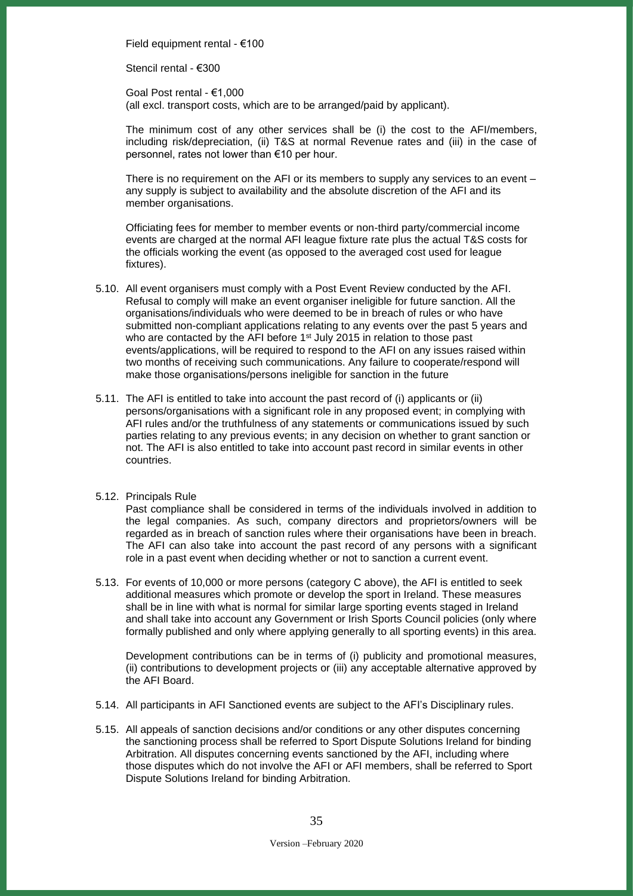Field equipment rental - €100

Stencil rental - €300

Goal Post rental - €1,000
(all excl. transport costs, which are to be arranged/paid by applicant).

The minimum cost of any other services shall be (i) the cost to the AFI/members, including risk/depreciation, (ii) T&S at normal Revenue rates and (iii) in the case of personnel, rates not lower than €10 per hour.

There is no requirement on the AFI or its members to supply any services to an event – any supply is subject to availability and the absolute discretion of the AFI and its member organisations.

Officiating fees for member to member events or non-third party/commercial income events are charged at the normal AFI league fixture rate plus the actual T&S costs for the officials working the event (as opposed to the averaged cost used for league fixtures).

5.10. All event organisers must comply with a Post Event Review conducted by the AFI. Refusal to comply will make an event organiser ineligible for future sanction. All the organisations/individuals who were deemed to be in breach of rules or who have submitted non-compliant applications relating to any events over the past 5 years and who are contacted by the AFI before 1st July 2015 in relation to those past events/applications, will be required to respond to the AFI on any issues raised within two months of receiving such communications. Any failure to cooperate/respond will make those organisations/persons ineligible for sanction in the future

5.11. The AFI is entitled to take into account the past record of (i) applicants or (ii) persons/organisations with a significant role in any proposed event; in complying with AFI rules and/or the truthfulness of any statements or communications issued by such parties relating to any previous events; in any decision on whether to grant sanction or not. The AFI is also entitled to take into account past record in similar events in other countries.

5.12. Principals Rule
Past compliance shall be considered in terms of the individuals involved in addition to the legal companies. As such, company directors and proprietors/owners will be regarded as in breach of sanction rules where their organisations have been in breach. The AFI can also take into account the past record of any persons with a significant role in a past event when deciding whether or not to sanction a current event.

5.13. For events of 10,000 or more persons (category C above), the AFI is entitled to seek additional measures which promote or develop the sport in Ireland. These measures shall be in line with what is normal for similar large sporting events staged in Ireland and shall take into account any Government or Irish Sports Council policies (only where formally published and only where applying generally to all sporting events) in this area.

Development contributions can be in terms of (i) publicity and promotional measures, (ii) contributions to development projects or (iii) any acceptable alternative approved by the AFI Board.

5.14. All participants in AFI Sanctioned events are subject to the AFI's Disciplinary rules.

5.15. All appeals of sanction decisions and/or conditions or any other disputes concerning the sanctioning process shall be referred to Sport Dispute Solutions Ireland for binding Arbitration. All disputes concerning events sanctioned by the AFI, including where those disputes which do not involve the AFI or AFI members, shall be referred to Sport Dispute Solutions Ireland for binding Arbitration.

Version –February 2020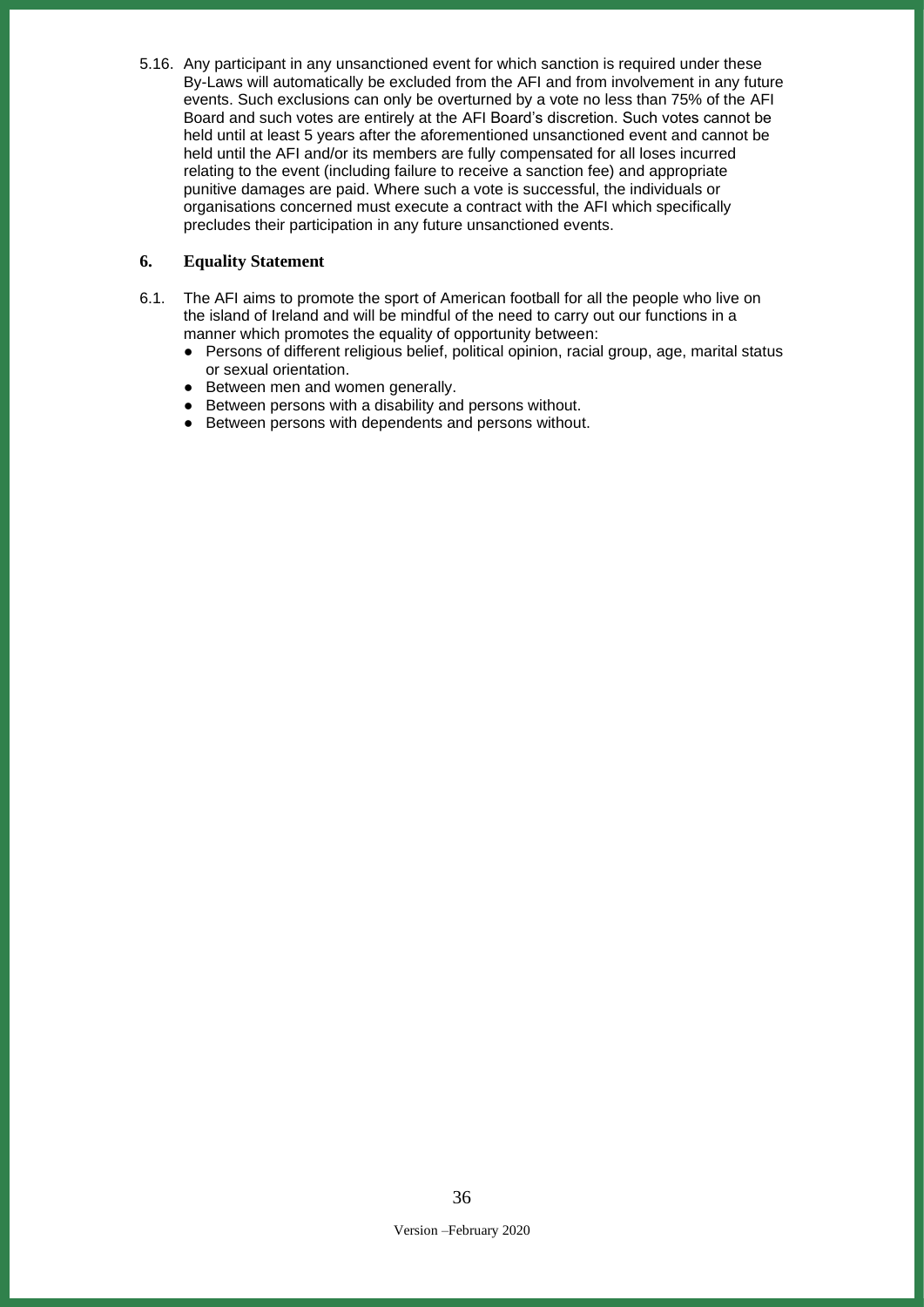5.16. Any participant in any unsanctioned event for which sanction is required under these By-Laws will automatically be excluded from the AFI and from involvement in any future events. Such exclusions can only be overturned by a vote no less than 75% of the AFI Board and such votes are entirely at the AFI Board's discretion. Such votes cannot be held until at least 5 years after the aforementioned unsanctioned event and cannot be held until the AFI and/or its members are fully compensated for all loses incurred relating to the event (including failure to receive a sanction fee) and appropriate punitive damages are paid. Where such a vote is successful, the individuals or organisations concerned must execute a contract with the AFI which specifically precludes their participation in any future unsanctioned events.

## 6. Equality Statement

6.1. The AFI aims to promote the sport of American football for all the people who live on the island of Ireland and will be mindful of the need to carry out our functions in a manner which promotes the equality of opportunity between:

- Persons of different religious belief, political opinion, racial group, age, marital status or sexual orientation.
- Between men and women generally.
- Between persons with a disability and persons without.
- Between persons with dependents and persons without.

Version –February 2020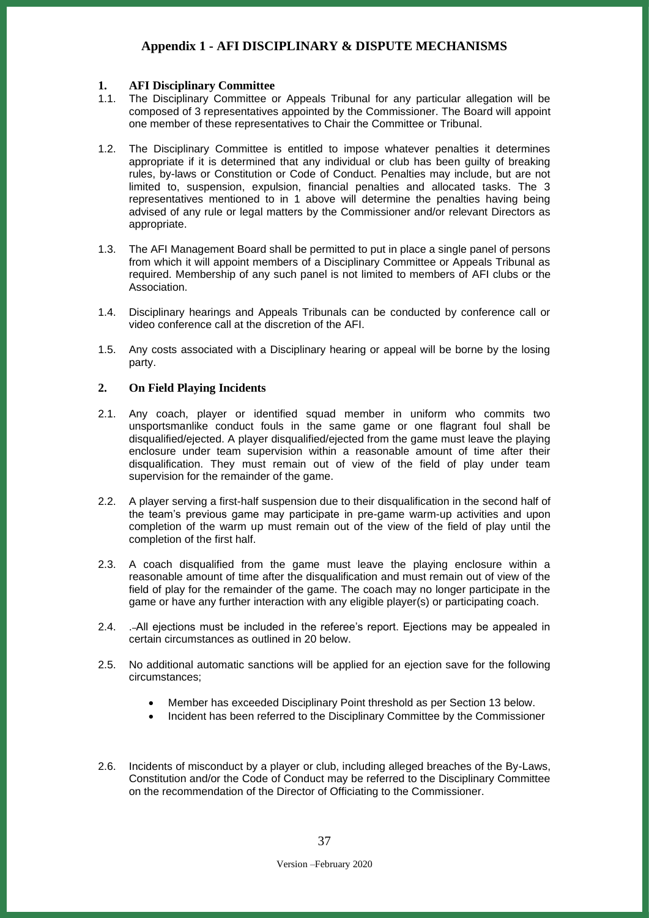## Appendix 1 - AFI DISCIPLINARY & DISPUTE MECHANISMS

### 1. AFI Disciplinary Committee

1.1. The Disciplinary Committee or Appeals Tribunal for any particular allegation will be composed of 3 representatives appointed by the Commissioner. The Board will appoint one member of these representatives to Chair the Committee or Tribunal.

1.2. The Disciplinary Committee is entitled to impose whatever penalties it determines appropriate if it is determined that any individual or club has been guilty of breaking rules, by-laws or Constitution or Code of Conduct. Penalties may include, but are not limited to, suspension, expulsion, financial penalties and allocated tasks. The 3 representatives mentioned to in 1 above will determine the penalties having being advised of any rule or legal matters by the Commissioner and/or relevant Directors as appropriate.

1.3. The AFI Management Board shall be permitted to put in place a single panel of persons from which it will appoint members of a Disciplinary Committee or Appeals Tribunal as required. Membership of any such panel is not limited to members of AFI clubs or the Association.

1.4. Disciplinary hearings and Appeals Tribunals can be conducted by conference call or video conference call at the discretion of the AFI.

1.5. Any costs associated with a Disciplinary hearing or appeal will be borne by the losing party.

### 2. On Field Playing Incidents

2.1. Any coach, player or identified squad member in uniform who commits two unsportsmanlike conduct fouls in the same game or one flagrant foul shall be disqualified/ejected. A player disqualified/ejected from the game must leave the playing enclosure under team supervision within a reasonable amount of time after their disqualification. They must remain out of view of the field of play under team supervision for the remainder of the game.

2.2. A player serving a first-half suspension due to their disqualification in the second half of the team's previous game may participate in pre-game warm-up activities and upon completion of the warm up must remain out of the view of the field of play until the completion of the first half.

2.3. A coach disqualified from the game must leave the playing enclosure within a reasonable amount of time after the disqualification and must remain out of view of the field of play for the remainder of the game. The coach may no longer participate in the game or have any further interaction with any eligible player(s) or participating coach.

2.4. All ejections must be included in the referee's report. Ejections may be appealed in certain circumstances as outlined in 20 below.

2.5. No additional automatic sanctions will be applied for an ejection save for the following circumstances;

- Member has exceeded Disciplinary Point threshold as per Section 13 below.
- Incident has been referred to the Disciplinary Committee by the Commissioner

2.6. Incidents of misconduct by a player or club, including alleged breaches of the By-Laws, Constitution and/or the Code of Conduct may be referred to the Disciplinary Committee on the recommendation of the Director of Officiating to the Commissioner.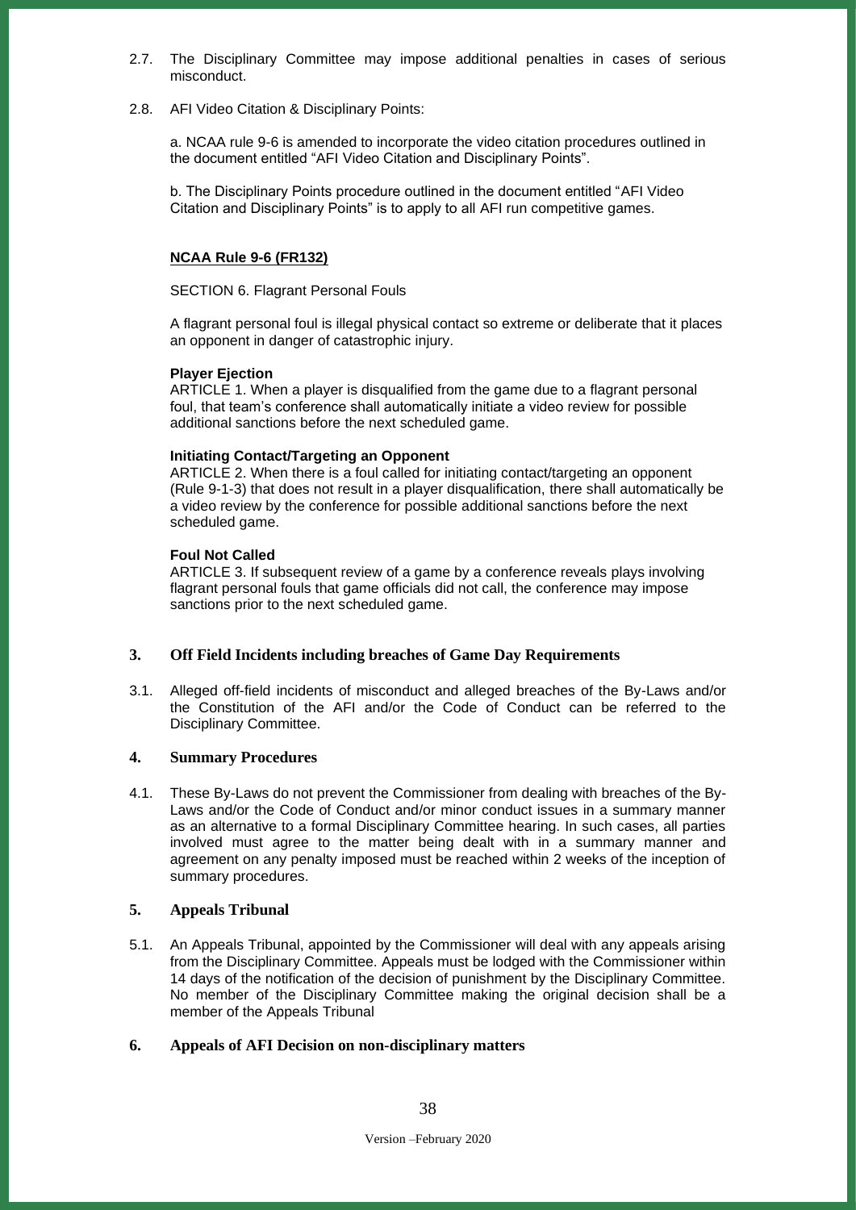2.7. The Disciplinary Committee may impose additional penalties in cases of serious misconduct.

2.8. AFI Video Citation & Disciplinary Points:

a. NCAA rule 9-6 is amended to incorporate the video citation procedures outlined in the document entitled “AFI Video Citation and Disciplinary Points”.

b. The Disciplinary Points procedure outlined in the document entitled “AFI Video Citation and Disciplinary Points” is to apply to all AFI run competitive games.

**NCAA Rule 9-6 (FR132)**

SECTION 6. Flagrant Personal Fouls

A flagrant personal foul is illegal physical contact so extreme or deliberate that it places an opponent in danger of catastrophic injury.

**Player Ejection**
ARTICLE 1. When a player is disqualified from the game due to a flagrant personal foul, that team’s conference shall automatically initiate a video review for possible additional sanctions before the next scheduled game.

**Initiating Contact/Targeting an Opponent**
ARTICLE 2. When there is a foul called for initiating contact/targeting an opponent (Rule 9-1-3) that does not result in a player disqualification, there shall automatically be a video review by the conference for possible additional sanctions before the next scheduled game.

**Foul Not Called**
ARTICLE 3. If subsequent review of a game by a conference reveals plays involving flagrant personal fouls that game officials did not call, the conference may impose sanctions prior to the next scheduled game.

## 3. Off Field Incidents including breaches of Game Day Requirements

3.1. Alleged off-field incidents of misconduct and alleged breaches of the By-Laws and/or the Constitution of the AFI and/or the Code of Conduct can be referred to the Disciplinary Committee.

## 4. Summary Procedures

4.1. These By-Laws do not prevent the Commissioner from dealing with breaches of the By-Laws and/or the Code of Conduct and/or minor conduct issues in a summary manner as an alternative to a formal Disciplinary Committee hearing. In such cases, all parties involved must agree to the matter being dealt with in a summary manner and agreement on any penalty imposed must be reached within 2 weeks of the inception of summary procedures.

## 5. Appeals Tribunal

5.1. An Appeals Tribunal, appointed by the Commissioner will deal with any appeals arising from the Disciplinary Committee. Appeals must be lodged with the Commissioner within 14 days of the notification of the decision of punishment by the Disciplinary Committee. No member of the Disciplinary Committee making the original decision shall be a member of the Appeals Tribunal

## 6. Appeals of AFI Decision on non-disciplinary matters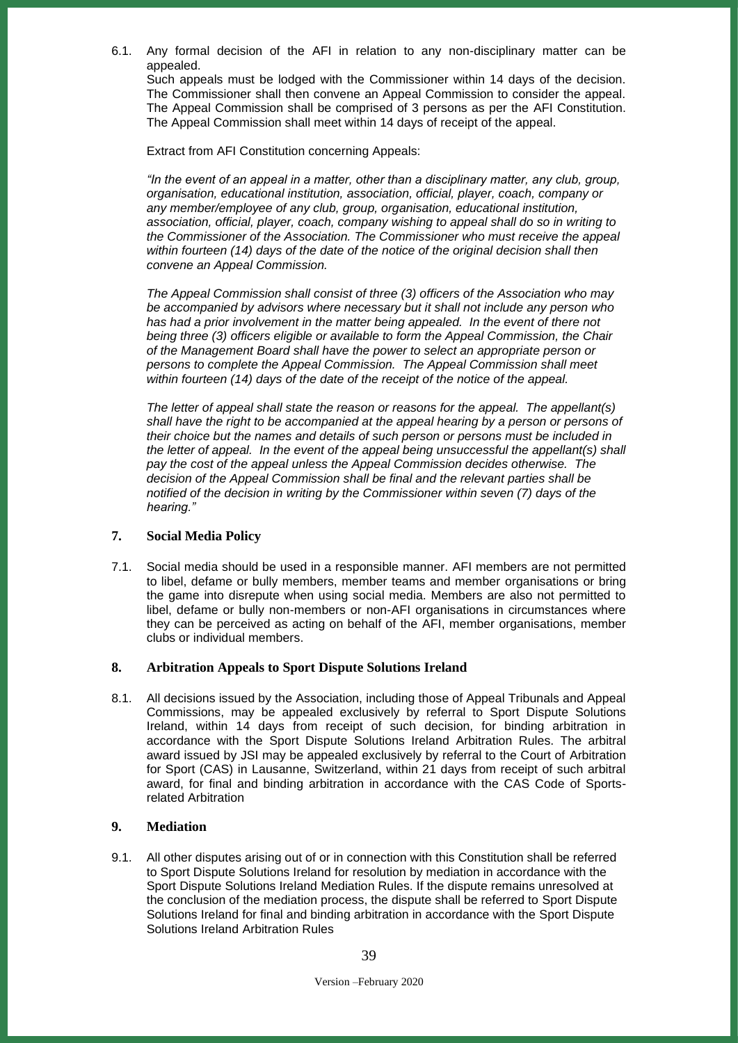6.1. Any formal decision of the AFI in relation to any non-disciplinary matter can be appealed.
Such appeals must be lodged with the Commissioner within 14 days of the decision. The Commissioner shall then convene an Appeal Commission to consider the appeal. The Appeal Commission shall be comprised of 3 persons as per the AFI Constitution. The Appeal Commission shall meet within 14 days of receipt of the appeal.

Extract from AFI Constitution concerning Appeals:

*"In the event of an appeal in a matter, other than a disciplinary matter, any club, group, organisation, educational institution, association, official, player, coach, company or any member/employee of any club, group, organisation, educational institution, association, official, player, coach, company wishing to appeal shall do so in writing to the Commissioner of the Association. The Commissioner who must receive the appeal within fourteen (14) days of the date of the notice of the original decision shall then convene an Appeal Commission.*

*The Appeal Commission shall consist of three (3) officers of the Association who may be accompanied by advisors where necessary but it shall not include any person who has had a prior involvement in the matter being appealed. In the event of there not being three (3) officers eligible or available to form the Appeal Commission, the Chair of the Management Board shall have the power to select an appropriate person or persons to complete the Appeal Commission. The Appeal Commission shall meet within fourteen (14) days of the date of the receipt of the notice of the appeal.*

*The letter of appeal shall state the reason or reasons for the appeal. The appellant(s) shall have the right to be accompanied at the appeal hearing by a person or persons of their choice but the names and details of such person or persons must be included in the letter of appeal. In the event of the appeal being unsuccessful the appellant(s) shall pay the cost of the appeal unless the Appeal Commission decides otherwise. The decision of the Appeal Commission shall be final and the relevant parties shall be notified of the decision in writing by the Commissioner within seven (7) days of the hearing."*

## 7. Social Media Policy

7.1. Social media should be used in a responsible manner. AFI members are not permitted to libel, defame or bully members, member teams and member organisations or bring the game into disrepute when using social media. Members are also not permitted to libel, defame or bully non-members or non-AFI organisations in circumstances where they can be perceived as acting on behalf of the AFI, member organisations, member clubs or individual members.

## 8. Arbitration Appeals to Sport Dispute Solutions Ireland

8.1. All decisions issued by the Association, including those of Appeal Tribunals and Appeal Commissions, may be appealed exclusively by referral to Sport Dispute Solutions Ireland, within 14 days from receipt of such decision, for binding arbitration in accordance with the Sport Dispute Solutions Ireland Arbitration Rules. The arbitral award issued by JSI may be appealed exclusively by referral to the Court of Arbitration for Sport (CAS) in Lausanne, Switzerland, within 21 days from receipt of such arbitral award, for final and binding arbitration in accordance with the CAS Code of Sports-related Arbitration

## 9. Mediation

9.1. All other disputes arising out of or in connection with this Constitution shall be referred to Sport Dispute Solutions Ireland for resolution by mediation in accordance with the Sport Dispute Solutions Ireland Mediation Rules. If the dispute remains unresolved at the conclusion of the mediation process, the dispute shall be referred to Sport Dispute Solutions Ireland for final and binding arbitration in accordance with the Sport Dispute Solutions Ireland Arbitration Rules

Version –February 2020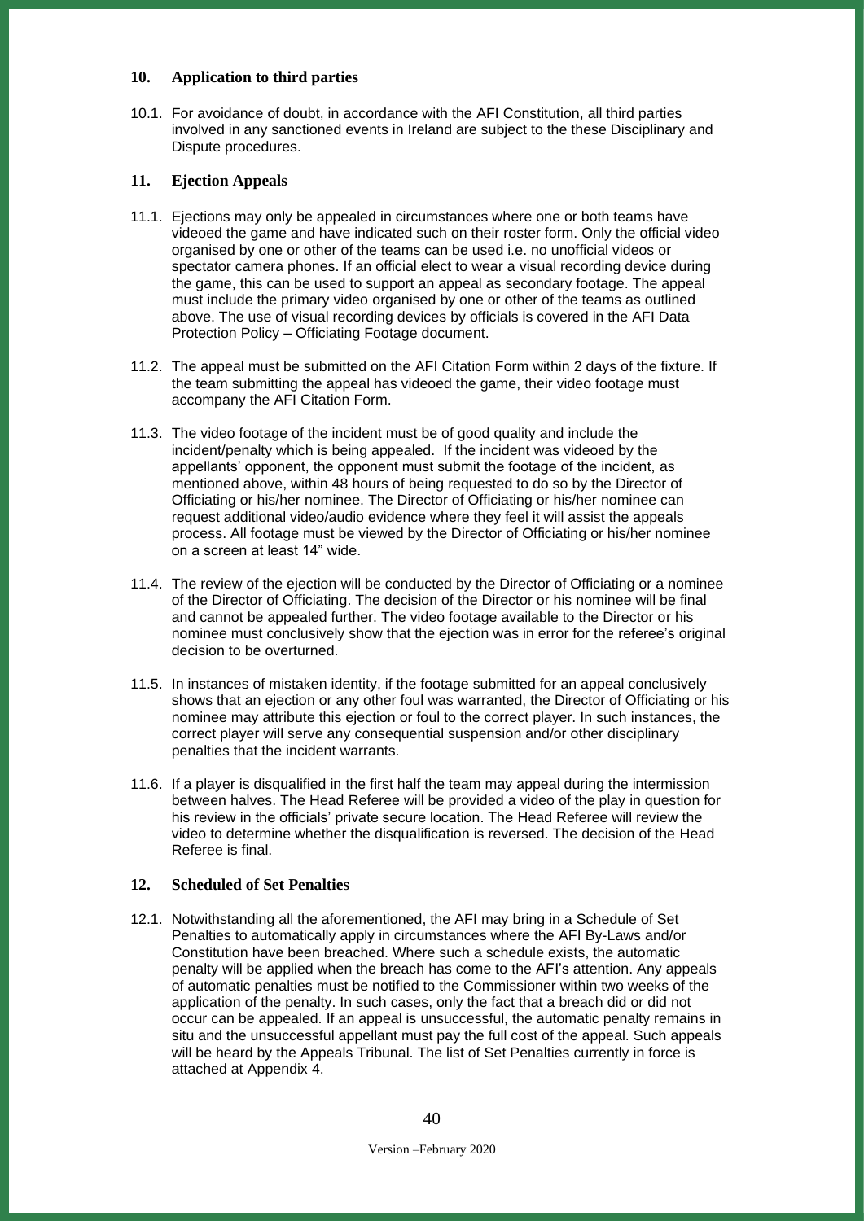## 10. Application to third parties

10.1. For avoidance of doubt, in accordance with the AFI Constitution, all third parties involved in any sanctioned events in Ireland are subject to the these Disciplinary and Dispute procedures.

## 11. Ejection Appeals

11.1. Ejections may only be appealed in circumstances where one or both teams have videoed the game and have indicated such on their roster form. Only the official video organised by one or other of the teams can be used i.e. no unofficial videos or spectator camera phones. If an official elect to wear a visual recording device during the game, this can be used to support an appeal as secondary footage. The appeal must include the primary video organised by one or other of the teams as outlined above. The use of visual recording devices by officials is covered in the AFI Data Protection Policy – Officiating Footage document.

11.2. The appeal must be submitted on the AFI Citation Form within 2 days of the fixture. If the team submitting the appeal has videoed the game, their video footage must accompany the AFI Citation Form.

11.3. The video footage of the incident must be of good quality and include the incident/penalty which is being appealed. If the incident was videoed by the appellants' opponent, the opponent must submit the footage of the incident, as mentioned above, within 48 hours of being requested to do so by the Director of Officiating or his/her nominee. The Director of Officiating or his/her nominee can request additional video/audio evidence where they feel it will assist the appeals process. All footage must be viewed by the Director of Officiating or his/her nominee on a screen at least 14" wide.

11.4. The review of the ejection will be conducted by the Director of Officiating or a nominee of the Director of Officiating. The decision of the Director or his nominee will be final and cannot be appealed further. The video footage available to the Director or his nominee must conclusively show that the ejection was in error for the referee's original decision to be overturned.

11.5. In instances of mistaken identity, if the footage submitted for an appeal conclusively shows that an ejection or any other foul was warranted, the Director of Officiating or his nominee may attribute this ejection or foul to the correct player. In such instances, the correct player will serve any consequential suspension and/or other disciplinary penalties that the incident warrants.

11.6. If a player is disqualified in the first half the team may appeal during the intermission between halves. The Head Referee will be provided a video of the play in question for his review in the officials' private secure location. The Head Referee will review the video to determine whether the disqualification is reversed. The decision of the Head Referee is final.

## 12. Scheduled of Set Penalties

12.1. Notwithstanding all the aforementioned, the AFI may bring in a Schedule of Set Penalties to automatically apply in circumstances where the AFI By-Laws and/or Constitution have been breached. Where such a schedule exists, the automatic penalty will be applied when the breach has come to the AFI's attention. Any appeals of automatic penalties must be notified to the Commissioner within two weeks of the application of the penalty. In such cases, only the fact that a breach did or did not occur can be appealed. If an appeal is unsuccessful, the automatic penalty remains in situ and the unsuccessful appellant must pay the full cost of the appeal. Such appeals will be heard by the Appeals Tribunal. The list of Set Penalties currently in force is attached at Appendix 4.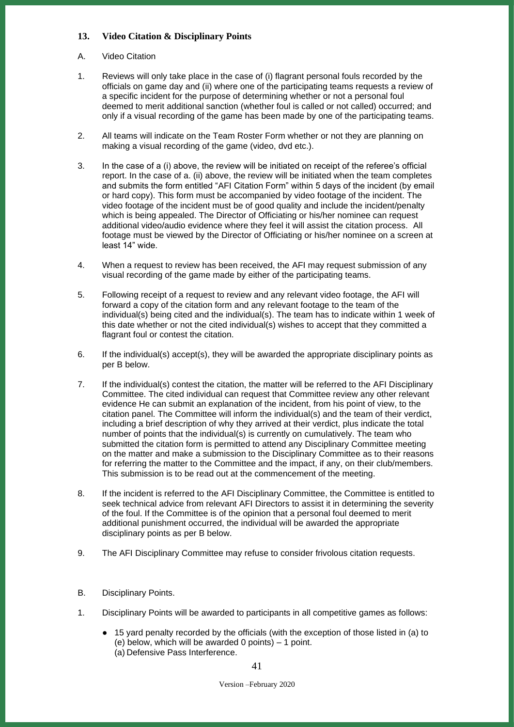### 13. Video Citation & Disciplinary Points

A. Video Citation

1. Reviews will only take place in the case of (i) flagrant personal fouls recorded by the officials on game day and (ii) where one of the participating teams requests a review of a specific incident for the purpose of determining whether or not a personal foul deemed to merit additional sanction (whether foul is called or not called) occurred; and only if a visual recording of the game has been made by one of the participating teams.

2. All teams will indicate on the Team Roster Form whether or not they are planning on making a visual recording of the game (video, dvd etc.).

3. In the case of a (i) above, the review will be initiated on receipt of the referee's official report. In the case of a. (ii) above, the review will be initiated when the team completes and submits the form entitled "AFI Citation Form" within 5 days of the incident (by email or hard copy). This form must be accompanied by video footage of the incident. The video footage of the incident must be of good quality and include the incident/penalty which is being appealed. The Director of Officiating or his/her nominee can request additional video/audio evidence where they feel it will assist the citation process. All footage must be viewed by the Director of Officiating or his/her nominee on a screen at least 14" wide.

4. When a request to review has been received, the AFI may request submission of any visual recording of the game made by either of the participating teams.

5. Following receipt of a request to review and any relevant video footage, the AFI will forward a copy of the citation form and any relevant footage to the team of the individual(s) being cited and the individual(s). The team has to indicate within 1 week of this date whether or not the cited individual(s) wishes to accept that they committed a flagrant foul or contest the citation.

6. If the individual(s) accept(s), they will be awarded the appropriate disciplinary points as per B below.

7. If the individual(s) contest the citation, the matter will be referred to the AFI Disciplinary Committee. The cited individual can request that Committee review any other relevant evidence He can submit an explanation of the incident, from his point of view, to the citation panel. The Committee will inform the individual(s) and the team of their verdict, including a brief description of why they arrived at their verdict, plus indicate the total number of points that the individual(s) is currently on cumulatively. The team who submitted the citation form is permitted to attend any Disciplinary Committee meeting on the matter and make a submission to the Disciplinary Committee as to their reasons for referring the matter to the Committee and the impact, if any, on their club/members. This submission is to be read out at the commencement of the meeting.

8. If the incident is referred to the AFI Disciplinary Committee, the Committee is entitled to seek technical advice from relevant AFI Directors to assist it in determining the severity of the foul. If the Committee is of the opinion that a personal foul deemed to merit additional punishment occurred, the individual will be awarded the appropriate disciplinary points as per B below.

9. The AFI Disciplinary Committee may refuse to consider frivolous citation requests.

B. Disciplinary Points.

1. Disciplinary Points will be awarded to participants in all competitive games as follows:

   - 15 yard penalty recorded by the officials (with the exception of those listed in (a) to (e) below, which will be awarded 0 points) – 1 point.
     (a) Defensive Pass Interference.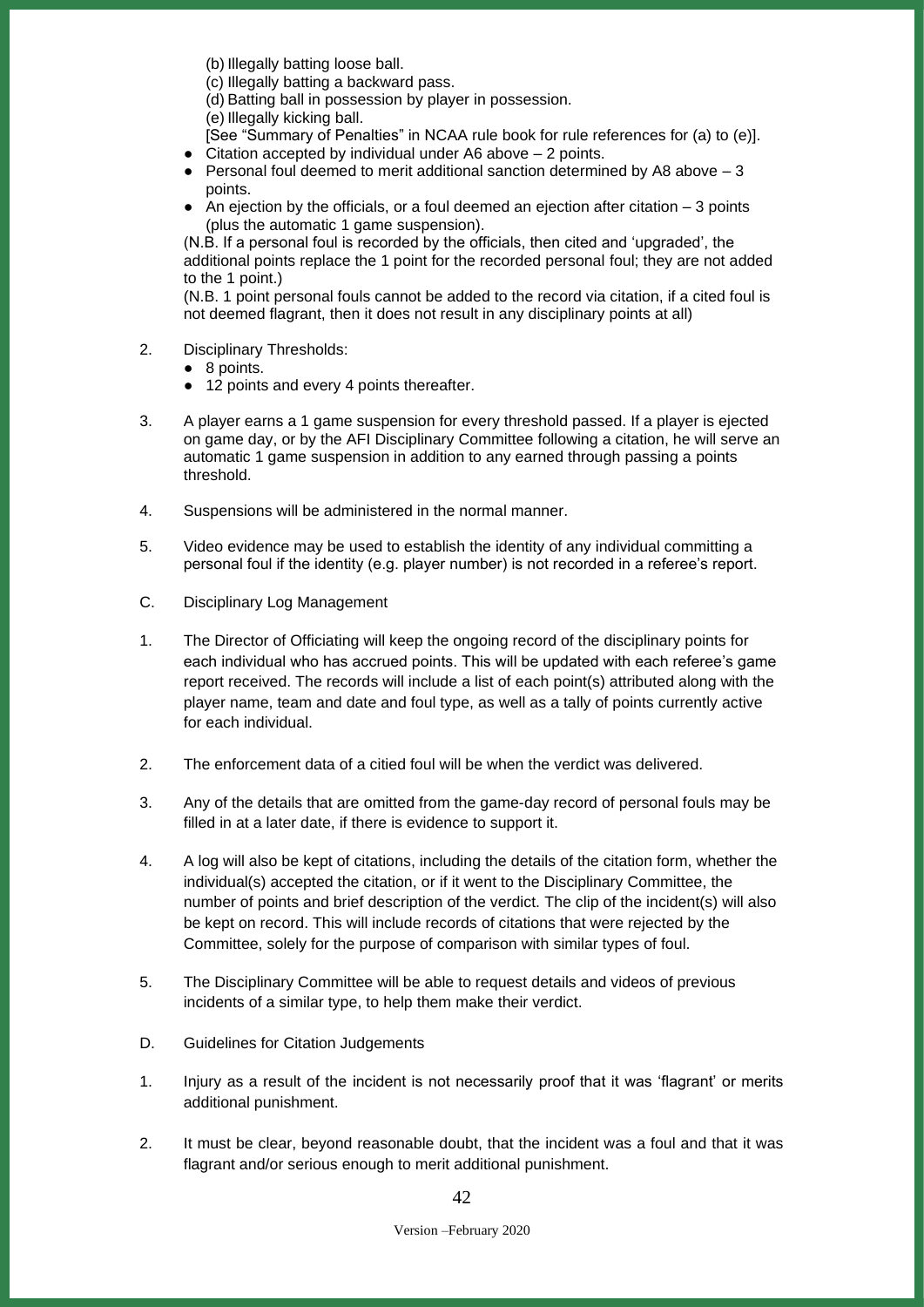(b) Illegally batting loose ball.
(c) Illegally batting a backward pass.
(d) Batting ball in possession by player in possession.
(e) Illegally kicking ball.
[See "Summary of Penalties" in NCAA rule book for rule references for (a) to (e)].

- Citation accepted by individual under A6 above – 2 points.
- Personal foul deemed to merit additional sanction determined by A8 above – 3 points.
- An ejection by the officials, or a foul deemed an ejection after citation – 3 points (plus the automatic 1 game suspension).

(N.B. If a personal foul is recorded by the officials, then cited and 'upgraded', the additional points replace the 1 point for the recorded personal foul; they are not added to the 1 point.)

(N.B. 1 point personal fouls cannot be added to the record via citation, if a cited foul is not deemed flagrant, then it does not result in any disciplinary points at all)

2. Disciplinary Thresholds:
   - 8 points.
   - 12 points and every 4 points thereafter.

3. A player earns a 1 game suspension for every threshold passed. If a player is ejected on game day, or by the AFI Disciplinary Committee following a citation, he will serve an automatic 1 game suspension in addition to any earned through passing a points threshold.

4. Suspensions will be administered in the normal manner.

5. Video evidence may be used to establish the identity of any individual committing a personal foul if the identity (e.g. player number) is not recorded in a referee's report.

C. Disciplinary Log Management

1. The Director of Officiating will keep the ongoing record of the disciplinary points for each individual who has accrued points. This will be updated with each referee's game report received. The records will include a list of each point(s) attributed along with the player name, team and date and foul type, as well as a tally of points currently active for each individual.

2. The enforcement data of a citied foul will be when the verdict was delivered.

3. Any of the details that are omitted from the game-day record of personal fouls may be filled in at a later date, if there is evidence to support it.

4. A log will also be kept of citations, including the details of the citation form, whether the individual(s) accepted the citation, or if it went to the Disciplinary Committee, the number of points and brief description of the verdict. The clip of the incident(s) will also be kept on record. This will include records of citations that were rejected by the Committee, solely for the purpose of comparison with similar types of foul.

5. The Disciplinary Committee will be able to request details and videos of previous incidents of a similar type, to help them make their verdict.

D. Guidelines for Citation Judgements

1. Injury as a result of the incident is not necessarily proof that it was 'flagrant' or merits additional punishment.

2. It must be clear, beyond reasonable doubt, that the incident was a foul and that it was flagrant and/or serious enough to merit additional punishment.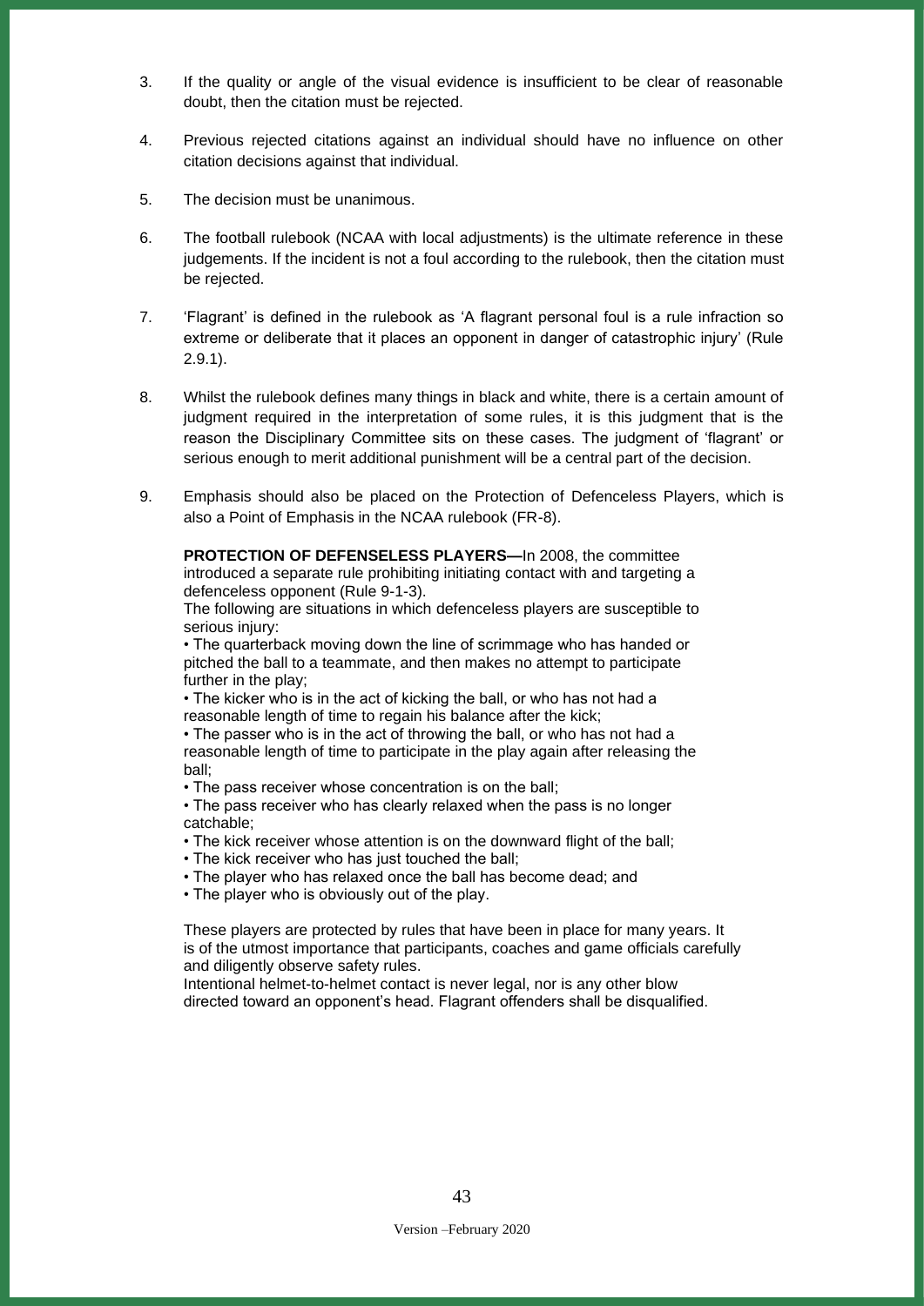3. If the quality or angle of the visual evidence is insufficient to be clear of reasonable doubt, then the citation must be rejected.

4. Previous rejected citations against an individual should have no influence on other citation decisions against that individual.

5. The decision must be unanimous.

6. The football rulebook (NCAA with local adjustments) is the ultimate reference in these judgements. If the incident is not a foul according to the rulebook, then the citation must be rejected.

7. 'Flagrant' is defined in the rulebook as 'A flagrant personal foul is a rule infraction so extreme or deliberate that it places an opponent in danger of catastrophic injury' (Rule 2.9.1).

8. Whilst the rulebook defines many things in black and white, there is a certain amount of judgment required in the interpretation of some rules, it is this judgment that is the reason the Disciplinary Committee sits on these cases. The judgment of 'flagrant' or serious enough to merit additional punishment will be a central part of the decision.

9. Emphasis should also be placed on the Protection of Defenceless Players, which is also a Point of Emphasis in the NCAA rulebook (FR-8).

   **PROTECTION OF DEFENSELESS PLAYERS—**In 2008, the committee introduced a separate rule prohibiting initiating contact with and targeting a defenceless opponent (Rule 9-1-3).
   The following are situations in which defenceless players are susceptible to serious injury:
   • The quarterback moving down the line of scrimmage who has handed or pitched the ball to a teammate, and then makes no attempt to participate further in the play;
   • The kicker who is in the act of kicking the ball, or who has not had a reasonable length of time to regain his balance after the kick;
   • The passer who is in the act of throwing the ball, or who has not had a reasonable length of time to participate in the play again after releasing the ball;
   • The pass receiver whose concentration is on the ball;
   • The pass receiver who has clearly relaxed when the pass is no longer catchable;
   • The kick receiver whose attention is on the downward flight of the ball;
   • The kick receiver who has just touched the ball;
   • The player who has relaxed once the ball has become dead; and
   • The player who is obviously out of the play.

   These players are protected by rules that have been in place for many years. It is of the utmost importance that participants, coaches and game officials carefully and diligently observe safety rules.
   Intentional helmet-to-helmet contact is never legal, nor is any other blow directed toward an opponent's head. Flagrant offenders shall be disqualified.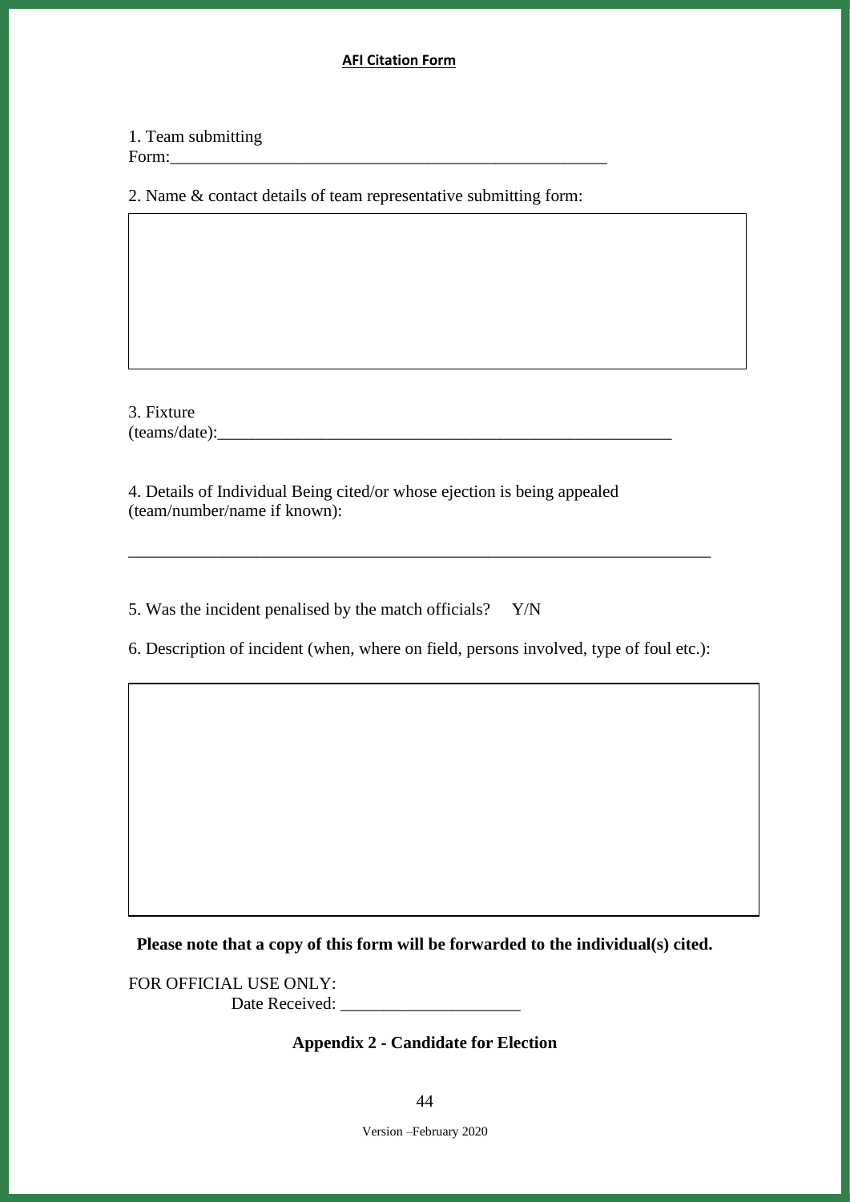**AFI Citation Form**

1. Team submitting Form:_____________________________________________________

2. Name & contact details of team representative submitting form:

3. Fixture (teams/date):_____________________________________________________

4. Details of Individual Being cited/or whose ejection is being appealed (team/number/name if known):

_____________________________________________________________________

5. Was the incident penalised by the match officials? Y/N

6. Description of incident (when, where on field, persons involved, type of foul etc.):

**Please note that a copy of this form will be forwarded to the individual(s) cited.**

FOR OFFICIAL USE ONLY:
Date Received: _____________________

**Appendix 2 - Candidate for Election**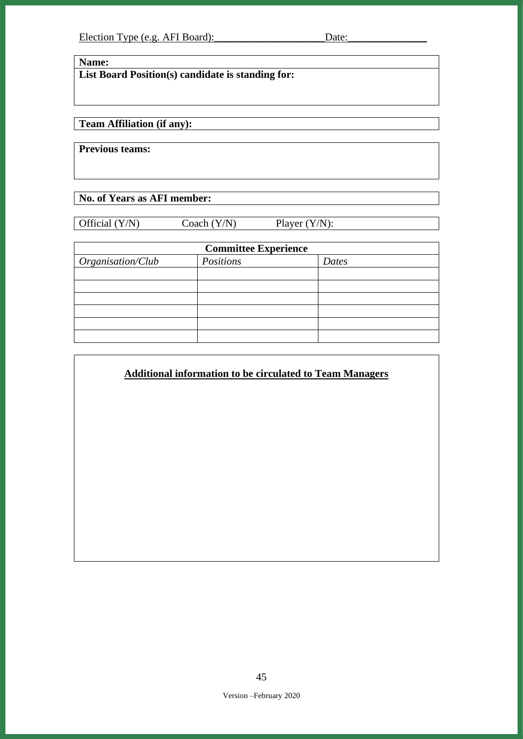Election Type (e.g. AFI Board):____________________Date:______________

**Name:**

**List Board Position(s) candidate is standing for:**

**Team Affiliation (if any):**

**Previous teams:**

**No. of Years as AFI member:**

Official (Y/N) Coach (Y/N) Player (Y/N):

| **Committee Experience** | | |
|---|---|---|
| *Organisation/Club* | *Positions* | *Dates* |
| | | |
| | | |
| | | |
| | | |
| | | |
| | | |

**Additional information to be circulated to Team Managers**

Version –February 2020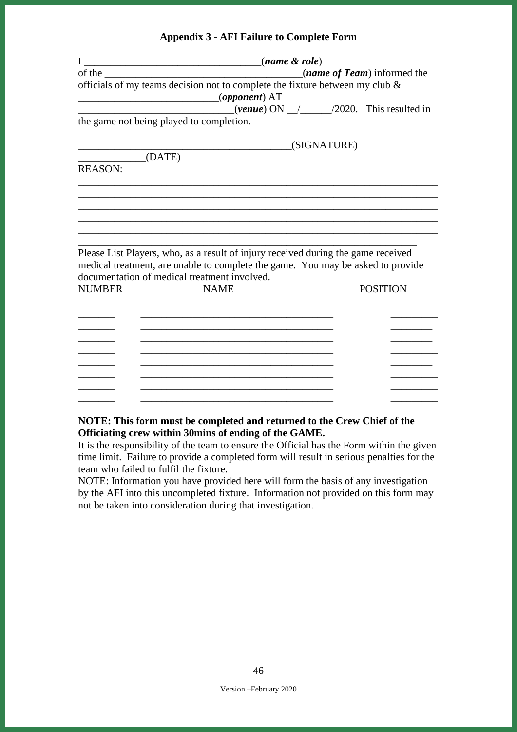### Appendix 3 - AFI Failure to Complete Form

I __________________________________(***name & role***)
of the ______________________________________(***name of Team***) informed the officials of my teams decision not to complete the fixture between my club & __________________________(***opponent***) AT _____________________________(***venue***) ON __/______/2020. This resulted in the game not being played to completion.

________________________________________(SIGNATURE)
_____________(DATE)

REASON:

____________________________________________________________________
____________________________________________________________________
____________________________________________________________________
____________________________________________________________________
____________________________________________________________________
________________________________________________________________

Please List Players, who, as a result of injury received during the game received medical treatment, are unable to complete the game. You may be asked to provide documentation of medical treatment involved.

| NUMBER | NAME | POSITION |
| --- | --- | --- |
| _______ | _____________________________________ | ________ |
| _______ | _____________________________________ | ________ |
| _______ | _____________________________________ | ________ |
| _______ | _____________________________________ | ________ |
| _______ | _____________________________________ | ________ |
| _______ | _____________________________________ | ________ |
| _______ | _____________________________________ | ________ |
| _______ | _____________________________________ | ________ |
| _______ | _____________________________________ | ________ |

**NOTE: This form must be completed and returned to the Crew Chief of the Officiating crew within 30mins of ending of the GAME.**
It is the responsibility of the team to ensure the Official has the Form within the given time limit. Failure to provide a completed form will result in serious penalties for the team who failed to fulfil the fixture.
NOTE: Information you have provided here will form the basis of any investigation by the AFI into this uncompleted fixture. Information not provided on this form may not be taken into consideration during that investigation.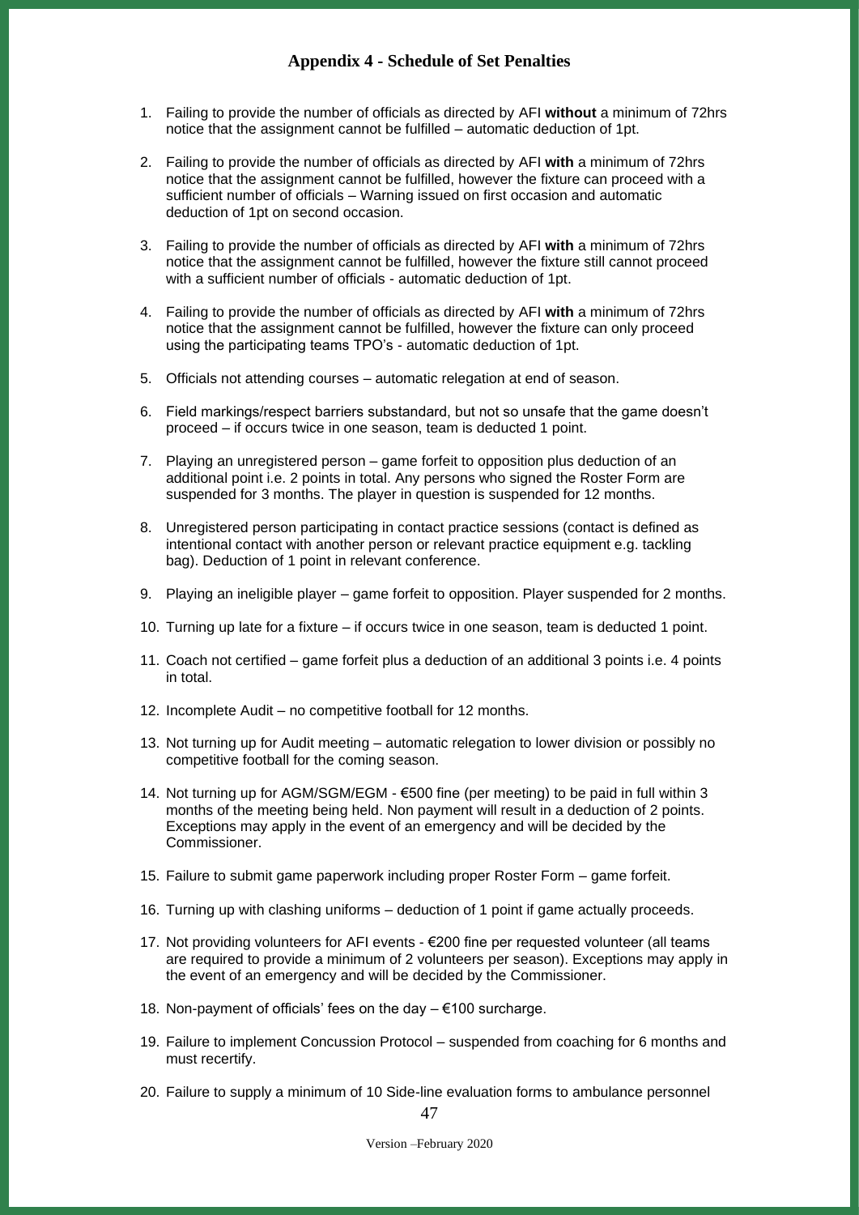## Appendix 4 - Schedule of Set Penalties

1. Failing to provide the number of officials as directed by AFI **without** a minimum of 72hrs notice that the assignment cannot be fulfilled – automatic deduction of 1pt.
2. Failing to provide the number of officials as directed by AFI **with** a minimum of 72hrs notice that the assignment cannot be fulfilled, however the fixture can proceed with a sufficient number of officials – Warning issued on first occasion and automatic deduction of 1pt on second occasion.
3. Failing to provide the number of officials as directed by AFI **with** a minimum of 72hrs notice that the assignment cannot be fulfilled, however the fixture still cannot proceed with a sufficient number of officials - automatic deduction of 1pt.
4. Failing to provide the number of officials as directed by AFI **with** a minimum of 72hrs notice that the assignment cannot be fulfilled, however the fixture can only proceed using the participating teams TPO's - automatic deduction of 1pt.
5. Officials not attending courses – automatic relegation at end of season.
6. Field markings/respect barriers substandard, but not so unsafe that the game doesn't proceed – if occurs twice in one season, team is deducted 1 point.
7. Playing an unregistered person – game forfeit to opposition plus deduction of an additional point i.e. 2 points in total. Any persons who signed the Roster Form are suspended for 3 months. The player in question is suspended for 12 months.
8. Unregistered person participating in contact practice sessions (contact is defined as intentional contact with another person or relevant practice equipment e.g. tackling bag). Deduction of 1 point in relevant conference.
9. Playing an ineligible player – game forfeit to opposition. Player suspended for 2 months.
10. Turning up late for a fixture – if occurs twice in one season, team is deducted 1 point.
11. Coach not certified – game forfeit plus a deduction of an additional 3 points i.e. 4 points in total.
12. Incomplete Audit – no competitive football for 12 months.
13. Not turning up for Audit meeting – automatic relegation to lower division or possibly no competitive football for the coming season.
14. Not turning up for AGM/SGM/EGM - €500 fine (per meeting) to be paid in full within 3 months of the meeting being held. Non payment will result in a deduction of 2 points. Exceptions may apply in the event of an emergency and will be decided by the Commissioner.
15. Failure to submit game paperwork including proper Roster Form – game forfeit.
16. Turning up with clashing uniforms – deduction of 1 point if game actually proceeds.
17. Not providing volunteers for AFI events - €200 fine per requested volunteer (all teams are required to provide a minimum of 2 volunteers per season). Exceptions may apply in the event of an emergency and will be decided by the Commissioner.
18. Non-payment of officials' fees on the day – €100 surcharge.
19. Failure to implement Concussion Protocol – suspended from coaching for 6 months and must recertify.
20. Failure to supply a minimum of 10 Side-line evaluation forms to ambulance personnel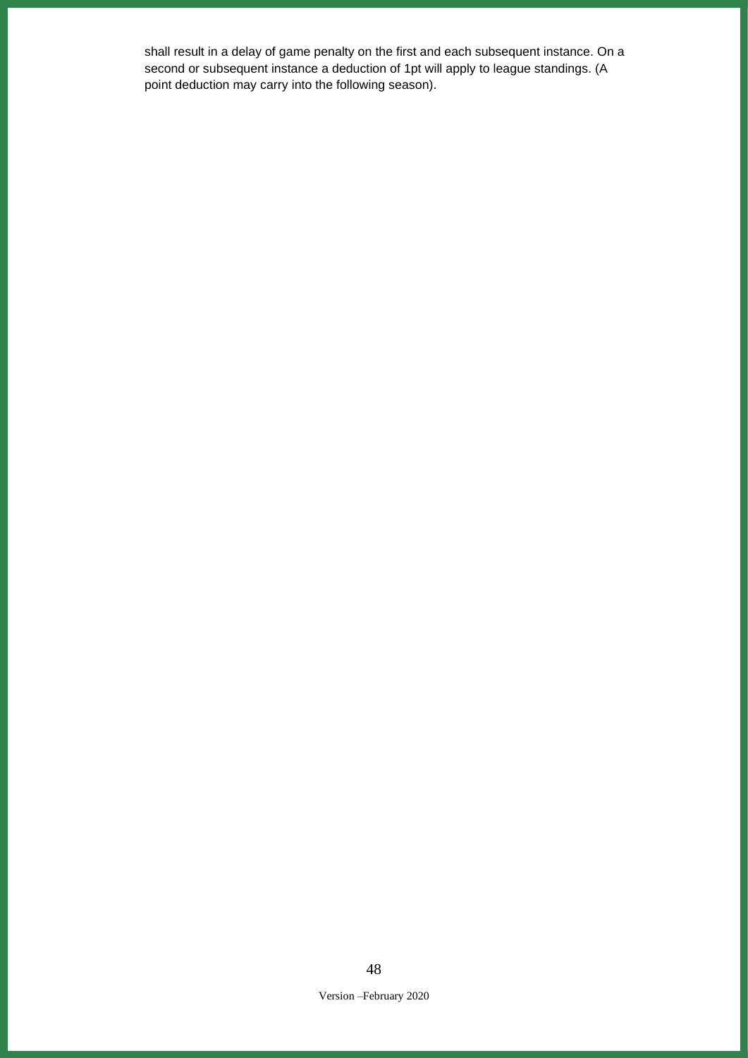shall result in a delay of game penalty on the first and each subsequent instance. On a second or subsequent instance a deduction of 1pt will apply to league standings. (A point deduction may carry into the following season).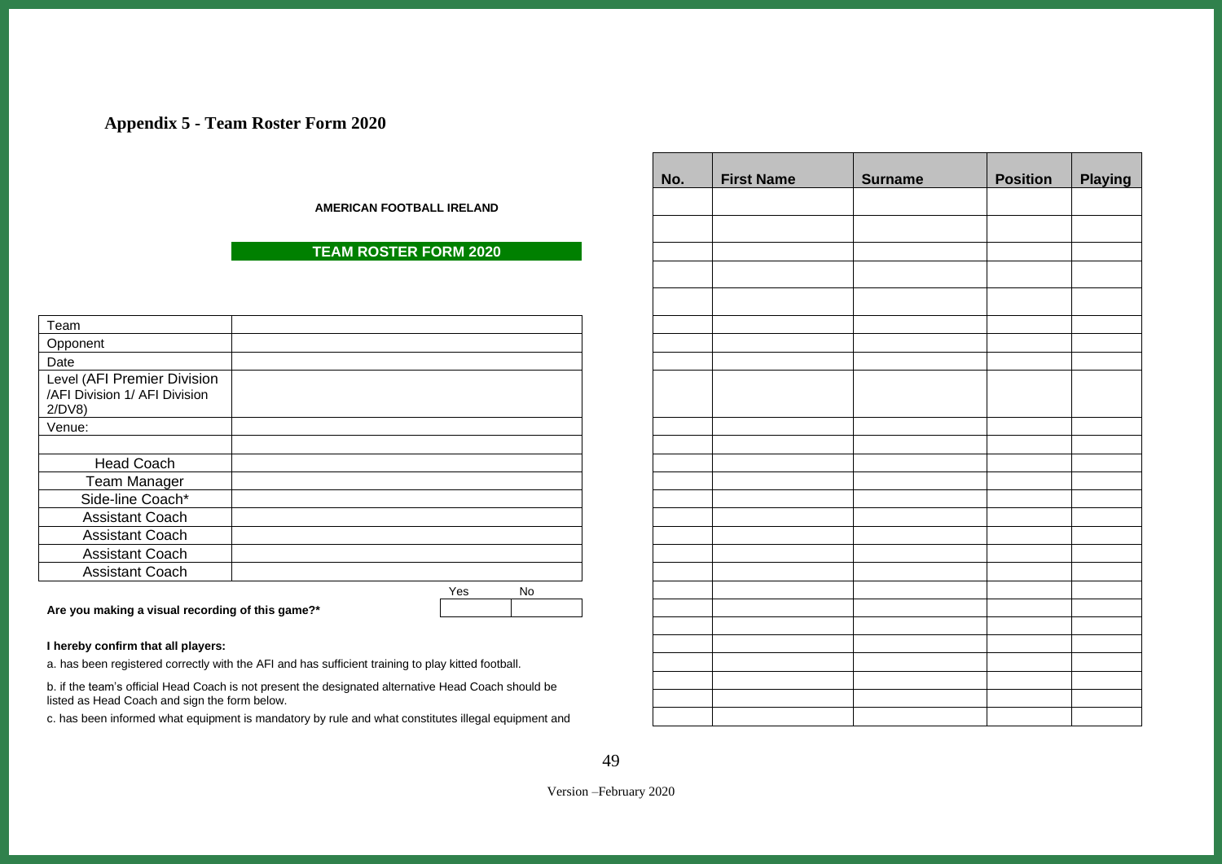## Appendix 5 - Team Roster Form 2020

**AMERICAN FOOTBALL IRELAND**

**TEAM ROSTER FORM 2020**

| | |
|---|---|
| Team | |
| Opponent | |
| Date | |
| Level (AFI Premier Division /AFI Division 1/ AFI Division 2/DV8) | |
| Venue: | |
| | |
| Head Coach | |
| Team Manager | |
| Side-line Coach* | |
| Assistant Coach | |
| Assistant Coach | |
| Assistant Coach | |
| Assistant Coach | |

| | Yes | No |
|---|---|---|
| **Are you making a visual recording of this game?*** | | |

**I hereby confirm that all players:**

a. has been registered correctly with the AFI and has sufficient training to play kitted football.

b. if the team's official Head Coach is not present the designated alternative Head Coach should be listed as Head Coach and sign the form below.

c. has been informed what equipment is mandatory by rule and what constitutes illegal equipment and

| No. | First Name | Surname | Position | Playing |
|---|---|---|---|---|
| | | | | |
| | | | | |
| | | | | |
| | | | | |
| | | | | |
| | | | | |
| | | | | |
| | | | | |
| | | | | |
| | | | | |
| | | | | |
| | | | | |
| | | | | |
| | | | | |
| | | | | |
| | | | | |
| | | | | |
| | | | | |
| | | | | |
| | | | | |
| | | | | |
| | | | | |
| | | | | |
| | | | | |
| | | | | |
| | | | | |
| | | | | |
| | | | | |

Version –February 2020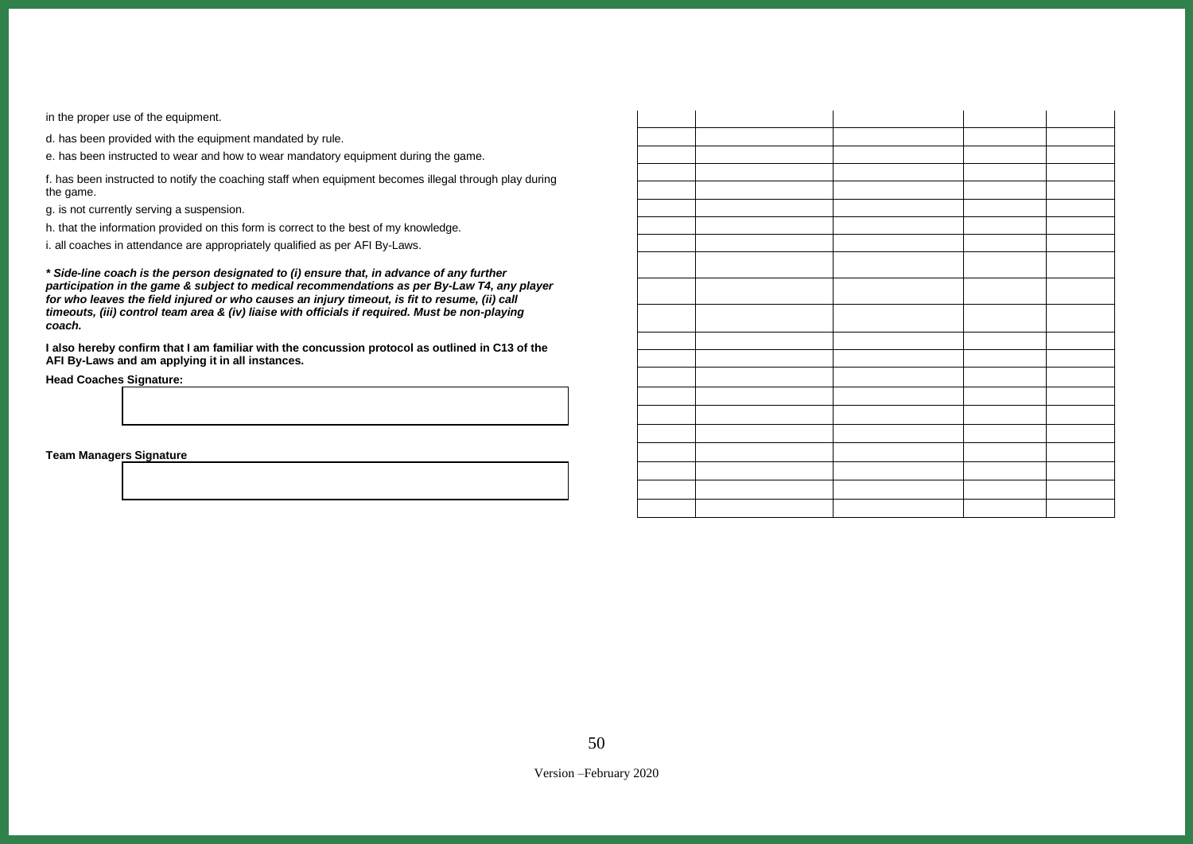in the proper use of the equipment.

d. has been provided with the equipment mandated by rule.

e. has been instructed to wear and how to wear mandatory equipment during the game.

f. has been instructed to notify the coaching staff when equipment becomes illegal through play during the game.

g. is not currently serving a suspension.

h. that the information provided on this form is correct to the best of my knowledge.

i. all coaches in attendance are appropriately qualified as per AFI By-Laws.

***\* Side-line coach is the person designated to (i) ensure that, in advance of any further participation in the game & subject to medical recommendations as per By-Law T4, any player for who leaves the field injured or who causes an injury timeout, is fit to resume, (ii) call timeouts, (iii) control team area & (iv) liaise with officials if required. Must be non-playing coach.***

**I also hereby confirm that I am familiar with the concussion protocol as outlined in C13 of the AFI By-Laws and am applying it in all instances.**

**Head Coaches Signature:**

| |
|---|
| |

**Team Managers Signature**

| |
|---|
| |

| | | | | |
|---|---|---|---|---|
| | | | | |
| | | | | |
| | | | | |
| | | | | |
| | | | | |
| | | | | |
| | | | | |
| | | | | |
| | | | | |
| | | | | |
| | | | | |
| | | | | |
| | | | | |
| | | | | |
| | | | | |
| | | | | |
| | | | | |
| | | | | |
| | | | | |
| | | | | |
| | | | | |
| | | | | |

Version –February 2020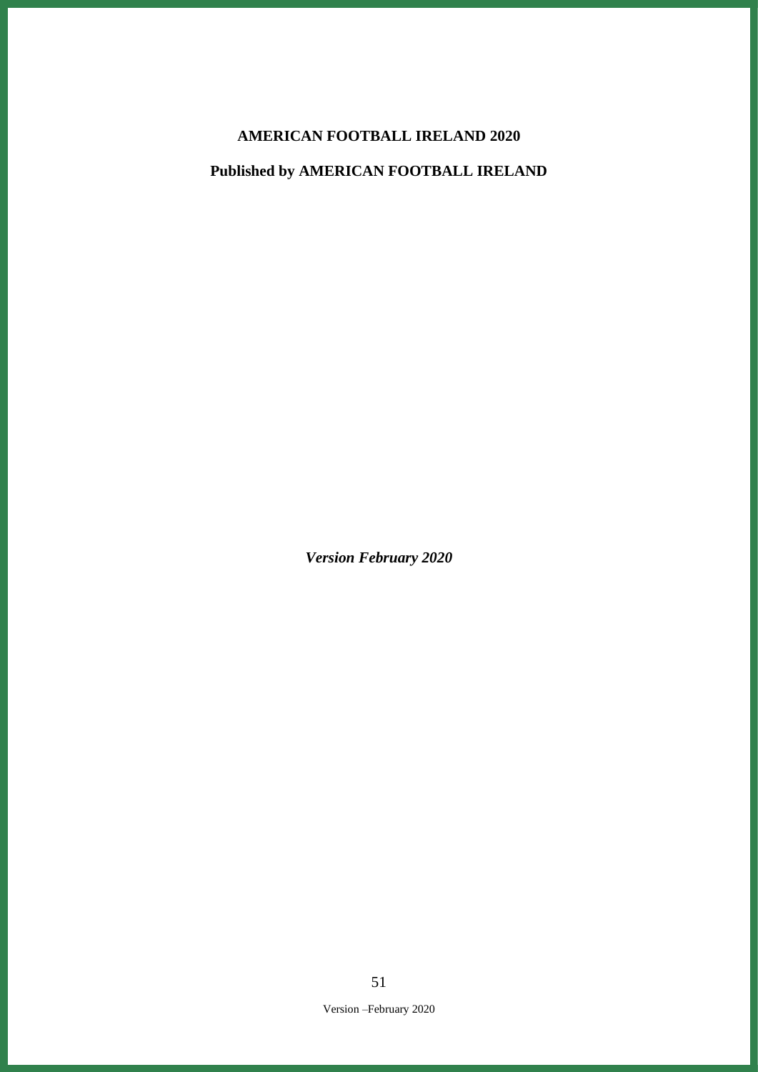**AMERICAN FOOTBALL IRELAND 2020**

**Published by AMERICAN FOOTBALL IRELAND**

***Version February 2020***